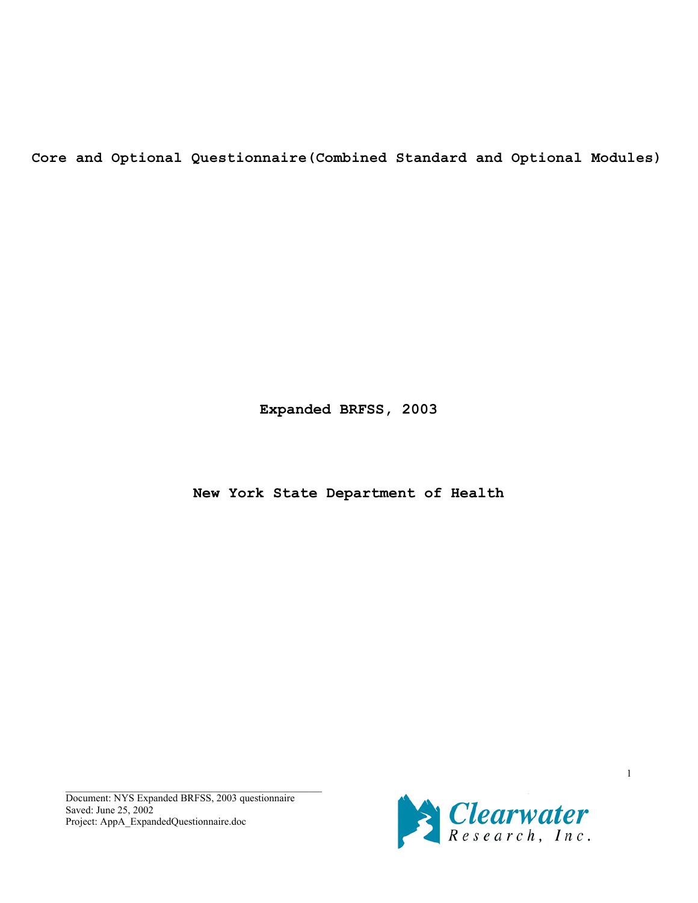# Core and Optional Questionnaire(Combined Standard and Optional Modules)

**Expanded BRFSS, 2003**

**New York State Department of Health**

Document: NYS Expanded BRFSS, 2003 questionnaire
Saved: June 25, 2002
Project: AppA_ExpandedQuestionnaire.doc

Clearwater Research, Inc.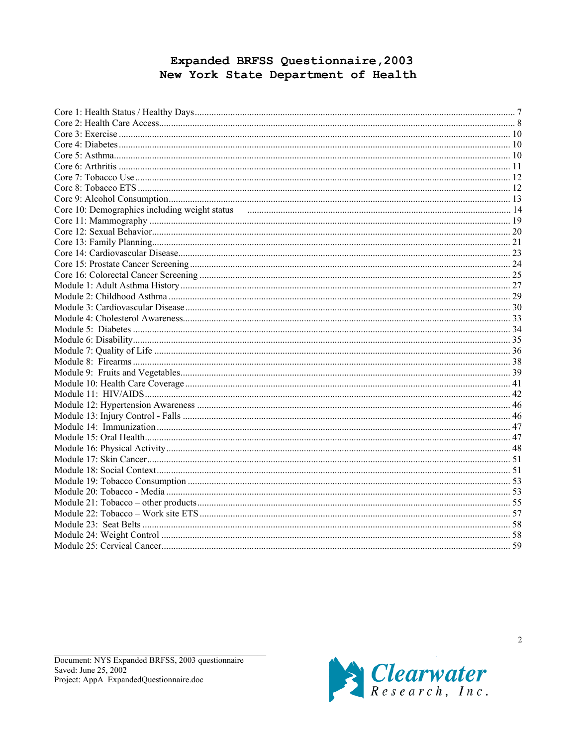# Expanded BRFSS Questionnaire, 2003
# New York State Department of Health

Core 1: Health Status / Healthy Days ........ 7
Core 2: Health Care Access ........ 8
Core 3: Exercise ........ 10
Core 4: Diabetes ........ 10
Core 5: Asthma ........ 10
Core 6: Arthritis ........ 11
Core 7: Tobacco Use ........ 12
Core 8: Tobacco ETS ........ 12
Core 9: Alcohol Consumption ........ 13
Core 10: Demographics including weight status ........ 14
Core 11: Mammography ........ 19
Core 12: Sexual Behavior ........ 20
Core 13: Family Planning ........ 21
Core 14: Cardiovascular Disease ........ 23
Core 15: Prostate Cancer Screening ........ 24
Core 16: Colorectal Cancer Screening ........ 25
Module 1: Adult Asthma History ........ 27
Module 2: Childhood Asthma ........ 29
Module 3: Cardiovascular Disease ........ 30
Module 4: Cholesterol Awareness ........ 33
Module 5: Diabetes ........ 34
Module 6: Disability ........ 35
Module 7: Quality of Life ........ 36
Module 8: Firearms ........ 38
Module 9: Fruits and Vegetables ........ 39
Module 10: Health Care Coverage ........ 41
Module 11: HIV/AIDS ........ 42
Module 12: Hypertension Awareness ........ 46
Module 13: Injury Control - Falls ........ 46
Module 14: Immunization ........ 47
Module 15: Oral Health ........ 47
Module 16: Physical Activity ........ 48
Module 17: Skin Cancer ........ 51
Module 18: Social Context ........ 51
Module 19: Tobacco Consumption ........ 53
Module 20: Tobacco - Media ........ 53
Module 21: Tobacco – other products ........ 55
Module 22: Tobacco – Work site ETS ........ 57
Module 23: Seat Belts ........ 58
Module 24: Weight Control ........ 58
Module 25: Cervical Cancer ........ 59

Document: NYS Expanded BRFSS, 2003 questionnaire
Saved: June 25, 2002
Project: AppA_ExpandedQuestionnaire.doc

Clearwater Research, Inc.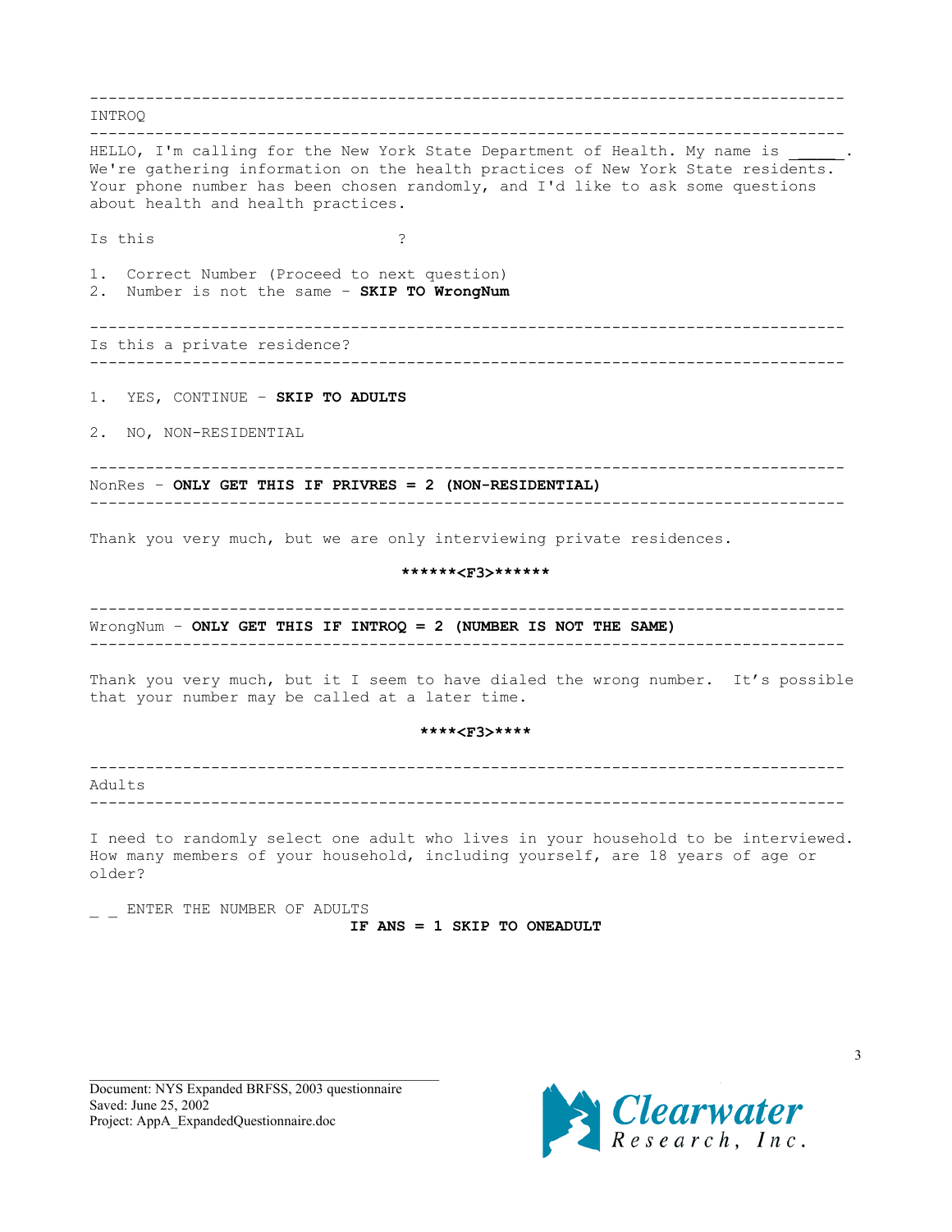---

INTROQ

---

HELLO, I'm calling for the New York State Department of Health. My name is ______.
We're gathering information on the health practices of New York State residents.
Your phone number has been chosen randomly, and I'd like to ask some questions about health and health practices.

Is this ?

1. Correct Number (Proceed to next question)
2. Number is not the same – **SKIP TO WrongNum**

---

Is this a private residence?

---

1. YES, CONTINUE – **SKIP TO ADULTS**

2. NO, NON-RESIDENTIAL

---

NonRes – **ONLY GET THIS IF PRIVRES = 2 (NON-RESIDENTIAL)**

---

Thank you very much, but we are only interviewing private residences.

**\*\*\*\*\*\*<F3>\*\*\*\*\*\***

---

WrongNum – **ONLY GET THIS IF INTROQ = 2 (NUMBER IS NOT THE SAME)**

---

Thank you very much, but it I seem to have dialed the wrong number. It's possible that your number may be called at a later time.

**\*\*\*\*<F3>\*\*\*\***

---

Adults

---

I need to randomly select one adult who lives in your household to be interviewed.
How many members of your household, including yourself, are 18 years of age or older?

_ _ ENTER THE NUMBER OF ADULTS

**IF ANS = 1 SKIP TO ONEADULT**

Document: NYS Expanded BRFSS, 2003 questionnaire
Saved: June 25, 2002
Project: AppA_ExpandedQuestionnaire.doc

Clearwater Research, Inc.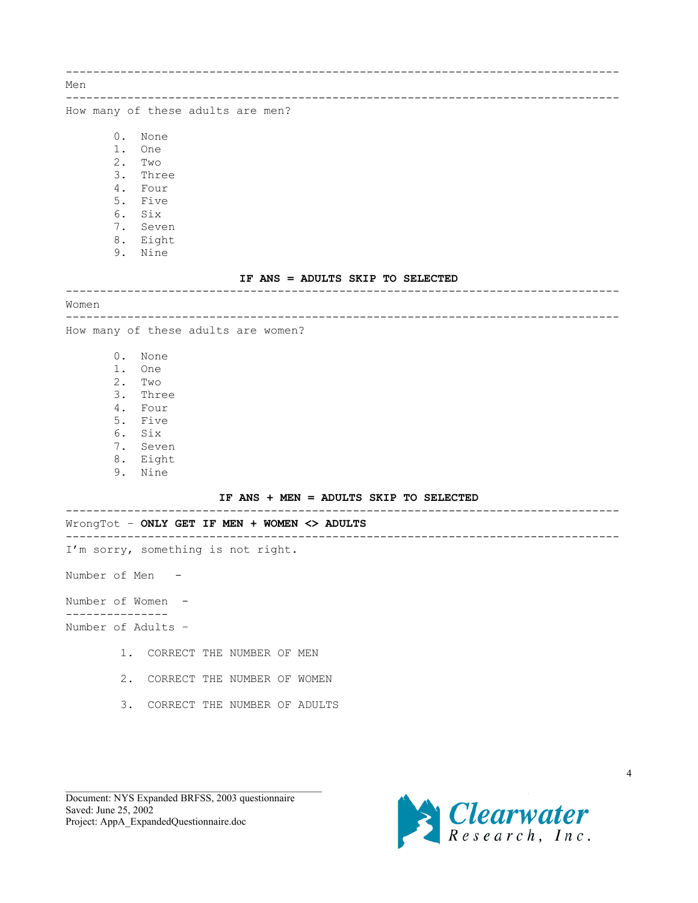---

Men

---

How many of these adults are men?

0. None
1. One
2. Two
3. Three
4. Four
5. Five
6. Six
7. Seven
8. Eight
9. Nine

**IF ANS = ADULTS SKIP TO SELECTED**

---

Women

---

How many of these adults are women?

0. None
1. One
2. Two
3. Three
4. Four
5. Five
6. Six
7. Seven
8. Eight
9. Nine

**IF ANS + MEN = ADULTS SKIP TO SELECTED**

---

WrongTot – **ONLY GET IF MEN + WOMEN <> ADULTS**

---

I'm sorry, something is not right.

Number of Men -

Number of Women -

---------------

Number of Adults -

1. CORRECT THE NUMBER OF MEN
2. CORRECT THE NUMBER OF WOMEN
3. CORRECT THE NUMBER OF ADULTS

Document: NYS Expanded BRFSS, 2003 questionnaire
Saved: June 25, 2002
Project: AppA_ExpandedQuestionnaire.doc

Clearwater Research, Inc.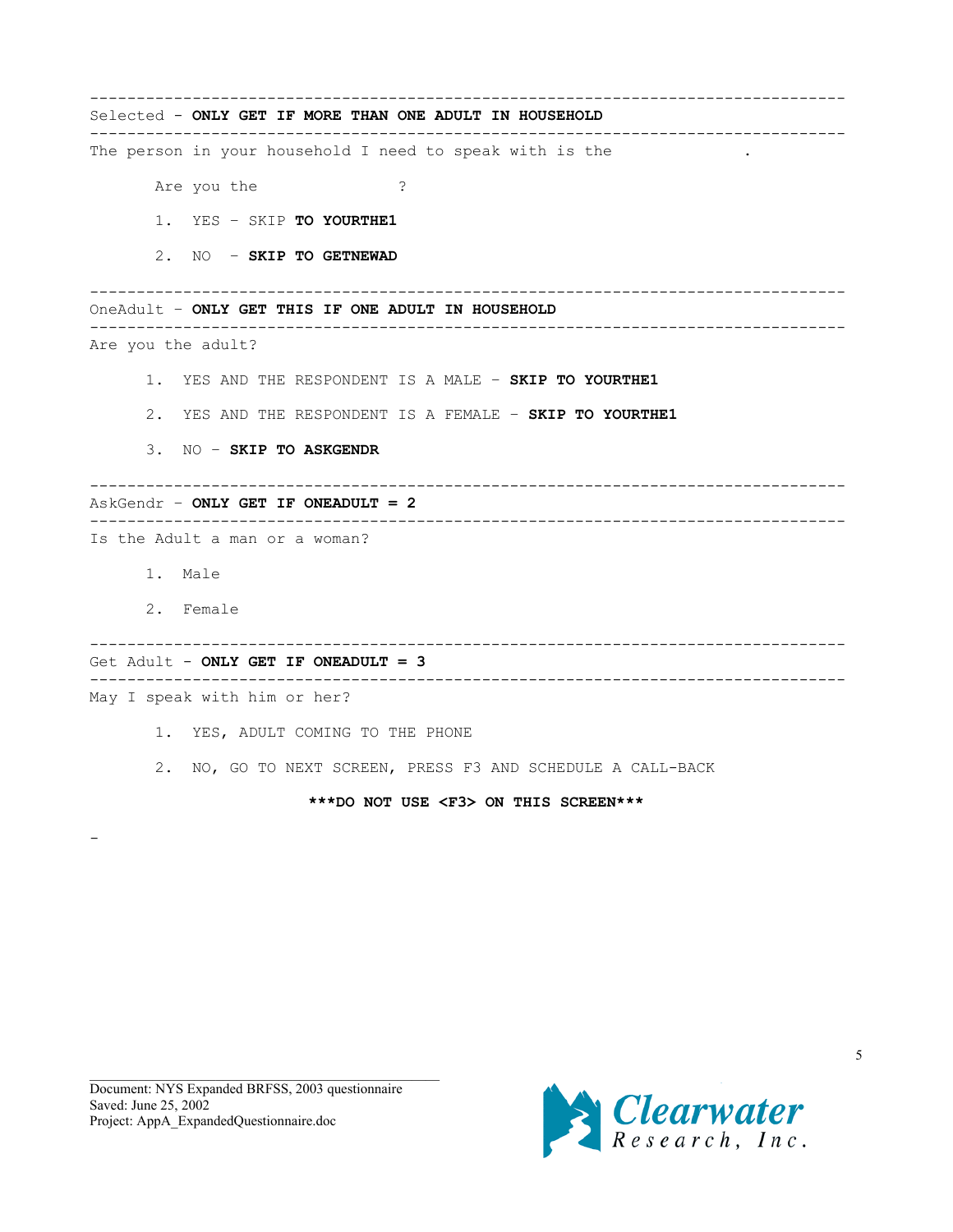---

Selected - **ONLY GET IF MORE THAN ONE ADULT IN HOUSEHOLD**

---

The person in your household I need to speak with is the .

Are you the ?

1. YES - SKIP **TO YOURTHE1**
2. NO - **SKIP TO GETNEWAD**

---

OneAdult - **ONLY GET THIS IF ONE ADULT IN HOUSEHOLD**

---

Are you the adult?

1. YES AND THE RESPONDENT IS A MALE - **SKIP TO YOURTHE1**
2. YES AND THE RESPONDENT IS A FEMALE - **SKIP TO YOURTHE1**
3. NO - **SKIP TO ASKGENDR**

---

AskGendr - **ONLY GET IF ONEADULT = 2**

---

Is the Adult a man or a woman?

1. Male
2. Female

---

Get Adult - **ONLY GET IF ONEADULT = 3**

---

May I speak with him or her?

1. YES, ADULT COMING TO THE PHONE
2. NO, GO TO NEXT SCREEN, PRESS F3 AND SCHEDULE A CALL-BACK

**\*\*\*DO NOT USE <F3> ON THIS SCREEN\*\*\***

-

Document: NYS Expanded BRFSS, 2003 questionnaire
Saved: June 25, 2002
Project: AppA_ExpandedQuestionnaire.doc

Clearwater Research, Inc.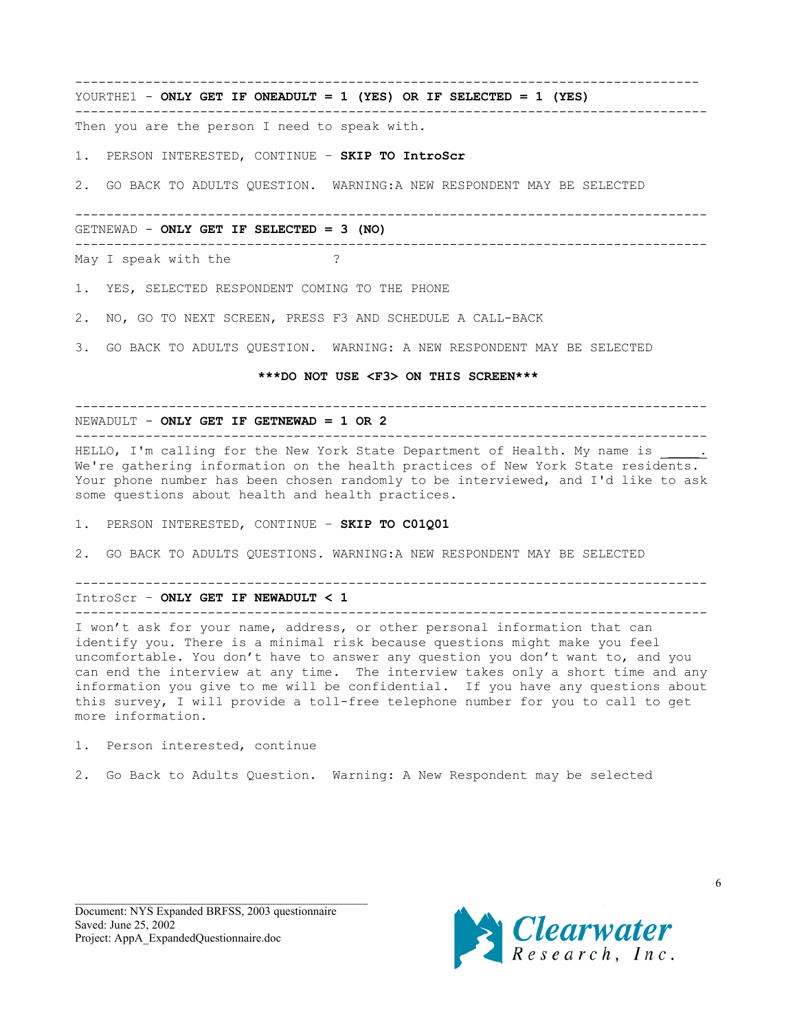---

YOURTHE1 - **ONLY GET IF ONEADULT = 1 (YES) OR IF SELECTED = 1 (YES)**

---

Then you are the person I need to speak with.

1. PERSON INTERESTED, CONTINUE – **SKIP TO IntroScr**

2. GO BACK TO ADULTS QUESTION. WARNING:A NEW RESPONDENT MAY BE SELECTED

---

GETNEWAD - **ONLY GET IF SELECTED = 3 (NO)**

---

May I speak with the ?

1. YES, SELECTED RESPONDENT COMING TO THE PHONE

2. NO, GO TO NEXT SCREEN, PRESS F3 AND SCHEDULE A CALL-BACK

3. GO BACK TO ADULTS QUESTION. WARNING: A NEW RESPONDENT MAY BE SELECTED

**\*\*\*DO NOT USE <F3> ON THIS SCREEN\*\*\***

---

NEWADULT - **ONLY GET IF GETNEWAD = 1 OR 2**

---

HELLO, I'm calling for the New York State Department of Health. My name is _____. We're gathering information on the health practices of New York State residents. Your phone number has been chosen randomly to be interviewed, and I'd like to ask some questions about health and health practices.

1. PERSON INTERESTED, CONTINUE – **SKIP TO C01Q01**

2. GO BACK TO ADULTS QUESTIONS. WARNING:A NEW RESPONDENT MAY BE SELECTED

---

IntroScr – **ONLY GET IF NEWADULT < 1**

---

I won't ask for your name, address, or other personal information that can identify you. There is a minimal risk because questions might make you feel uncomfortable. You don't have to answer any question you don't want to, and you can end the interview at any time. The interview takes only a short time and any information you give to me will be confidential. If you have any questions about this survey, I will provide a toll-free telephone number for you to call to get more information.

1. Person interested, continue

2. Go Back to Adults Question. Warning: A New Respondent may be selected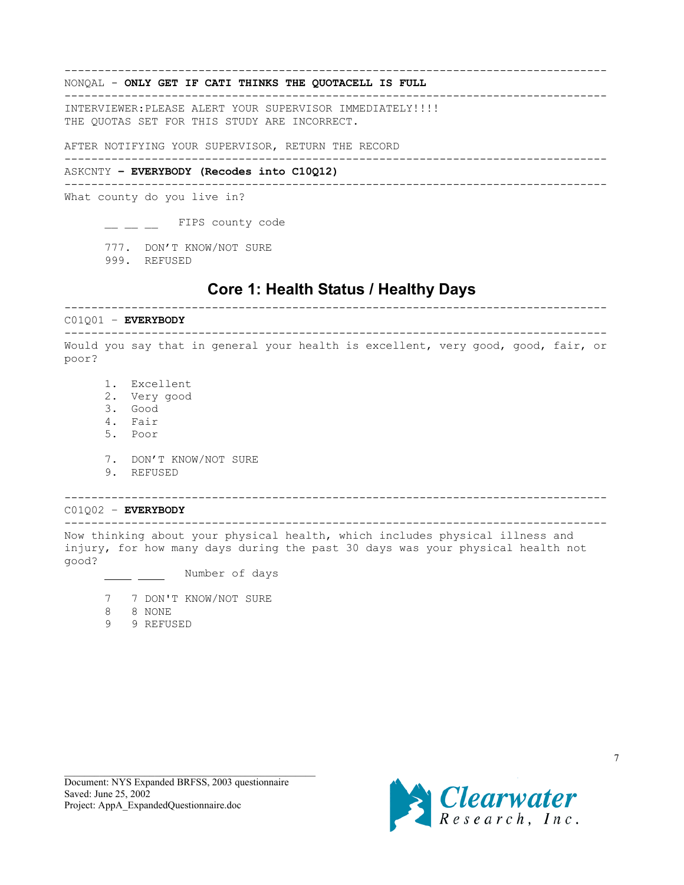---

NONQAL - **ONLY GET IF CATI THINKS THE QUOTACELL IS FULL**

---

INTERVIEWER:PLEASE ALERT YOUR SUPERVISOR IMMEDIATELY!!!!
THE QUOTAS SET FOR THIS STUDY ARE INCORRECT.

AFTER NOTIFYING YOUR SUPERVISOR, RETURN THE RECORD

---

ASKCNTY **– EVERYBODY (Recodes into C10Q12)**

---

What county do you live in?

__ __ __ FIPS county code

777. DON'T KNOW/NOT SURE
999. REFUSED

## Core 1: Health Status / Healthy Days

---

C01Q01 – **EVERYBODY**

---

Would you say that in general your health is excellent, very good, good, fair, or poor?

1. Excellent
2. Very good
3. Good
4. Fair
5. Poor

7. DON'T KNOW/NOT SURE
9. REFUSED

---

C01Q02 – **EVERYBODY**

---

Now thinking about your physical health, which includes physical illness and injury, for how many days during the past 30 days was your physical health not good?

____ ____ Number of days

7 7 DON'T KNOW/NOT SURE
8 8 NONE
9 9 REFUSED

Document: NYS Expanded BRFSS, 2003 questionnaire
Saved: June 25, 2002
Project: AppA_ExpandedQuestionnaire.doc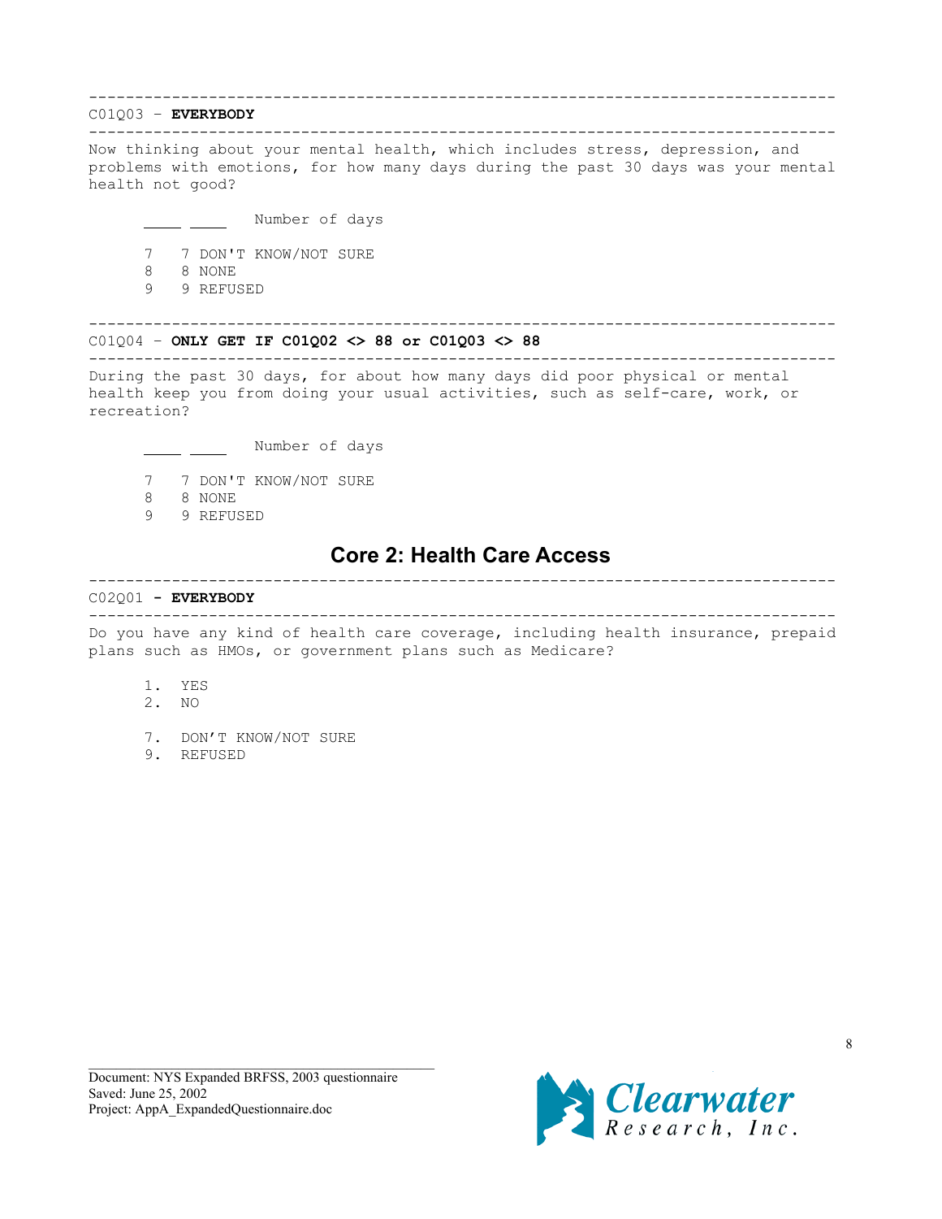---

C01Q03 - **EVERYBODY**

---

Now thinking about your mental health, which includes stress, depression, and problems with emotions, for how many days during the past 30 days was your mental health not good?

_____ _____ Number of days

7 7 DON'T KNOW/NOT SURE
8 8 NONE
9 9 REFUSED

---

C01Q04 - **ONLY GET IF C01Q02 <> 88 or C01Q03 <> 88**

---

During the past 30 days, for about how many days did poor physical or mental health keep you from doing your usual activities, such as self-care, work, or recreation?

_____ _____ Number of days

7 7 DON'T KNOW/NOT SURE
8 8 NONE
9 9 REFUSED

## Core 2: Health Care Access

---

C02Q01 **- EVERYBODY**

---

Do you have any kind of health care coverage, including health insurance, prepaid plans such as HMOs, or government plans such as Medicare?

1. YES
2. NO

7. DON'T KNOW/NOT SURE
9. REFUSED

Document: NYS Expanded BRFSS, 2003 questionnaire
Saved: June 25, 2002
Project: AppA_ExpandedQuestionnaire.doc

Clearwater Research, Inc.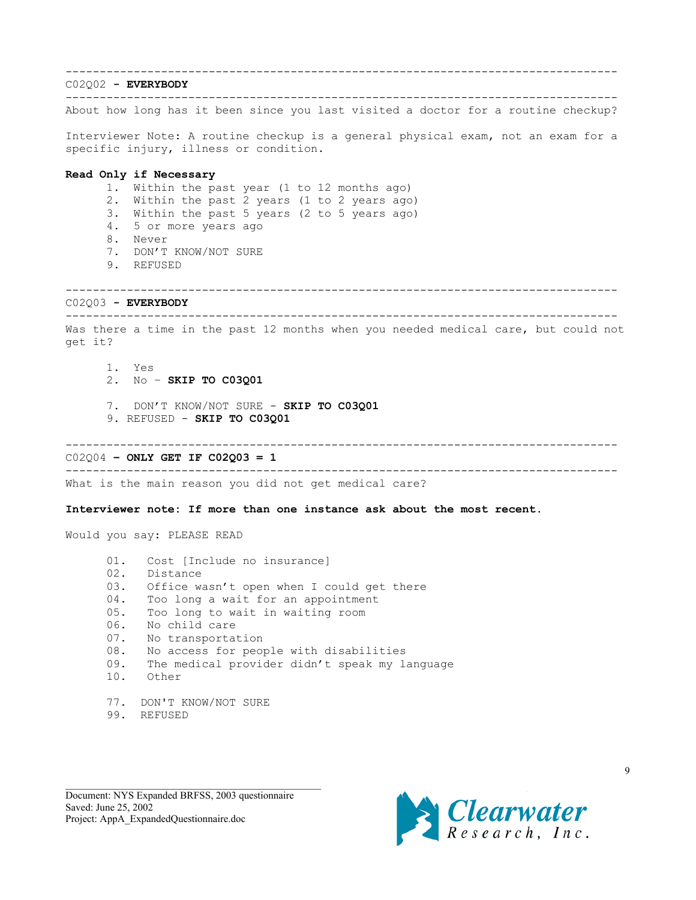---

C02Q02 **- EVERYBODY**

---

About how long has it been since you last visited a doctor for a routine checkup?

Interviewer Note: A routine checkup is a general physical exam, not an exam for a specific injury, illness or condition.

**Read Only if Necessary**

1. Within the past year (1 to 12 months ago)
2. Within the past 2 years (1 to 2 years ago)
3. Within the past 5 years (2 to 5 years ago)
4. 5 or more years ago
8. Never
7. DON'T KNOW/NOT SURE
9. REFUSED

---

C02Q03 **- EVERYBODY**

---

Was there a time in the past 12 months when you needed medical care, but could not get it?

1. Yes
2. No – **SKIP TO C03Q01**

7. DON'T KNOW/NOT SURE - **SKIP TO C03Q01**
9. REFUSED - **SKIP TO C03Q01**

---

C02Q04 **– ONLY GET IF C02Q03 = 1**

---

What is the main reason you did not get medical care?

**Interviewer note: If more than one instance ask about the most recent.**

Would you say: PLEASE READ

01. Cost [Include no insurance]
02. Distance
03. Office wasn't open when I could get there
04. Too long a wait for an appointment
05. Too long to wait in waiting room
06. No child care
07. No transportation
08. No access for people with disabilities
09. The medical provider didn't speak my language
10. Other

77. DON'T KNOW/NOT SURE
99. REFUSED

Document: NYS Expanded BRFSS, 2003 questionnaire
Saved: June 25, 2002
Project: AppA_ExpandedQuestionnaire.doc

Clearwater Research, Inc.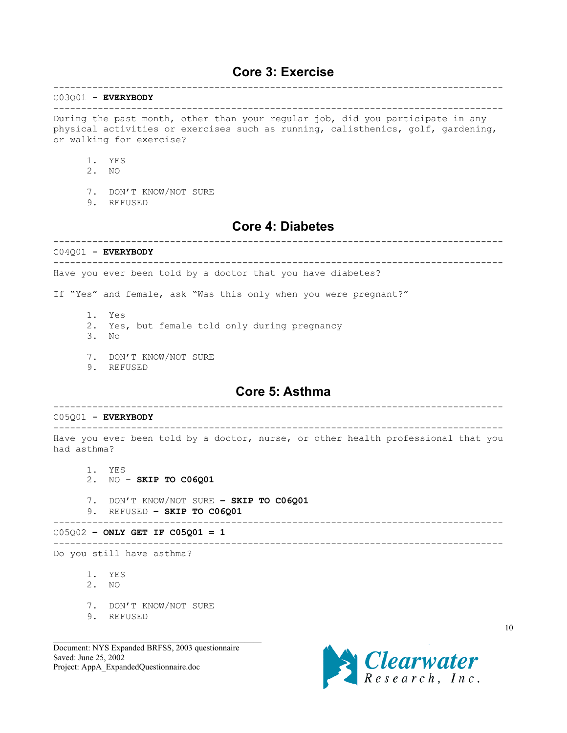## Core 3: Exercise

---

C03Q01 - **EVERYBODY**

---

During the past month, other than your regular job, did you participate in any physical activities or exercises such as running, calisthenics, golf, gardening, or walking for exercise?

1. YES
2. NO

7. DON'T KNOW/NOT SURE
9. REFUSED

## Core 4: Diabetes

---

C04Q01 **- EVERYBODY**

---

Have you ever been told by a doctor that you have diabetes?

If "Yes" and female, ask "Was this only when you were pregnant?"

1. Yes
2. Yes, but female told only during pregnancy
3. No

7. DON'T KNOW/NOT SURE
9. REFUSED

## Core 5: Asthma

---

C05Q01 **- EVERYBODY**

---

Have you ever been told by a doctor, nurse, or other health professional that you had asthma?

1. YES
2. NO – **SKIP TO C06Q01**

7. DON'T KNOW/NOT SURE **– SKIP TO C06Q01**
9. REFUSED **– SKIP TO C06Q01**

---

C05Q02 **– ONLY GET IF C05Q01 = 1**

---

Do you still have asthma?

1. YES
2. NO

7. DON'T KNOW/NOT SURE
9. REFUSED

Document: NYS Expanded BRFSS, 2003 questionnaire
Saved: June 25, 2002
Project: AppA_ExpandedQuestionnaire.doc

Clearwater Research, Inc.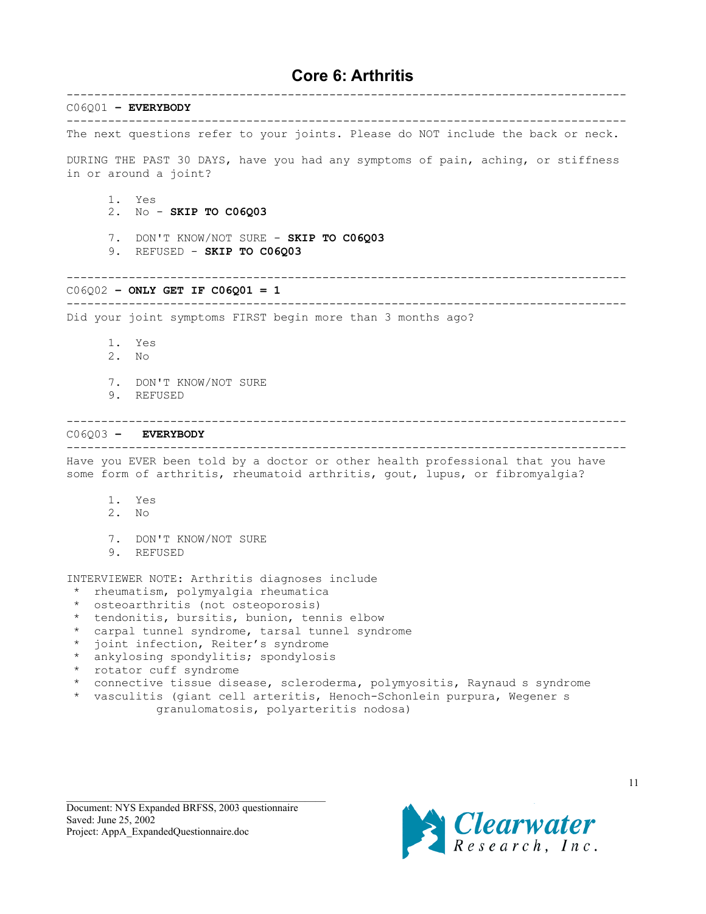# Core 6: Arthritis

---

C06Q01 **– EVERYBODY**

---

The next questions refer to your joints. Please do NOT include the back or neck.

DURING THE PAST 30 DAYS, have you had any symptoms of pain, aching, or stiffness in or around a joint?

1. Yes
2. No - **SKIP TO C06Q03**

7. DON'T KNOW/NOT SURE - **SKIP TO C06Q03**
9. REFUSED - **SKIP TO C06Q03**

---

C06Q02 **– ONLY GET IF C06Q01 = 1**

---

Did your joint symptoms FIRST begin more than 3 months ago?

1. Yes
2. No

7. DON'T KNOW/NOT SURE
9. REFUSED

---

C06Q03 **– EVERYBODY**

---

Have you EVER been told by a doctor or other health professional that you have some form of arthritis, rheumatoid arthritis, gout, lupus, or fibromyalgia?

1. Yes
2. No

7. DON'T KNOW/NOT SURE
9. REFUSED

INTERVIEWER NOTE: Arthritis diagnoses include

* rheumatism, polymyalgia rheumatica
* osteoarthritis (not osteoporosis)
* tendonitis, bursitis, bunion, tennis elbow
* carpal tunnel syndrome, tarsal tunnel syndrome
* joint infection, Reiter's syndrome
* ankylosing spondylitis; spondylosis
* rotator cuff syndrome
* connective tissue disease, scleroderma, polymyositis, Raynaud s syndrome
* vasculitis (giant cell arteritis, Henoch-Schonlein purpura, Wegener s granulomatosis, polyarteritis nodosa)

Document: NYS Expanded BRFSS, 2003 questionnaire
Saved: June 25, 2002
Project: AppA_ExpandedQuestionnaire.doc

Clearwater Research, Inc.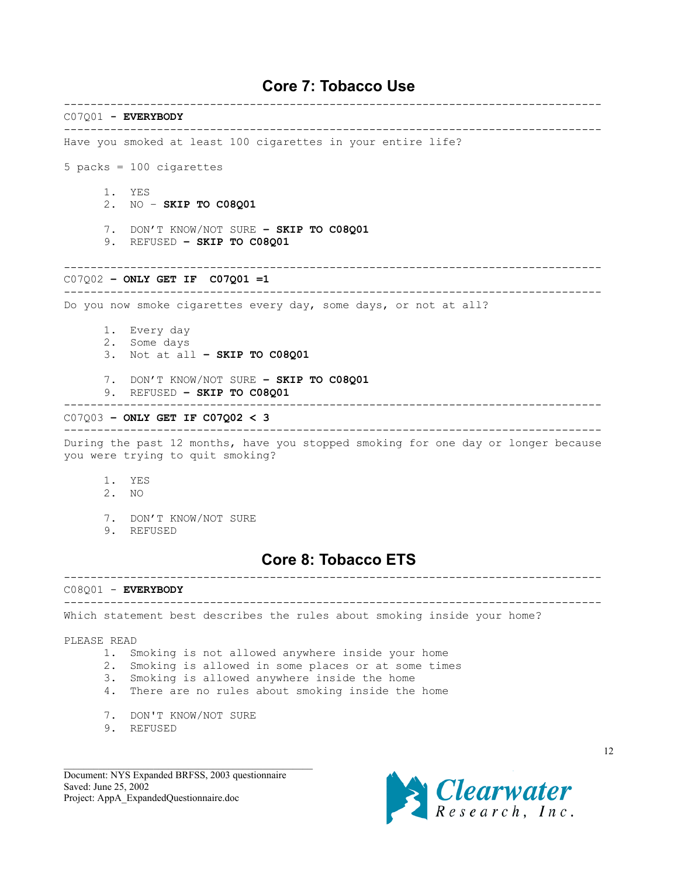## Core 7: Tobacco Use

---

C07Q01 - **EVERYBODY**

---

Have you smoked at least 100 cigarettes in your entire life?

5 packs = 100 cigarettes

1. YES
2. NO – **SKIP TO C08Q01**

7. DON'T KNOW/NOT SURE **– SKIP TO C08Q01**
9. REFUSED **– SKIP TO C08Q01**

---

C07Q02 **– ONLY GET IF C07Q01 =1**

---

Do you now smoke cigarettes every day, some days, or not at all?

1. Every day
2. Some days
3. Not at all **– SKIP TO C08Q01**

7. DON'T KNOW/NOT SURE **– SKIP TO C08Q01**
9. REFUSED **– SKIP TO C08Q01**

---

C07Q03 **– ONLY GET IF C07Q02 < 3**

---

During the past 12 months, have you stopped smoking for one day or longer because you were trying to quit smoking?

1. YES
2. NO

7. DON'T KNOW/NOT SURE
9. REFUSED

## Core 8: Tobacco ETS

---

C08Q01 - **EVERYBODY**

---

Which statement best describes the rules about smoking inside your home?

PLEASE READ

1. Smoking is not allowed anywhere inside your home
2. Smoking is allowed in some places or at some times
3. Smoking is allowed anywhere inside the home
4. There are no rules about smoking inside the home

7. DON'T KNOW/NOT SURE
9. REFUSED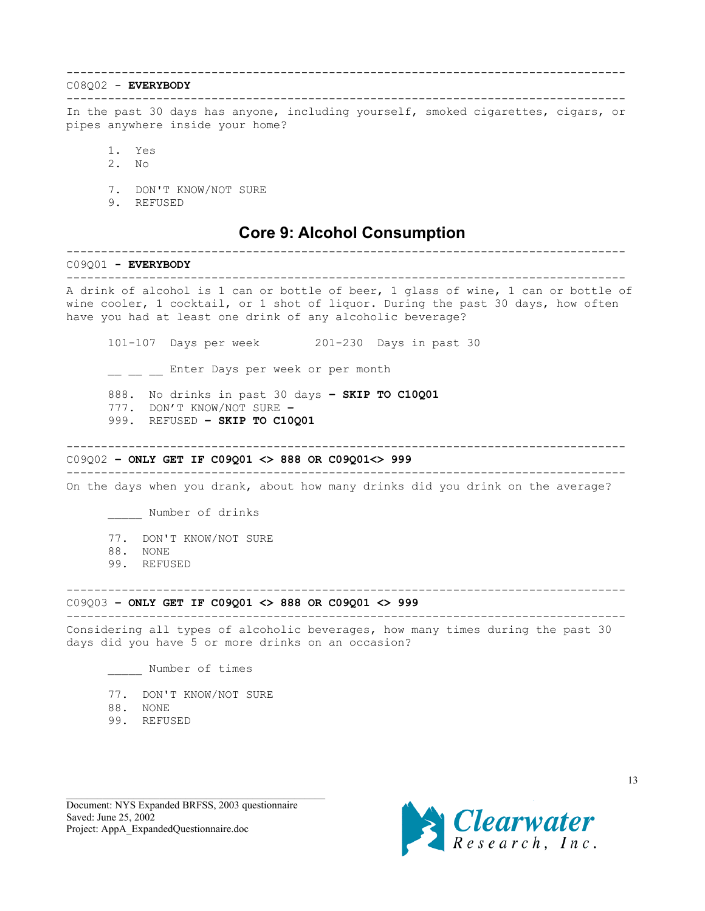---

C08Q02 - **EVERYBODY**

---

In the past 30 days has anyone, including yourself, smoked cigarettes, cigars, or pipes anywhere inside your home?

1. Yes
2. No

7. DON'T KNOW/NOT SURE
9. REFUSED

## Core 9: Alcohol Consumption

---

C09Q01 **- EVERYBODY**

---

A drink of alcohol is 1 can or bottle of beer, 1 glass of wine, 1 can or bottle of wine cooler, 1 cocktail, or 1 shot of liquor. During the past 30 days, how often have you had at least one drink of any alcoholic beverage?

101-107 Days per week        201-230 Days in past 30

__ __ __ Enter Days per week or per month

888. No drinks in past 30 days **– SKIP TO C10Q01**
777. DON'T KNOW/NOT SURE **–**
999. REFUSED **– SKIP TO C10Q01**

---

C09Q02 **– ONLY GET IF C09Q01 <> 888 OR C09Q01<> 999**

---

On the days when you drank, about how many drinks did you drink on the average?

_____ Number of drinks

77. DON'T KNOW/NOT SURE
88. NONE
99. REFUSED

---

C09Q03 **– ONLY GET IF C09Q01 <> 888 OR C09Q01 <> 999**

---

Considering all types of alcoholic beverages, how many times during the past 30 days did you have 5 or more drinks on an occasion?

_____ Number of times

77. DON'T KNOW/NOT SURE
88. NONE
99. REFUSED

Document: NYS Expanded BRFSS, 2003 questionnaire
Saved: June 25, 2002
Project: AppA_ExpandedQuestionnaire.doc

Clearwater Research, Inc.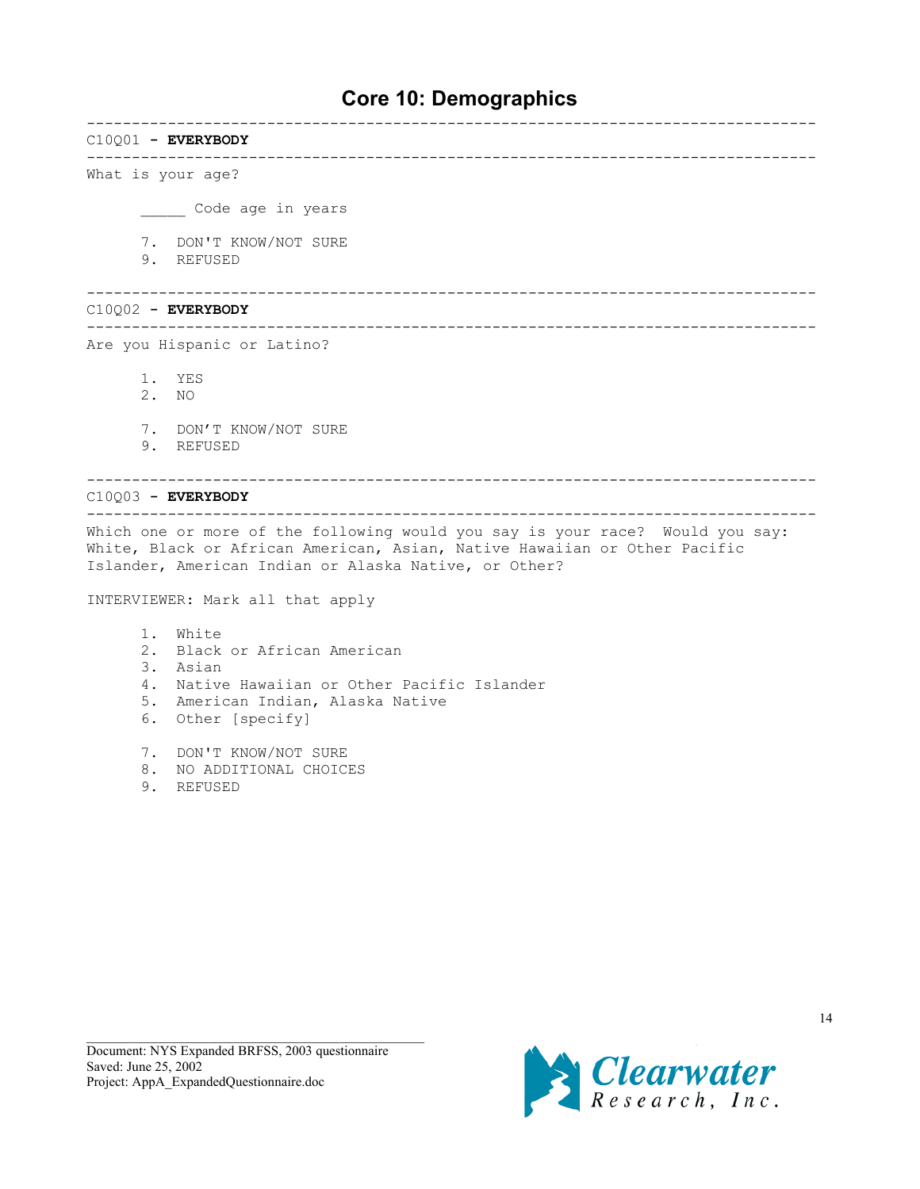# Core 10: Demographics

---

C10Q01 - **EVERYBODY**

---

What is your age?

_____ Code age in years

7. DON'T KNOW/NOT SURE
9. REFUSED

---

C10Q02 - **EVERYBODY**

---

Are you Hispanic or Latino?

1. YES
2. NO

7. DON'T KNOW/NOT SURE
9. REFUSED

---

C10Q03 - **EVERYBODY**

---

Which one or more of the following would you say is your race? Would you say: White, Black or African American, Asian, Native Hawaiian or Other Pacific Islander, American Indian or Alaska Native, or Other?

INTERVIEWER: Mark all that apply

1. White
2. Black or African American
3. Asian
4. Native Hawaiian or Other Pacific Islander
5. American Indian, Alaska Native
6. Other [specify]

7. DON'T KNOW/NOT SURE
8. NO ADDITIONAL CHOICES
9. REFUSED

Document: NYS Expanded BRFSS, 2003 questionnaire
Saved: June 25, 2002
Project: AppA_ExpandedQuestionnaire.doc

Clearwater Research, Inc.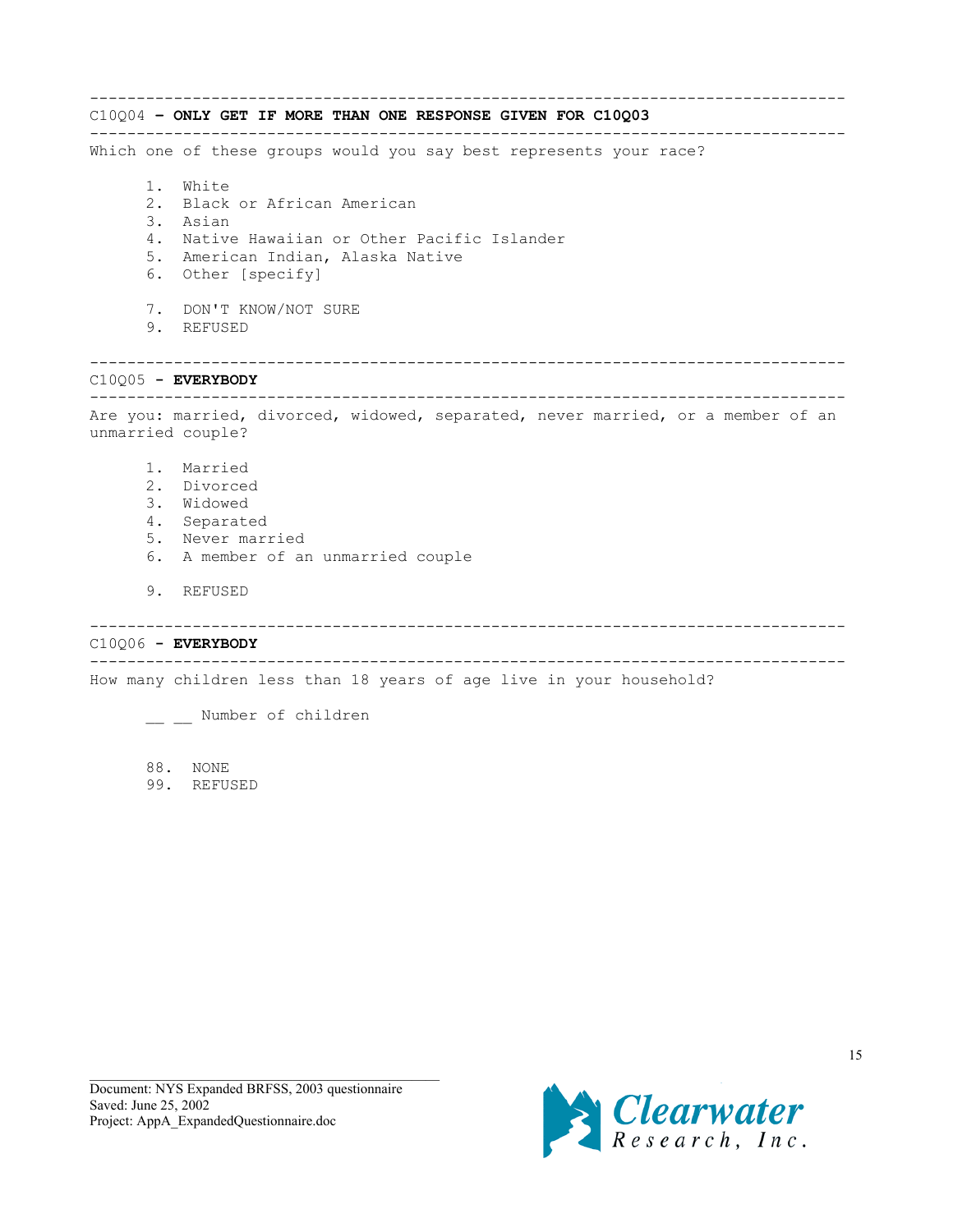---

C10Q04 **– ONLY GET IF MORE THAN ONE RESPONSE GIVEN FOR C10Q03**

---

Which one of these groups would you say best represents your race?

1. White
2. Black or African American
3. Asian
4. Native Hawaiian or Other Pacific Islander
5. American Indian, Alaska Native
6. Other [specify]

7. DON'T KNOW/NOT SURE
9. REFUSED

---

C10Q05 **- EVERYBODY**

---

Are you: married, divorced, widowed, separated, never married, or a member of an unmarried couple?

1. Married
2. Divorced
3. Widowed
4. Separated
5. Never married
6. A member of an unmarried couple

9. REFUSED

---

C10Q06 **- EVERYBODY**

---

How many children less than 18 years of age live in your household?

__ __ Number of children

88. NONE
99. REFUSED

Document: NYS Expanded BRFSS, 2003 questionnaire
Saved: June 25, 2002
Project: AppA_ExpandedQuestionnaire.doc

Clearwater Research, Inc.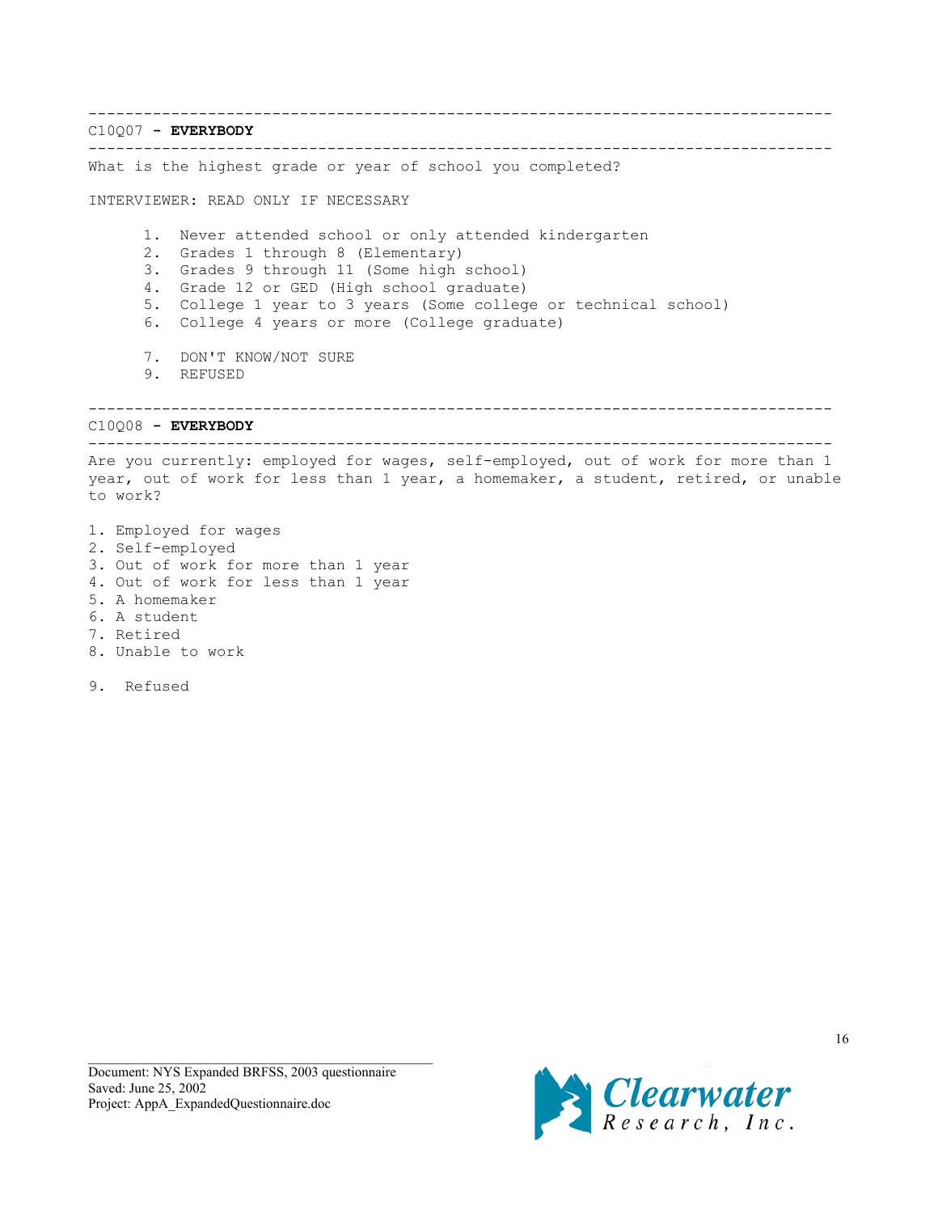---

C10Q07 - **EVERYBODY**

---

What is the highest grade or year of school you completed?

INTERVIEWER: READ ONLY IF NECESSARY

1. Never attended school or only attended kindergarten
2. Grades 1 through 8 (Elementary)
3. Grades 9 through 11 (Some high school)
4. Grade 12 or GED (High school graduate)
5. College 1 year to 3 years (Some college or technical school)
6. College 4 years or more (College graduate)

7. DON'T KNOW/NOT SURE
9. REFUSED

---

C10Q08 - **EVERYBODY**

---

Are you currently: employed for wages, self-employed, out of work for more than 1 year, out of work for less than 1 year, a homemaker, a student, retired, or unable to work?

1. Employed for wages
2. Self-employed
3. Out of work for more than 1 year
4. Out of work for less than 1 year
5. A homemaker
6. A student
7. Retired
8. Unable to work

9. Refused

Document: NYS Expanded BRFSS, 2003 questionnaire
Saved: June 25, 2002
Project: AppA_ExpandedQuestionnaire.doc

Clearwater Research, Inc.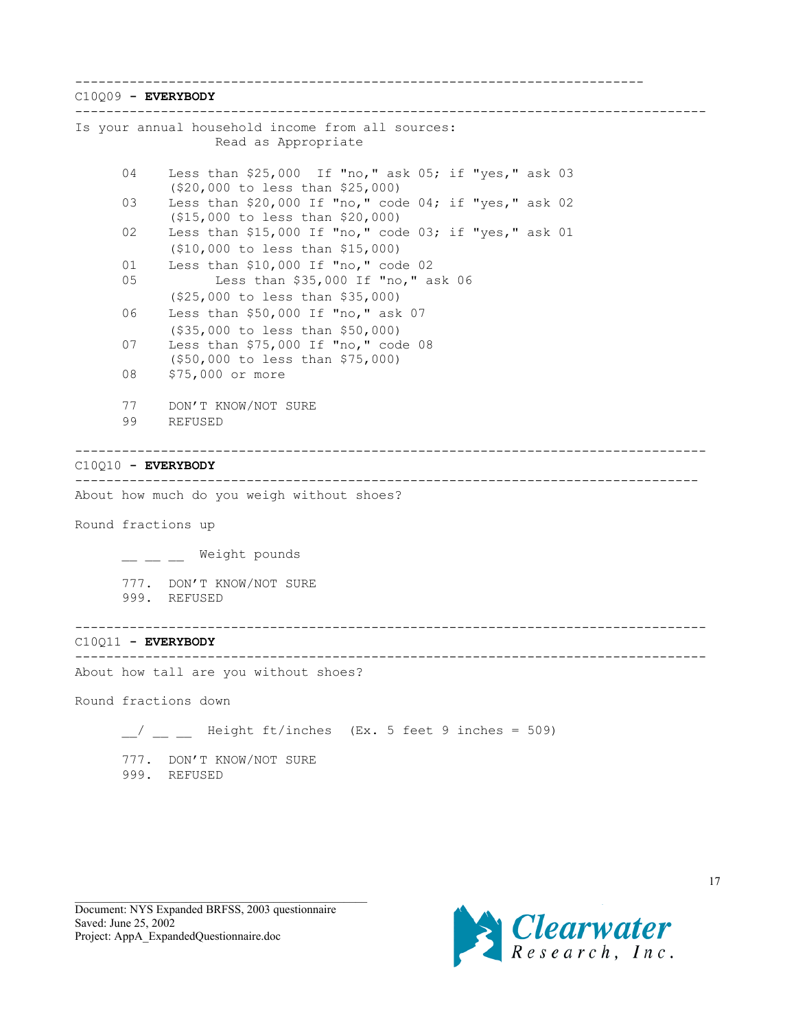---

C10Q09 - **EVERYBODY**

---

Is your annual household income from all sources:
Read as Appropriate

```
04    Less than $25,000  If "no," ask 05; if "yes," ask 03
      ($20,000 to less than $25,000)
03    Less than $20,000 If "no," code 04; if "yes," ask 02
      ($15,000 to less than $20,000)
02    Less than $15,000 If "no," code 03; if "yes," ask 01
      ($10,000 to less than $15,000)
01    Less than $10,000 If "no," code 02
05          Less than $35,000 If "no," ask 06
      ($25,000 to less than $35,000)
06    Less than $50,000 If "no," ask 07
      ($35,000 to less than $50,000)
07    Less than $75,000 If "no," code 08
      ($50,000 to less than $75,000)
08    $75,000 or more

77    DON'T KNOW/NOT SURE
99    REFUSED
```

---

C10Q10 - **EVERYBODY**

---

About how much do you weigh without shoes?

Round fractions up

```
__ __ __  Weight pounds

777.  DON'T KNOW/NOT SURE
999.  REFUSED
```

---

C10Q11 - **EVERYBODY**

---

About how tall are you without shoes?

Round fractions down

```
__/ __ __  Height ft/inches  (Ex. 5 feet 9 inches = 509)

777.  DON'T KNOW/NOT SURE
999.  REFUSED
```

Document: NYS Expanded BRFSS, 2003 questionnaire
Saved: June 25, 2002
Project: AppA_ExpandedQuestionnaire.doc

Clearwater Research, Inc.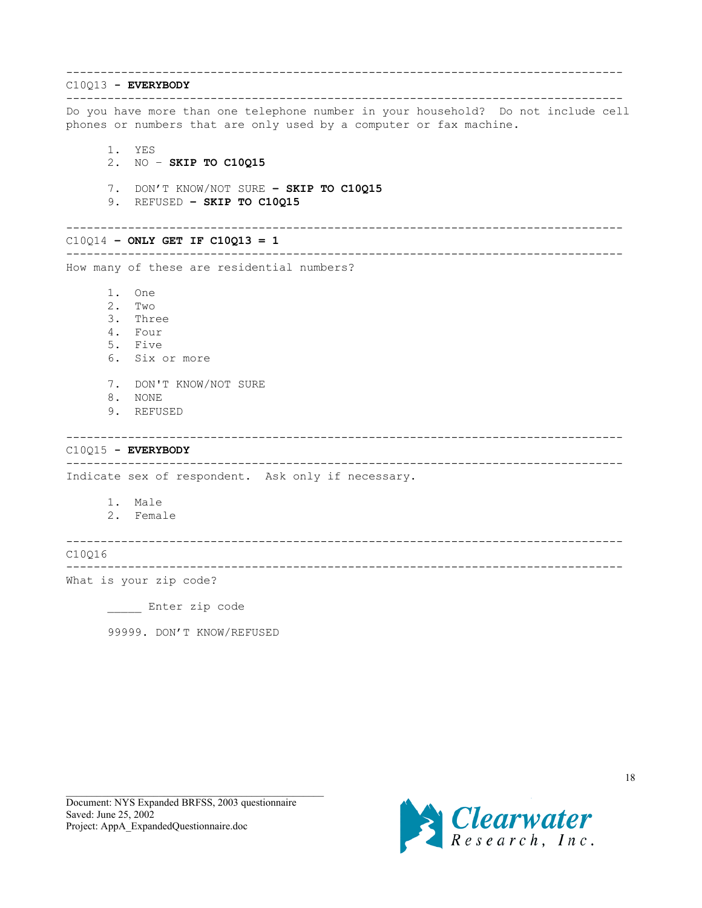---

C10Q13 - **EVERYBODY**

---

Do you have more than one telephone number in your household? Do not include cell phones or numbers that are only used by a computer or fax machine.

1. YES
2. NO – **SKIP TO C10Q15**

7. DON'T KNOW/NOT SURE **– SKIP TO C10Q15**
9. REFUSED **– SKIP TO C10Q15**

---

C10Q14 **– ONLY GET IF C10Q13 = 1**

---

How many of these are residential numbers?

1. One
2. Two
3. Three
4. Four
5. Five
6. Six or more

7. DON'T KNOW/NOT SURE
8. NONE
9. REFUSED

---

C10Q15 - **EVERYBODY**

---

Indicate sex of respondent. Ask only if necessary.

1. Male
2. Female

---

C10Q16

---

What is your zip code?

_____ Enter zip code

99999. DON'T KNOW/REFUSED

Document: NYS Expanded BRFSS, 2003 questionnaire
Saved: June 25, 2002
Project: AppA_ExpandedQuestionnaire.doc

Clearwater Research, Inc.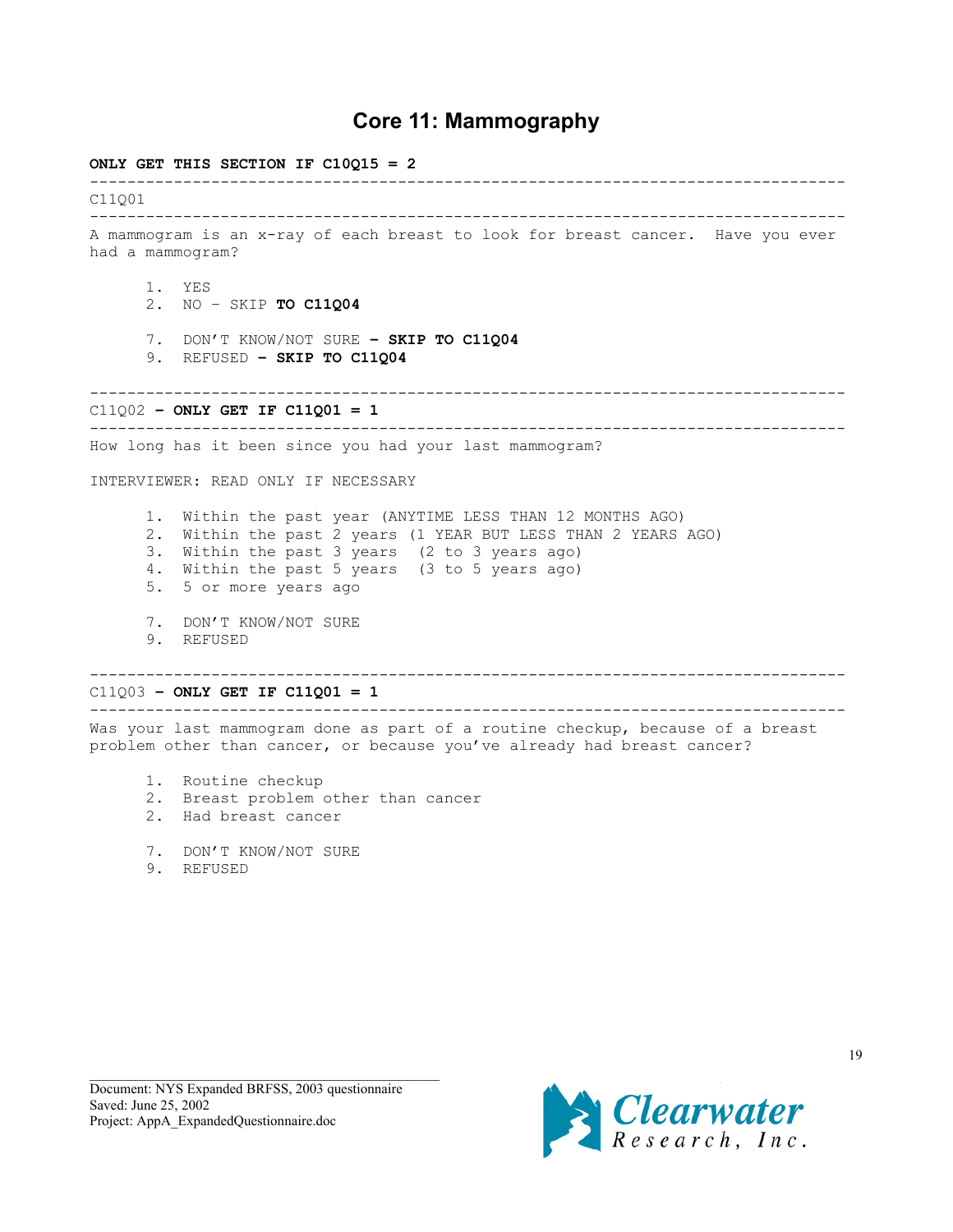# Core 11: Mammography

**ONLY GET THIS SECTION IF C10Q15 = 2**

---

C11Q01

---

A mammogram is an x-ray of each breast to look for breast cancer. Have you ever had a mammogram?

1. YES
2. NO – SKIP **TO C11Q04**

7. DON'T KNOW/NOT SURE **– SKIP TO C11Q04**
9. REFUSED **– SKIP TO C11Q04**

---

C11Q02 **– ONLY GET IF C11Q01 = 1**

---

How long has it been since you had your last mammogram?

INTERVIEWER: READ ONLY IF NECESSARY

1. Within the past year (ANYTIME LESS THAN 12 MONTHS AGO)
2. Within the past 2 years (1 YEAR BUT LESS THAN 2 YEARS AGO)
3. Within the past 3 years (2 to 3 years ago)
4. Within the past 5 years (3 to 5 years ago)
5. 5 or more years ago

7. DON'T KNOW/NOT SURE
9. REFUSED

---

C11Q03 **– ONLY GET IF C11Q01 = 1**

---

Was your last mammogram done as part of a routine checkup, because of a breast problem other than cancer, or because you've already had breast cancer?

1. Routine checkup
2. Breast problem other than cancer
2. Had breast cancer

7. DON'T KNOW/NOT SURE
9. REFUSED

Document: NYS Expanded BRFSS, 2003 questionnaire
Saved: June 25, 2002
Project: AppA_ExpandedQuestionnaire.doc

Clearwater Research, Inc.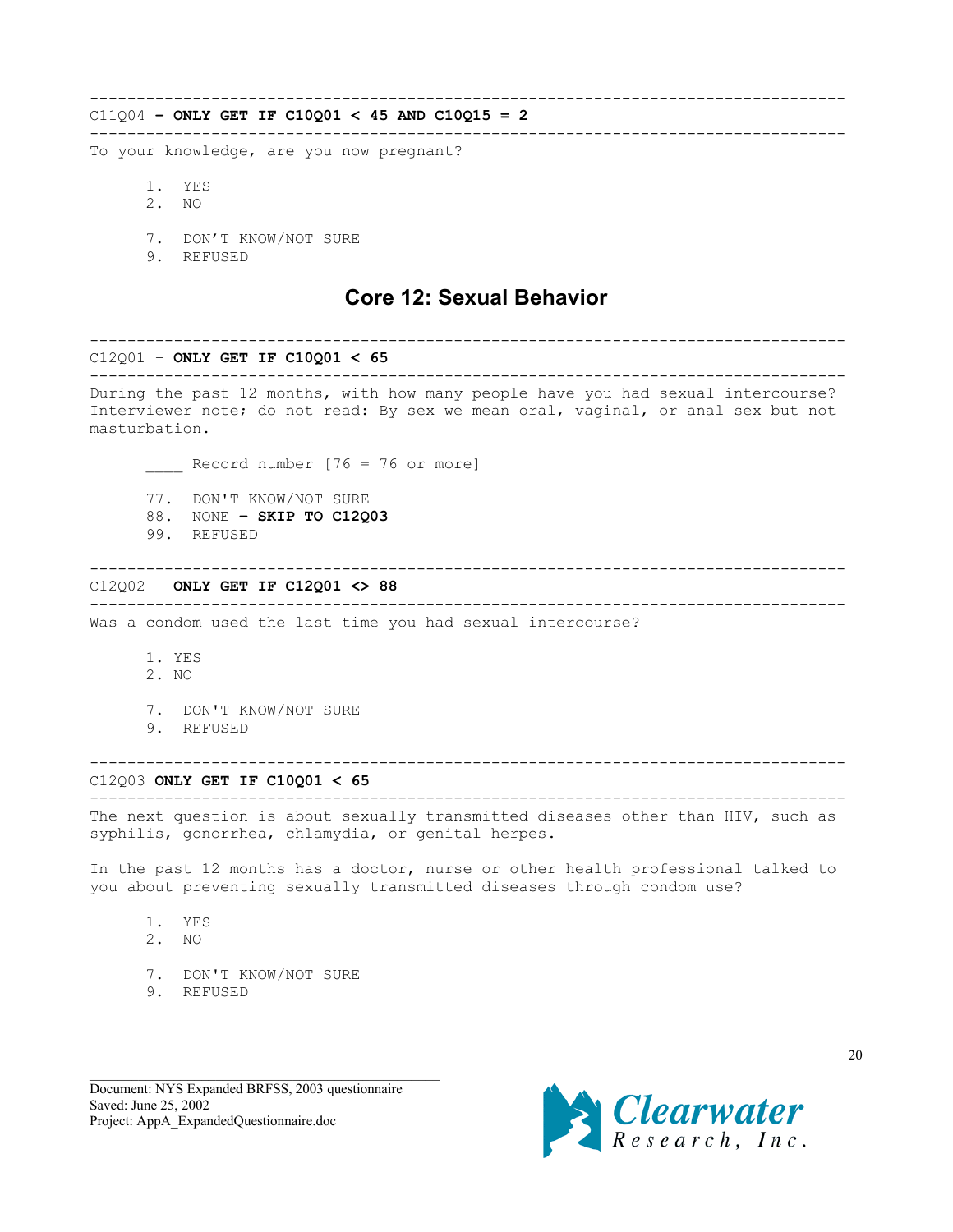---

C11Q04 **– ONLY GET IF C10Q01 < 45 AND C10Q15 = 2**

---

To your knowledge, are you now pregnant?

1. YES
2. NO

7. DON'T KNOW/NOT SURE
9. REFUSED

## Core 12: Sexual Behavior

---

C12Q01 – **ONLY GET IF C10Q01 < 65**

---

During the past 12 months, with how many people have you had sexual intercourse? Interviewer note; do not read: By sex we mean oral, vaginal, or anal sex but not masturbation.

____ Record number [76 = 76 or more]

77. DON'T KNOW/NOT SURE
88. NONE **– SKIP TO C12Q03**
99. REFUSED

---

C12Q02 – **ONLY GET IF C12Q01 <> 88**

---

Was a condom used the last time you had sexual intercourse?

1. YES
2. NO

7. DON'T KNOW/NOT SURE
9. REFUSED

---

C12Q03 **ONLY GET IF C10Q01 < 65**

---

The next question is about sexually transmitted diseases other than HIV, such as syphilis, gonorrhea, chlamydia, or genital herpes.

In the past 12 months has a doctor, nurse or other health professional talked to you about preventing sexually transmitted diseases through condom use?

1. YES
2. NO

7. DON'T KNOW/NOT SURE
9. REFUSED

Document: NYS Expanded BRFSS, 2003 questionnaire
Saved: June 25, 2002
Project: AppA_ExpandedQuestionnaire.doc

Clearwater Research, Inc.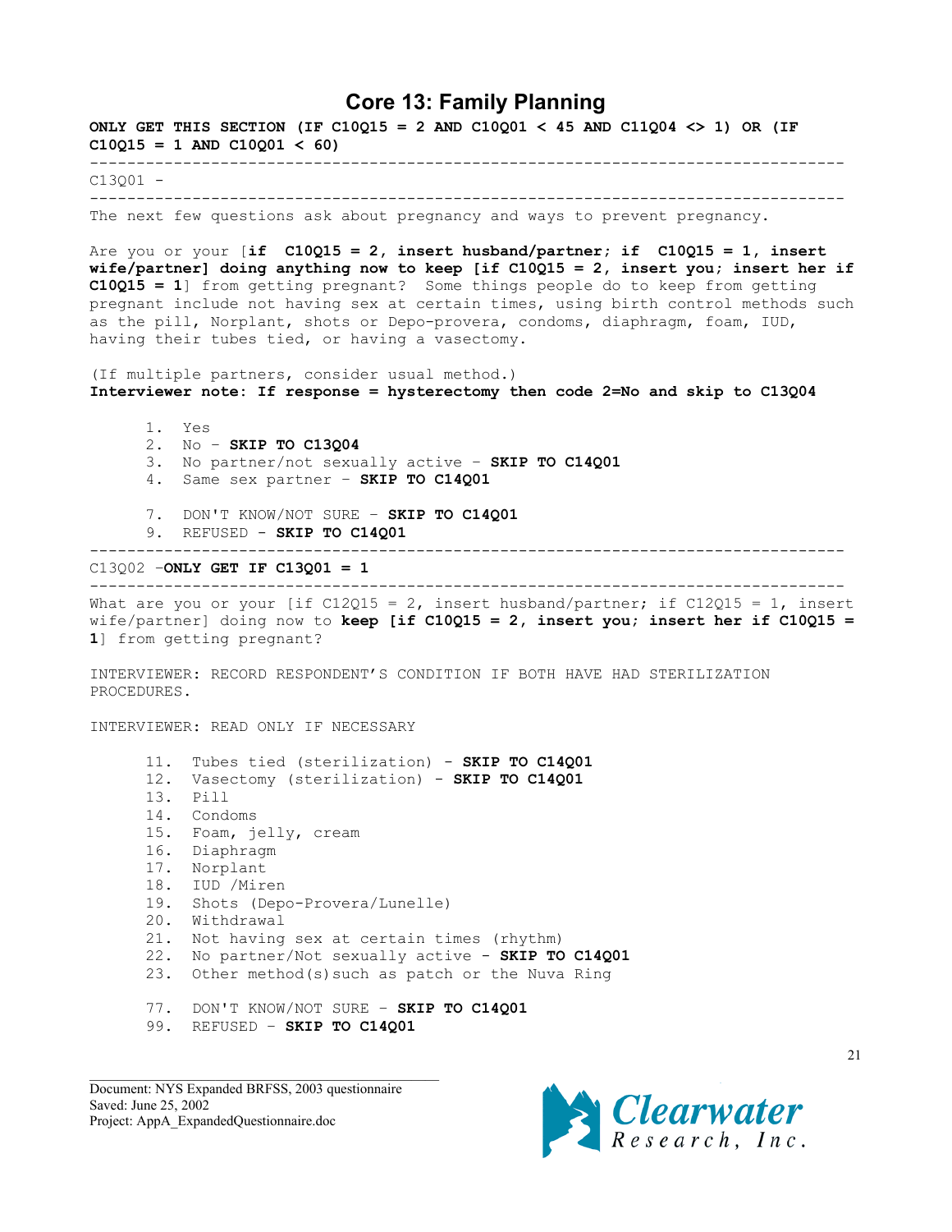# Core 13: Family Planning

**ONLY GET THIS SECTION (IF C10Q15 = 2 AND C10Q01 < 45 AND C11Q04 <> 1) OR (IF C10Q15 = 1 AND C10Q01 < 60)**

---

C13Q01 -

---

The next few questions ask about pregnancy and ways to prevent pregnancy.

Are you or your [**if C10Q15 = 2, insert husband/partner; if C10Q15 = 1, insert wife/partner] doing anything now to keep [if C10Q15 = 2, insert you; insert her if C10Q15 = 1**] from getting pregnant? Some things people do to keep from getting pregnant include not having sex at certain times, using birth control methods such as the pill, Norplant, shots or Depo-provera, condoms, diaphragm, foam, IUD, having their tubes tied, or having a vasectomy.

(If multiple partners, consider usual method.)
**Interviewer note: If response = hysterectomy then code 2=No and skip to C13Q04**

1. Yes
2. No – **SKIP TO C13Q04**
3. No partner/not sexually active – **SKIP TO C14Q01**
4. Same sex partner – **SKIP TO C14Q01**

7. DON'T KNOW/NOT SURE – **SKIP TO C14Q01**
9. REFUSED - **SKIP TO C14Q01**

---

C13Q02 –**ONLY GET IF C13Q01 = 1**

---

What are you or your [if C12Q15 = 2, insert husband/partner; if C12Q15 = 1, insert wife/partner] doing now to **keep [if C10Q15 = 2, insert you; insert her if C10Q15 = 1**] from getting pregnant?

INTERVIEWER: RECORD RESPONDENT'S CONDITION IF BOTH HAVE HAD STERILIZATION PROCEDURES.

INTERVIEWER: READ ONLY IF NECESSARY

11. Tubes tied (sterilization) - **SKIP TO C14Q01**
12. Vasectomy (sterilization) - **SKIP TO C14Q01**
13. Pill
14. Condoms
15. Foam, jelly, cream
16. Diaphragm
17. Norplant
18. IUD /Miren
19. Shots (Depo-Provera/Lunelle)
20. Withdrawal
21. Not having sex at certain times (rhythm)
22. No partner/Not sexually active - **SKIP TO C14Q01**
23. Other method(s)such as patch or the Nuva Ring

77. DON'T KNOW/NOT SURE – **SKIP TO C14Q01**
99. REFUSED – **SKIP TO C14Q01**

Document: NYS Expanded BRFSS, 2003 questionnaire
Saved: June 25, 2002
Project: AppA_ExpandedQuestionnaire.doc

Clearwater Research, Inc.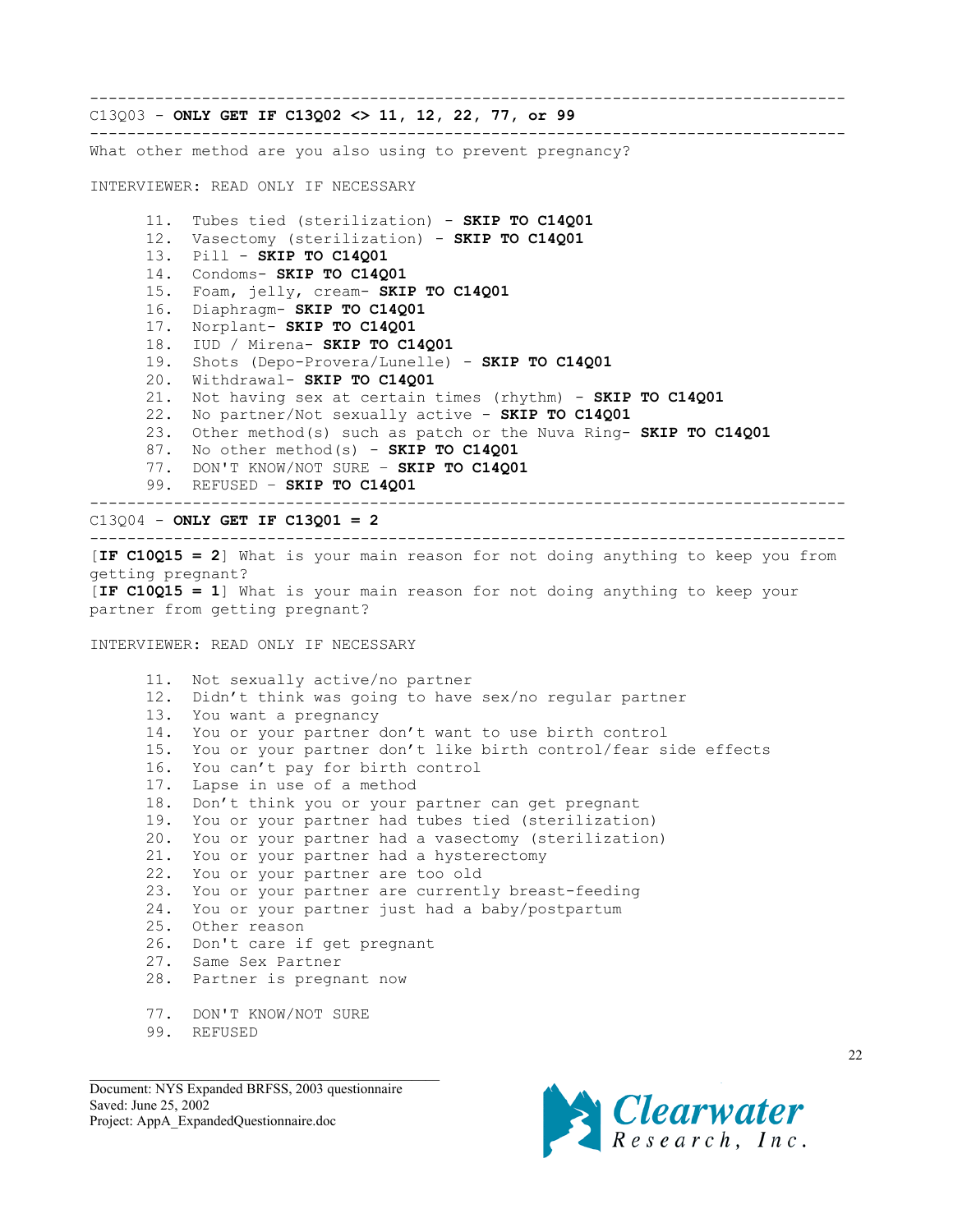---

C13Q03 - **ONLY GET IF C13Q02 <> 11, 12, 22, 77, or 99**

---

What other method are you also using to prevent pregnancy?

INTERVIEWER: READ ONLY IF NECESSARY

11. Tubes tied (sterilization) - **SKIP TO C14Q01**
12. Vasectomy (sterilization) - **SKIP TO C14Q01**
13. Pill - **SKIP TO C14Q01**
14. Condoms- **SKIP TO C14Q01**
15. Foam, jelly, cream- **SKIP TO C14Q01**
16. Diaphragm- **SKIP TO C14Q01**
17. Norplant- **SKIP TO C14Q01**
18. IUD / Mirena- **SKIP TO C14Q01**
19. Shots (Depo-Provera/Lunelle) - **SKIP TO C14Q01**
20. Withdrawal- **SKIP TO C14Q01**
21. Not having sex at certain times (rhythm) - **SKIP TO C14Q01**
22. No partner/Not sexually active - **SKIP TO C14Q01**
23. Other method(s) such as patch or the Nuva Ring- **SKIP TO C14Q01**
87. No other method(s) - **SKIP TO C14Q01**
77. DON'T KNOW/NOT SURE – **SKIP TO C14Q01**
99. REFUSED – **SKIP TO C14Q01**

---

C13Q04 - **ONLY GET IF C13Q01 = 2**

---

[**IF C10Q15 = 2**] What is your main reason for not doing anything to keep you from getting pregnant?
[**IF C10Q15 = 1**] What is your main reason for not doing anything to keep your partner from getting pregnant?

INTERVIEWER: READ ONLY IF NECESSARY

11. Not sexually active/no partner
12. Didn't think was going to have sex/no regular partner
13. You want a pregnancy
14. You or your partner don't want to use birth control
15. You or your partner don't like birth control/fear side effects
16. You can't pay for birth control
17. Lapse in use of a method
18. Don't think you or your partner can get pregnant
19. You or your partner had tubes tied (sterilization)
20. You or your partner had a vasectomy (sterilization)
21. You or your partner had a hysterectomy
22. You or your partner are too old
23. You or your partner are currently breast-feeding
24. You or your partner just had a baby/postpartum
25. Other reason
26. Don't care if get pregnant
27. Same Sex Partner
28. Partner is pregnant now

77. DON'T KNOW/NOT SURE
99. REFUSED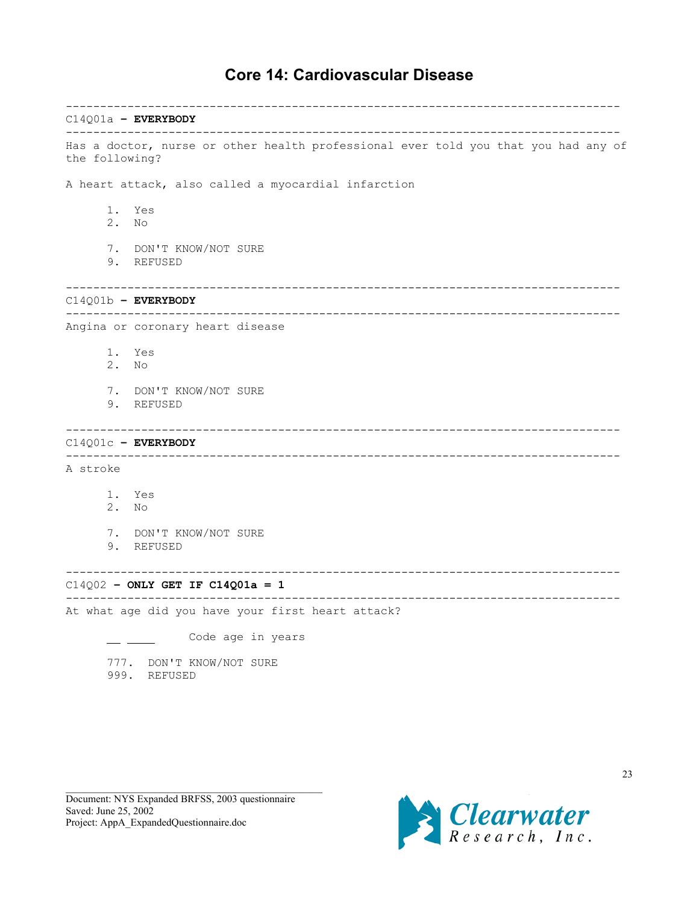# Core 14: Cardiovascular Disease

---

C14Q01a – **EVERYBODY**

---

Has a doctor, nurse or other health professional ever told you that you had any of the following?

A heart attack, also called a myocardial infarction

1. Yes
2. No

7. DON'T KNOW/NOT SURE
9. REFUSED

---

C14Q01b – **EVERYBODY**

---

Angina or coronary heart disease

1. Yes
2. No

7. DON'T KNOW/NOT SURE
9. REFUSED

---

C14Q01c – **EVERYBODY**

---

A stroke

1. Yes
2. No

7. DON'T KNOW/NOT SURE
9. REFUSED

---

C14Q02 – **ONLY GET IF C14Q01a = 1**

---

At what age did you have your first heart attack?

__ ____ Code age in years

777. DON'T KNOW/NOT SURE
999. REFUSED

Document: NYS Expanded BRFSS, 2003 questionnaire
Saved: June 25, 2002
Project: AppA_ExpandedQuestionnaire.doc

Clearwater Research, Inc.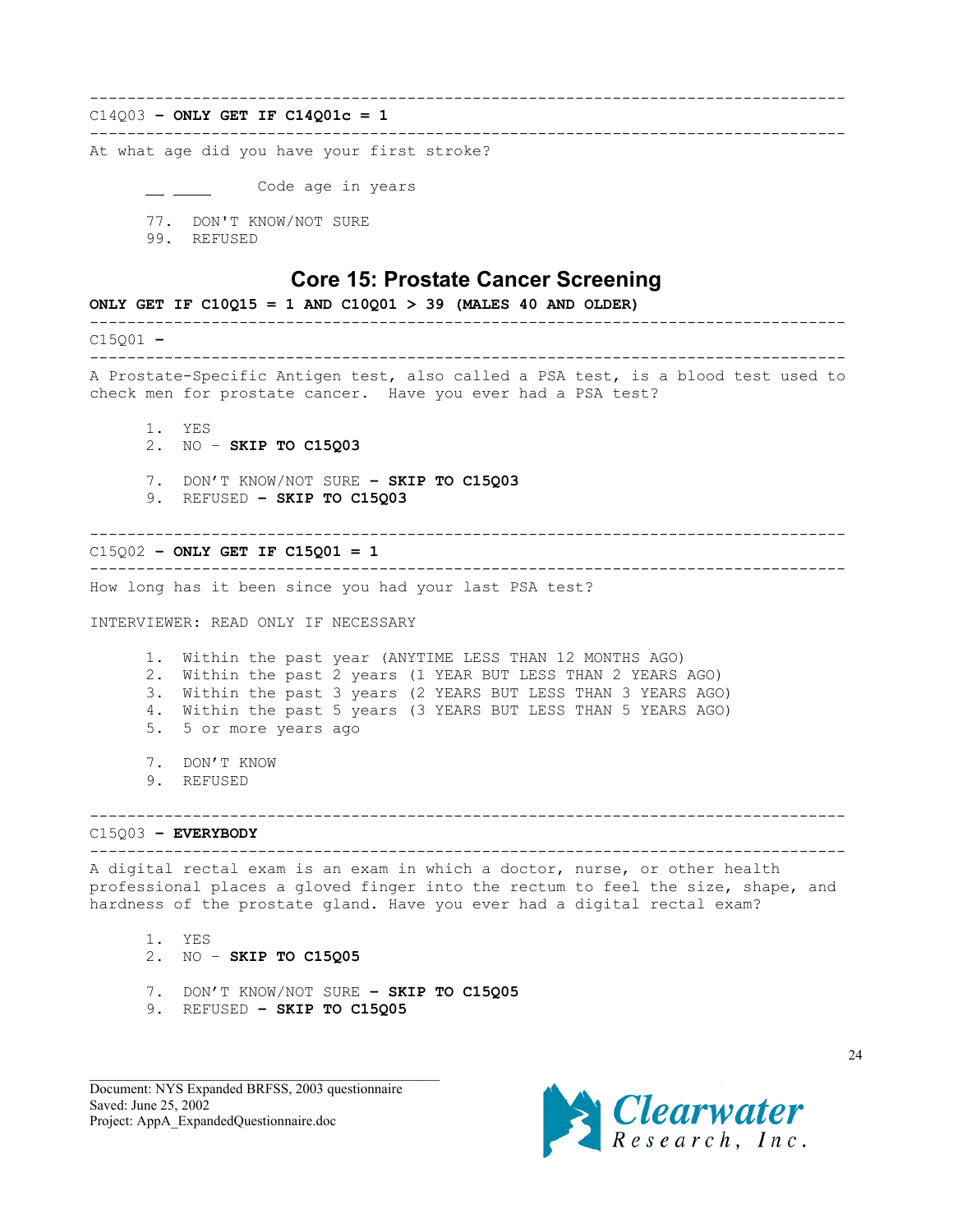---

C14Q03 **– ONLY GET IF C14Q01c = 1**

---

At what age did you have your first stroke?

\_\_ \_\_\_\_ Code age in years

77. DON'T KNOW/NOT SURE
99. REFUSED

## Core 15: Prostate Cancer Screening

**ONLY GET IF C10Q15 = 1 AND C10Q01 > 39 (MALES 40 AND OLDER)**

---

C15Q01 **–**

---

A Prostate-Specific Antigen test, also called a PSA test, is a blood test used to check men for prostate cancer. Have you ever had a PSA test?

1. YES
2. NO – **SKIP TO C15Q03**

7. DON'T KNOW/NOT SURE **– SKIP TO C15Q03**
9. REFUSED **– SKIP TO C15Q03**

---

C15Q02 **– ONLY GET IF C15Q01 = 1**

---

How long has it been since you had your last PSA test?

INTERVIEWER: READ ONLY IF NECESSARY

1. Within the past year (ANYTIME LESS THAN 12 MONTHS AGO)
2. Within the past 2 years (1 YEAR BUT LESS THAN 2 YEARS AGO)
3. Within the past 3 years (2 YEARS BUT LESS THAN 3 YEARS AGO)
4. Within the past 5 years (3 YEARS BUT LESS THAN 5 YEARS AGO)
5. 5 or more years ago

7. DON'T KNOW
9. REFUSED

---

C15Q03 **– EVERYBODY**

---

A digital rectal exam is an exam in which a doctor, nurse, or other health professional places a gloved finger into the rectum to feel the size, shape, and hardness of the prostate gland. Have you ever had a digital rectal exam?

1. YES
2. NO – **SKIP TO C15Q05**

7. DON'T KNOW/NOT SURE **– SKIP TO C15Q05**
9. REFUSED **– SKIP TO C15Q05**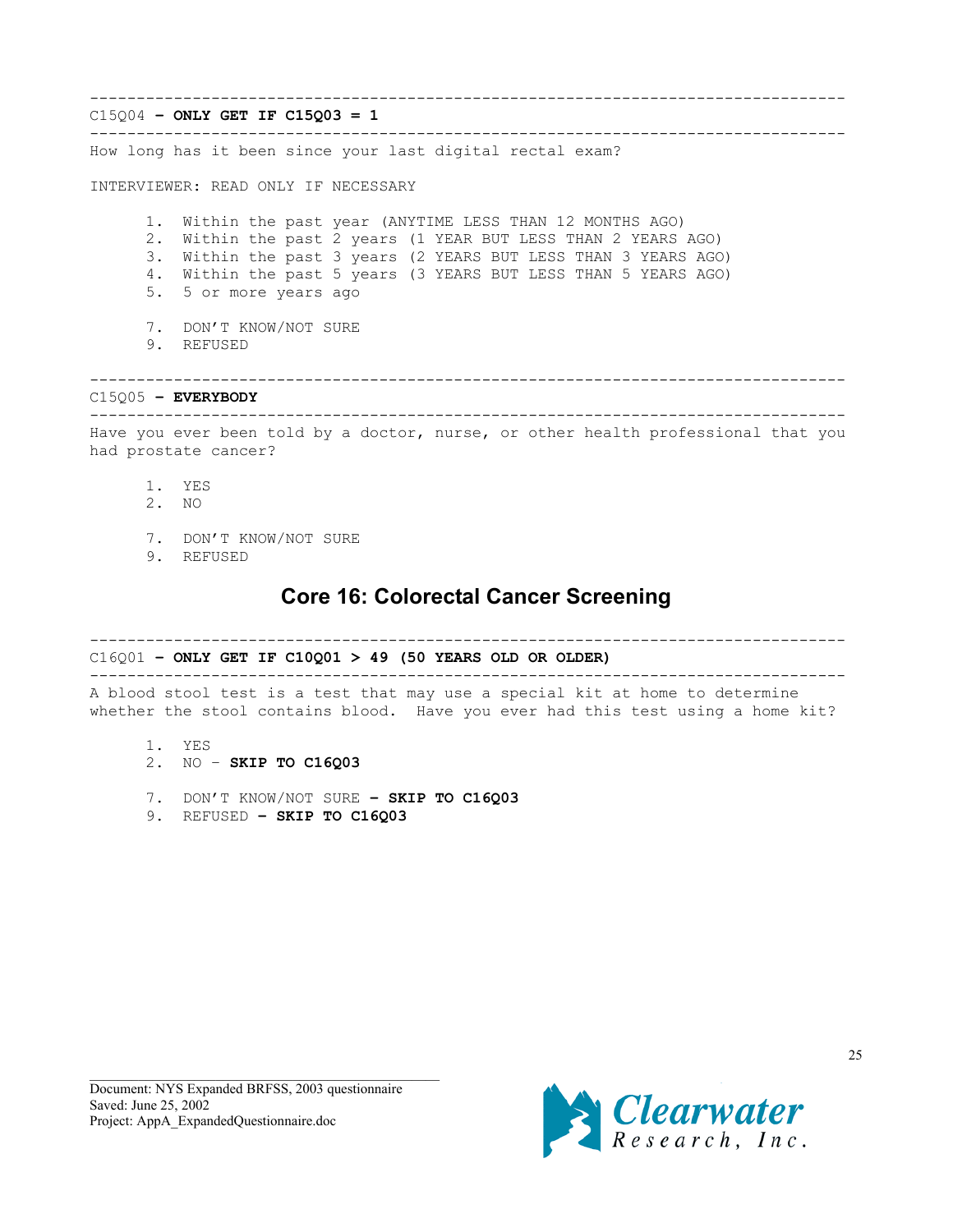---

C15Q04 **– ONLY GET IF C15Q03 = 1**

---

How long has it been since your last digital rectal exam?

INTERVIEWER: READ ONLY IF NECESSARY

1. Within the past year (ANYTIME LESS THAN 12 MONTHS AGO)
2. Within the past 2 years (1 YEAR BUT LESS THAN 2 YEARS AGO)
3. Within the past 3 years (2 YEARS BUT LESS THAN 3 YEARS AGO)
4. Within the past 5 years (3 YEARS BUT LESS THAN 5 YEARS AGO)
5. 5 or more years ago

7. DON'T KNOW/NOT SURE
9. REFUSED

---

C15Q05 **– EVERYBODY**

---

Have you ever been told by a doctor, nurse, or other health professional that you had prostate cancer?

1. YES
2. NO

7. DON'T KNOW/NOT SURE
9. REFUSED

## Core 16: Colorectal Cancer Screening

---

C16Q01 **– ONLY GET IF C10Q01 > 49 (50 YEARS OLD OR OLDER)**

---

A blood stool test is a test that may use a special kit at home to determine whether the stool contains blood. Have you ever had this test using a home kit?

1. YES
2. NO – **SKIP TO C16Q03**

7. DON'T KNOW/NOT SURE **– SKIP TO C16Q03**
9. REFUSED **– SKIP TO C16Q03**

Document: NYS Expanded BRFSS, 2003 questionnaire
Saved: June 25, 2002
Project: AppA_ExpandedQuestionnaire.doc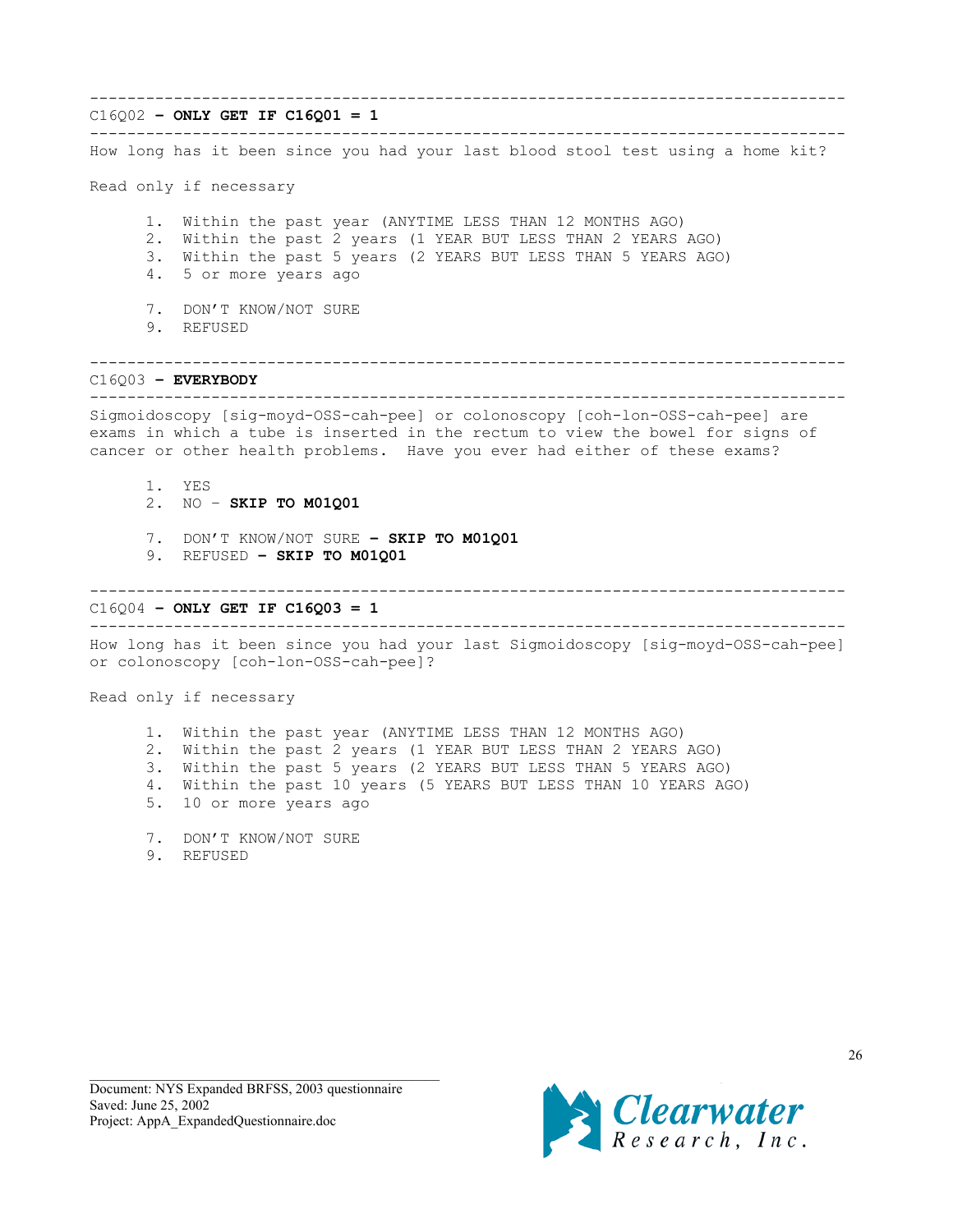---

C16Q02 **– ONLY GET IF C16Q01 = 1**

---

How long has it been since you had your last blood stool test using a home kit?

Read only if necessary

1. Within the past year (ANYTIME LESS THAN 12 MONTHS AGO)
2. Within the past 2 years (1 YEAR BUT LESS THAN 2 YEARS AGO)
3. Within the past 5 years (2 YEARS BUT LESS THAN 5 YEARS AGO)
4. 5 or more years ago

7. DON'T KNOW/NOT SURE
9. REFUSED

---

C16Q03 **– EVERYBODY**

---

Sigmoidoscopy [sig-moyd-OSS-cah-pee] or colonoscopy [coh-lon-OSS-cah-pee] are exams in which a tube is inserted in the rectum to view the bowel for signs of cancer or other health problems. Have you ever had either of these exams?

1. YES
2. NO – **SKIP TO M01Q01**

7. DON'T KNOW/NOT SURE **– SKIP TO M01Q01**
9. REFUSED **– SKIP TO M01Q01**

---

C16Q04 **– ONLY GET IF C16Q03 = 1**

---

How long has it been since you had your last Sigmoidoscopy [sig-moyd-OSS-cah-pee] or colonoscopy [coh-lon-OSS-cah-pee]?

Read only if necessary

1. Within the past year (ANYTIME LESS THAN 12 MONTHS AGO)
2. Within the past 2 years (1 YEAR BUT LESS THAN 2 YEARS AGO)
3. Within the past 5 years (2 YEARS BUT LESS THAN 5 YEARS AGO)
4. Within the past 10 years (5 YEARS BUT LESS THAN 10 YEARS AGO)
5. 10 or more years ago

7. DON'T KNOW/NOT SURE
9. REFUSED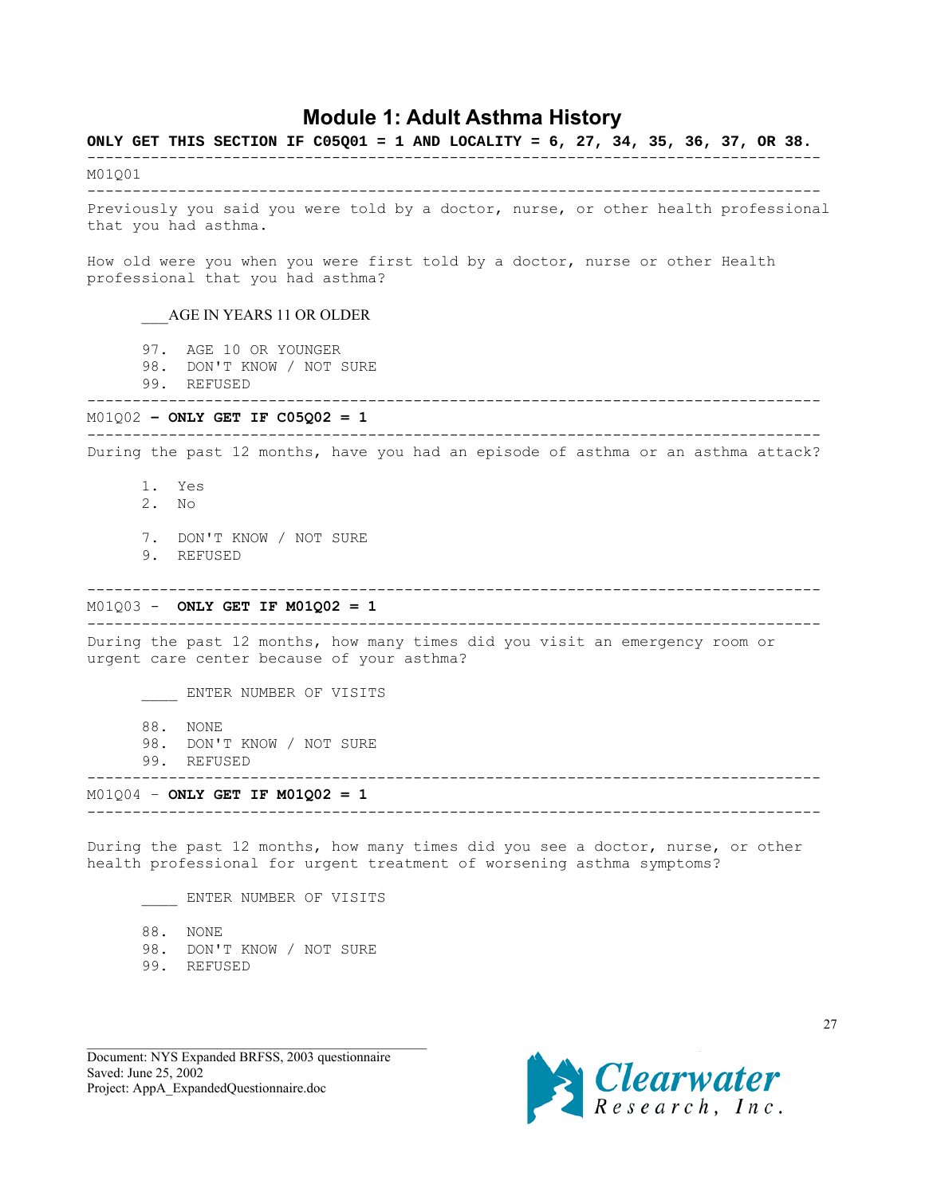# Module 1: Adult Asthma History

**ONLY GET THIS SECTION IF C05Q01 = 1 AND LOCALITY = 6, 27, 34, 35, 36, 37, OR 38.**

---

M01Q01

---

Previously you said you were told by a doctor, nurse, or other health professional that you had asthma.

How old were you when you were first told by a doctor, nurse or other Health professional that you had asthma?

___AGE IN YEARS 11 OR OLDER

97. AGE 10 OR YOUNGER
98. DON'T KNOW / NOT SURE
99. REFUSED

---

M01Q02 **– ONLY GET IF C05Q02 = 1**

---

During the past 12 months, have you had an episode of asthma or an asthma attack?

1. Yes
2. No

7. DON'T KNOW / NOT SURE
9. REFUSED

---

M01Q03 - **ONLY GET IF M01Q02 = 1**

---

During the past 12 months, how many times did you visit an emergency room or urgent care center because of your asthma?

____ ENTER NUMBER OF VISITS

88. NONE
98. DON'T KNOW / NOT SURE
99. REFUSED

---

M01Q04 – **ONLY GET IF M01Q02 = 1**

---

During the past 12 months, how many times did you see a doctor, nurse, or other health professional for urgent treatment of worsening asthma symptoms?

____ ENTER NUMBER OF VISITS

88. NONE
98. DON'T KNOW / NOT SURE
99. REFUSED

Document: NYS Expanded BRFSS, 2003 questionnaire
Saved: June 25, 2002
Project: AppA_ExpandedQuestionnaire.doc

Clearwater Research, Inc.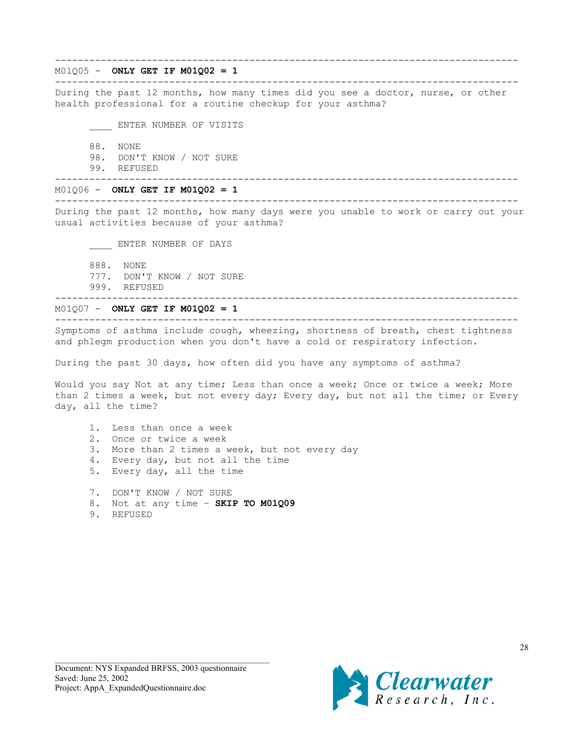---

M01Q05 - **ONLY GET IF M01Q02 = 1**

---

During the past 12 months, how many times did you see a doctor, nurse, or other health professional for a routine checkup for your asthma?

____ ENTER NUMBER OF VISITS

88. NONE
98. DON'T KNOW / NOT SURE
99. REFUSED

---

M01Q06 - **ONLY GET IF M01Q02 = 1**

---

During the past 12 months, how many days were you unable to work or carry out your usual activities because of your asthma?

____ ENTER NUMBER OF DAYS

888. NONE
777. DON'T KNOW / NOT SURE
999. REFUSED

---

M01Q07 - **ONLY GET IF M01Q02 = 1**

---

Symptoms of asthma include cough, wheezing, shortness of breath, chest tightness and phlegm production when you don't have a cold or respiratory infection.

During the past 30 days, how often did you have any symptoms of asthma?

Would you say Not at any time; Less than once a week; Once or twice a week; More than 2 times a week, but not every day; Every day, but not all the time; or Every day, all the time?

1. Less than once a week
2. Once or twice a week
3. More than 2 times a week, but not every day
4. Every day, but not all the time
5. Every day, all the time

7. DON'T KNOW / NOT SURE
8. Not at any time - **SKIP TO M01Q09**
9. REFUSED

Document: NYS Expanded BRFSS, 2003 questionnaire
Saved: June 25, 2002
Project: AppA_ExpandedQuestionnaire.doc

Clearwater Research, Inc.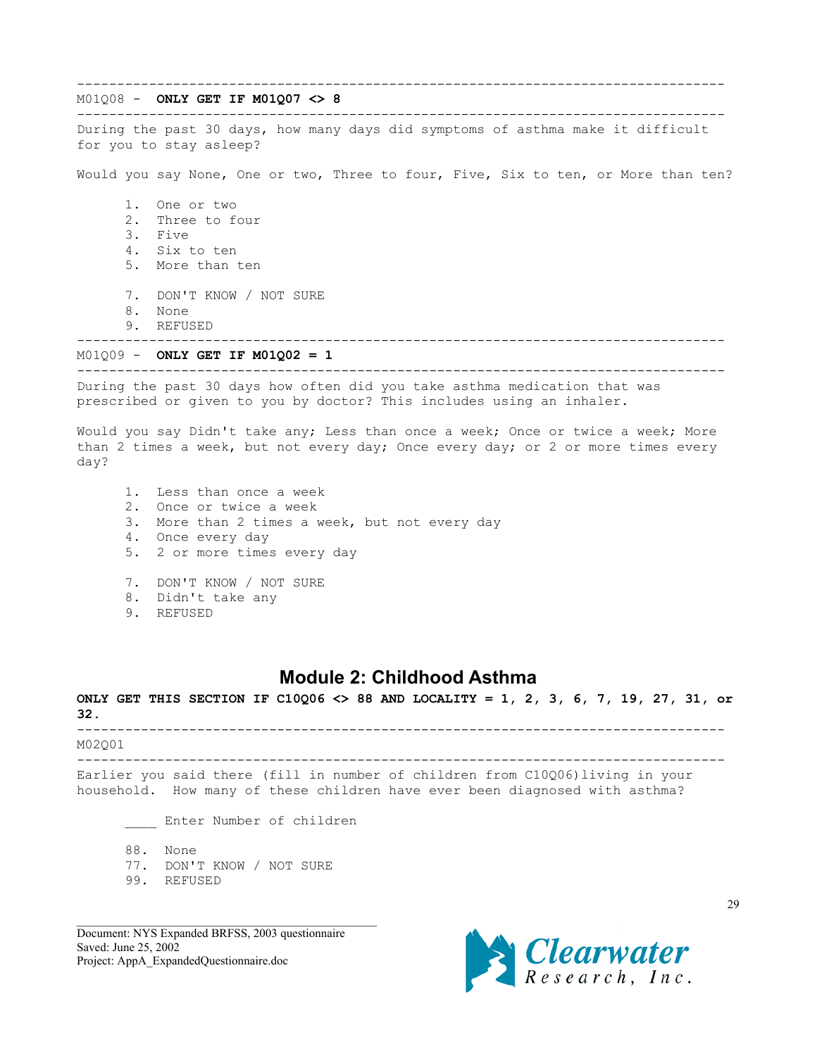---

M01Q08 - **ONLY GET IF M01Q07 <> 8**

---

During the past 30 days, how many days did symptoms of asthma make it difficult for you to stay asleep?

Would you say None, One or two, Three to four, Five, Six to ten, or More than ten?

1. One or two
2. Three to four
3. Five
4. Six to ten
5. More than ten

7. DON'T KNOW / NOT SURE
8. None
9. REFUSED

---

M01Q09 - **ONLY GET IF M01Q02 = 1**

---

During the past 30 days how often did you take asthma medication that was prescribed or given to you by doctor? This includes using an inhaler.

Would you say Didn't take any; Less than once a week; Once or twice a week; More than 2 times a week, but not every day; Once every day; or 2 or more times every day?

1. Less than once a week
2. Once or twice a week
3. More than 2 times a week, but not every day
4. Once every day
5. 2 or more times every day

7. DON'T KNOW / NOT SURE
8. Didn't take any
9. REFUSED

## Module 2: Childhood Asthma

**ONLY GET THIS SECTION IF C10Q06 <> 88 AND LOCALITY = 1, 2, 3, 6, 7, 19, 27, 31, or 32.**

---

M02Q01

---

Earlier you said there (fill in number of children from C10Q06)living in your household. How many of these children have ever been diagnosed with asthma?

____ Enter Number of children

88. None
77. DON'T KNOW / NOT SURE
99. REFUSED

Document: NYS Expanded BRFSS, 2003 questionnaire
Saved: June 25, 2002
Project: AppA_ExpandedQuestionnaire.doc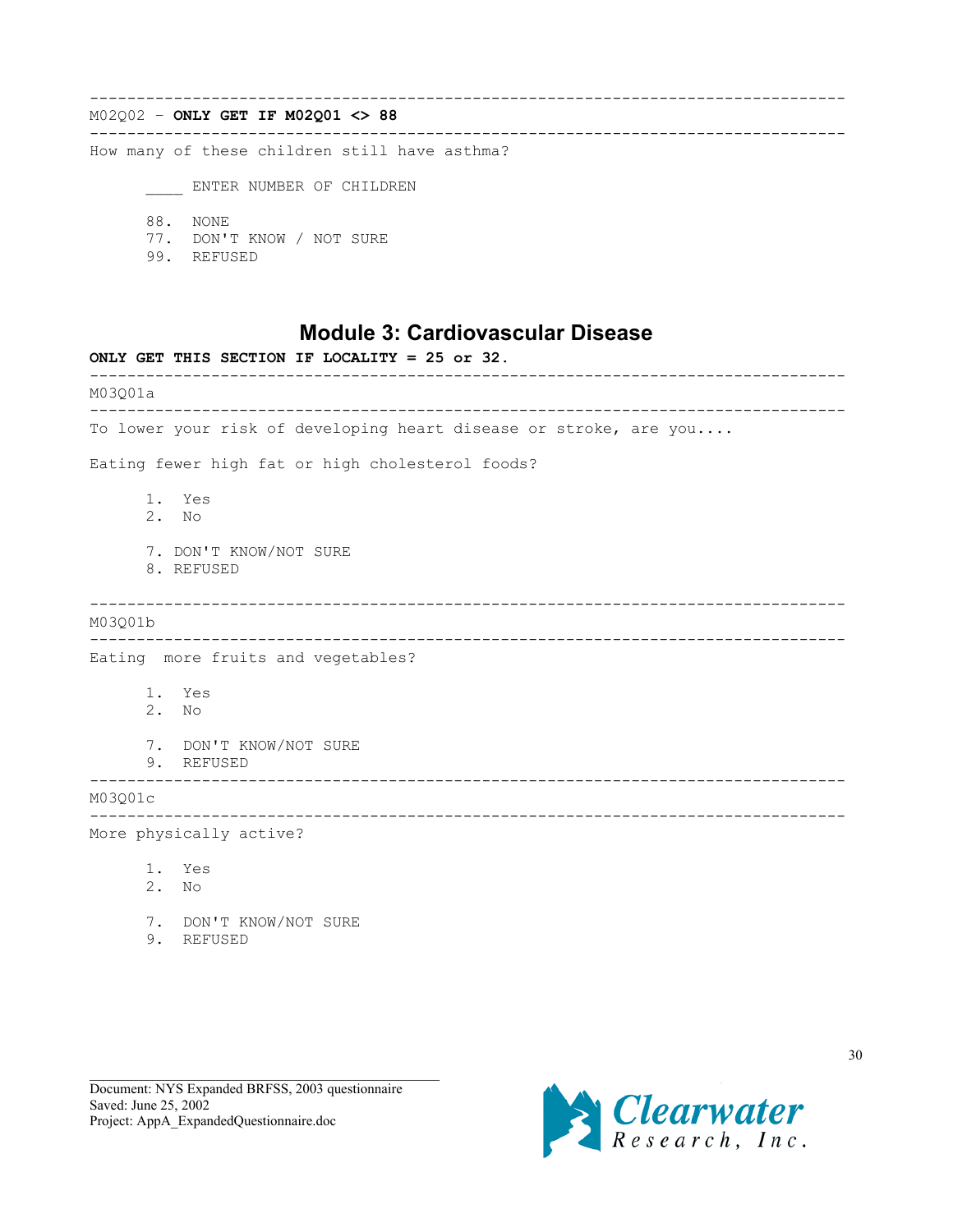---

M02Q02 - **ONLY GET IF M02Q01 <> 88**

---

How many of these children still have asthma?

____ ENTER NUMBER OF CHILDREN

88. NONE
77. DON'T KNOW / NOT SURE
99. REFUSED

## Module 3: Cardiovascular Disease

**ONLY GET THIS SECTION IF LOCALITY = 25 or 32.**

---

M03Q01a

---

To lower your risk of developing heart disease or stroke, are you....

Eating fewer high fat or high cholesterol foods?

1. Yes
2. No

7. DON'T KNOW/NOT SURE
8. REFUSED

---

M03Q01b

---

Eating more fruits and vegetables?

1. Yes
2. No

7. DON'T KNOW/NOT SURE
9. REFUSED

---

M03Q01c

---

More physically active?

1. Yes
2. No

7. DON'T KNOW/NOT SURE
9. REFUSED

Document: NYS Expanded BRFSS, 2003 questionnaire
Saved: June 25, 2002
Project: AppA_ExpandedQuestionnaire.doc

Clearwater Research, Inc.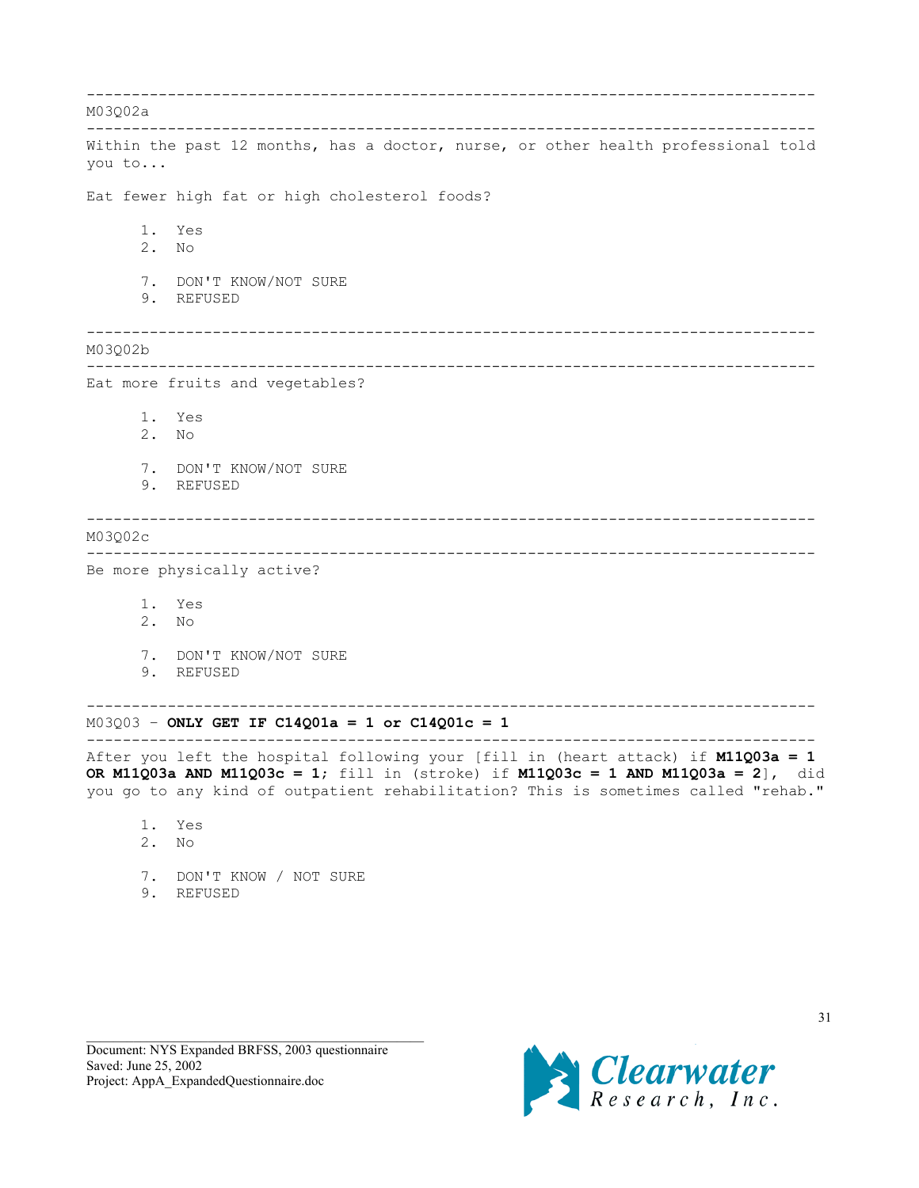---

M03Q02a

---

Within the past 12 months, has a doctor, nurse, or other health professional told you to...

Eat fewer high fat or high cholesterol foods?

1. Yes
2. No

7. DON'T KNOW/NOT SURE
9. REFUSED

---

M03Q02b

---

Eat more fruits and vegetables?

1. Yes
2. No

7. DON'T KNOW/NOT SURE
9. REFUSED

---

M03Q02c

---

Be more physically active?

1. Yes
2. No

7. DON'T KNOW/NOT SURE
9. REFUSED

---

M03Q03 – **ONLY GET IF C14Q01a = 1 or C14Q01c = 1**

---

After you left the hospital following your [fill in (heart attack) if **M11Q03a = 1 OR M11Q03a AND M11Q03c = 1**; fill in (stroke) if **M11Q03c = 1 AND M11Q03a = 2**], did you go to any kind of outpatient rehabilitation? This is sometimes called "rehab."

1. Yes
2. No

7. DON'T KNOW / NOT SURE
9. REFUSED

Document: NYS Expanded BRFSS, 2003 questionnaire
Saved: June 25, 2002
Project: AppA_ExpandedQuestionnaire.doc

Clearwater Research, Inc.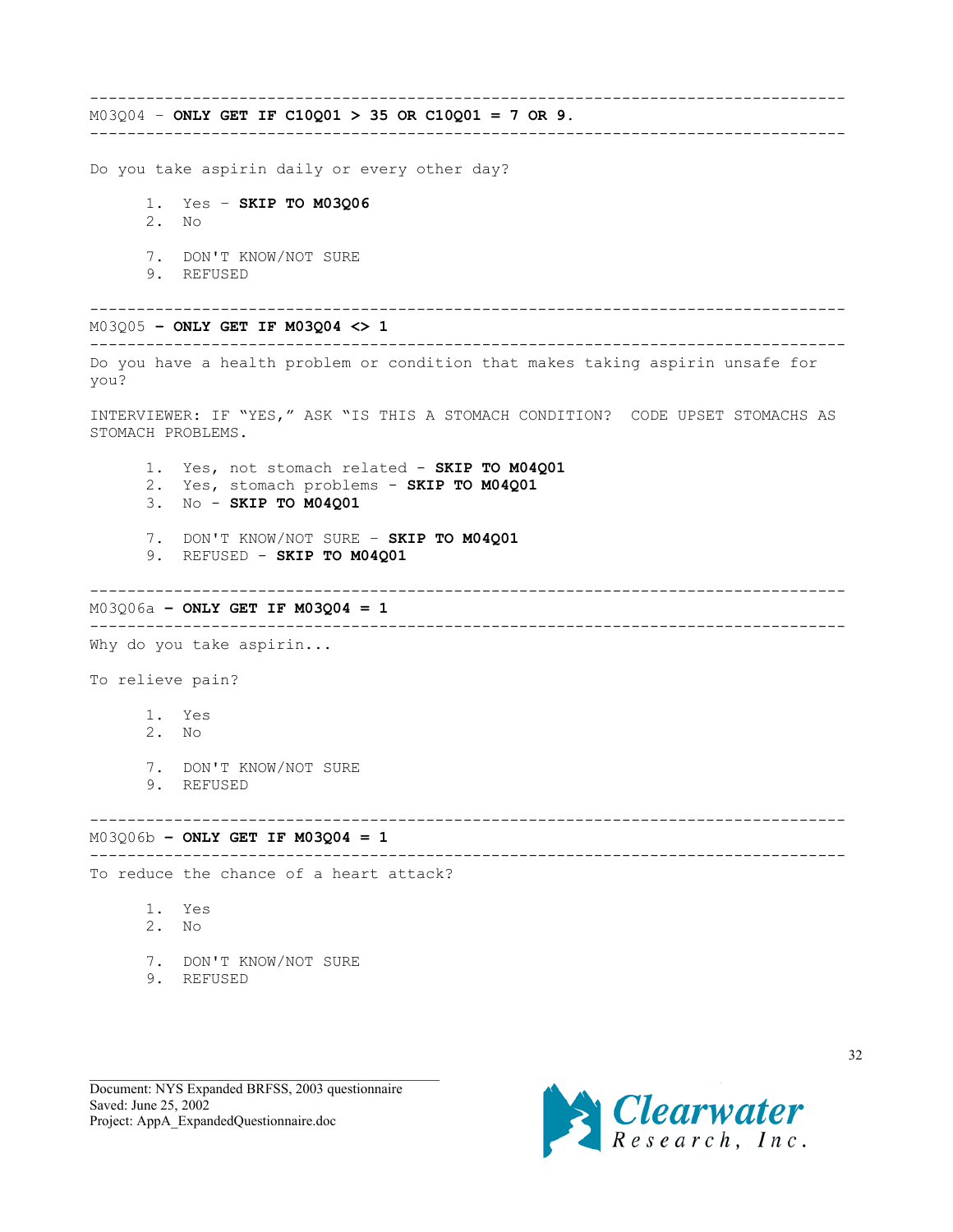---

M03Q04 – **ONLY GET IF C10Q01 > 35 OR C10Q01 = 7 OR 9.**

---

Do you take aspirin daily or every other day?

1. Yes – **SKIP TO M03Q06**
2. No

7. DON'T KNOW/NOT SURE
9. REFUSED

---

M03Q05 **– ONLY GET IF M03Q04 <> 1**

---

Do you have a health problem or condition that makes taking aspirin unsafe for you?

INTERVIEWER: IF "YES," ASK "IS THIS A STOMACH CONDITION? CODE UPSET STOMACHS AS STOMACH PROBLEMS.

1. Yes, not stomach related - **SKIP TO M04Q01**
2. Yes, stomach problems - **SKIP TO M04Q01**
3. No - **SKIP TO M04Q01**

7. DON'T KNOW/NOT SURE – **SKIP TO M04Q01**
9. REFUSED - **SKIP TO M04Q01**

---

M03Q06a **– ONLY GET IF M03Q04 = 1**

---

Why do you take aspirin...

To relieve pain?

1. Yes
2. No

7. DON'T KNOW/NOT SURE
9. REFUSED

---

M03Q06b **– ONLY GET IF M03Q04 = 1**

---

To reduce the chance of a heart attack?

1. Yes
2. No

7. DON'T KNOW/NOT SURE
9. REFUSED

Document: NYS Expanded BRFSS, 2003 questionnaire
Saved: June 25, 2002
Project: AppA_ExpandedQuestionnaire.doc

Clearwater Research, Inc.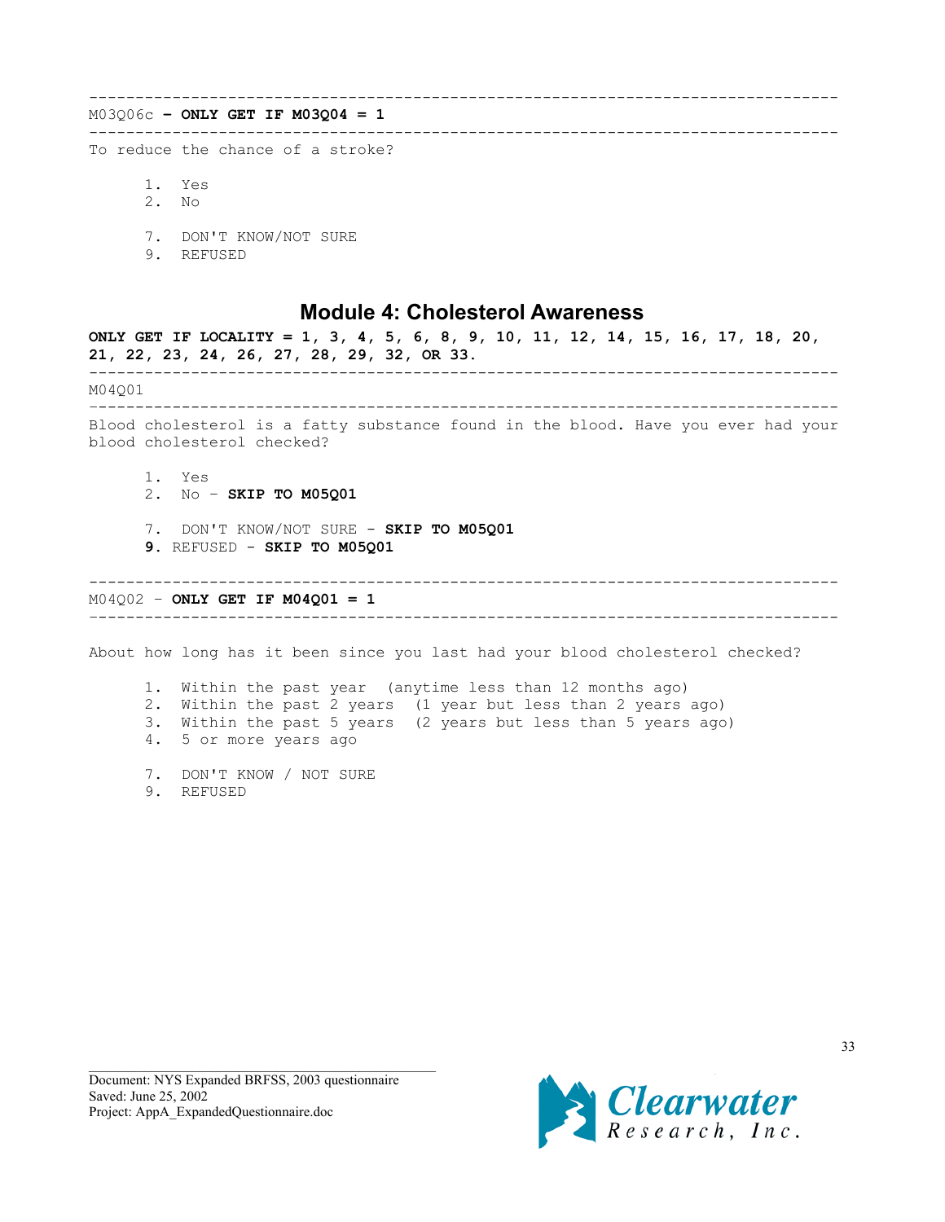---

M03Q06c **– ONLY GET IF M03Q04 = 1**

---

To reduce the chance of a stroke?

1. Yes
2. No

7. DON'T KNOW/NOT SURE
9. REFUSED

## Module 4: Cholesterol Awareness

**ONLY GET IF LOCALITY = 1, 3, 4, 5, 6, 8, 9, 10, 11, 12, 14, 15, 16, 17, 18, 20, 21, 22, 23, 24, 26, 27, 28, 29, 32, OR 33.**

---

M04Q01

---

Blood cholesterol is a fatty substance found in the blood. Have you ever had your blood cholesterol checked?

1. Yes
2. No – **SKIP TO M05Q01**

7. DON'T KNOW/NOT SURE - **SKIP TO M05Q01**
**9.** REFUSED - **SKIP TO M05Q01**

---

M04Q02 – **ONLY GET IF M04Q01 = 1**

---

About how long has it been since you last had your blood cholesterol checked?

1. Within the past year (anytime less than 12 months ago)
2. Within the past 2 years (1 year but less than 2 years ago)
3. Within the past 5 years (2 years but less than 5 years ago)
4. 5 or more years ago

7. DON'T KNOW / NOT SURE
9. REFUSED

Document: NYS Expanded BRFSS, 2003 questionnaire
Saved: June 25, 2002
Project: AppA_ExpandedQuestionnaire.doc

Clearwater Research, Inc.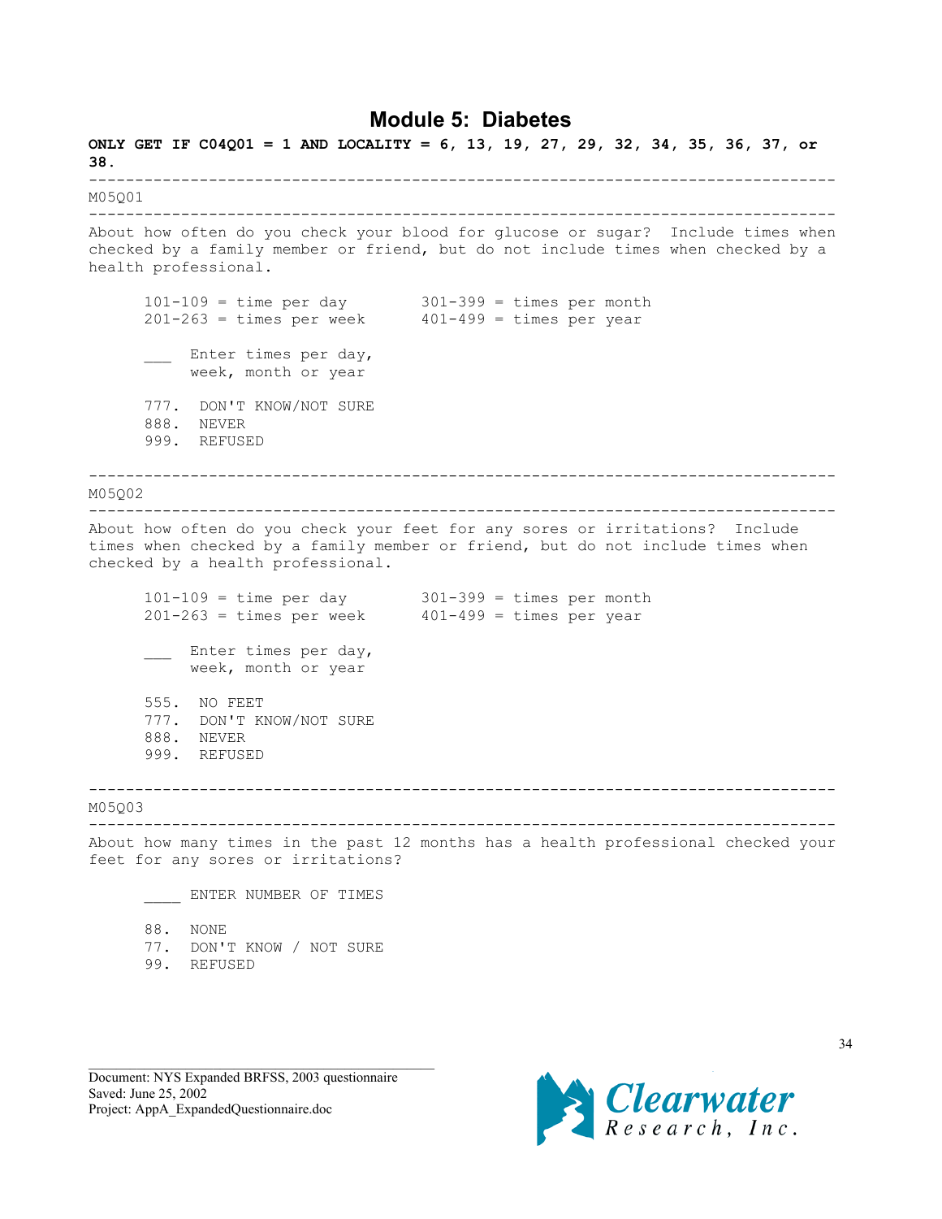# Module 5: Diabetes

**ONLY GET IF C04Q01 = 1 AND LOCALITY = 6, 13, 19, 27, 29, 32, 34, 35, 36, 37, or 38.**

---

M05Q01

---

About how often do you check your blood for glucose or sugar? Include times when checked by a family member or friend, but do not include times when checked by a health professional.

101-109 = time per day
201-263 = times per week
301-399 = times per month
401-499 = times per year

___ Enter times per day, week, month or year

777. DON'T KNOW/NOT SURE
888. NEVER
999. REFUSED

---

M05Q02

---

About how often do you check your feet for any sores or irritations? Include times when checked by a family member or friend, but do not include times when checked by a health professional.

101-109 = time per day
201-263 = times per week
301-399 = times per month
401-499 = times per year

___ Enter time per day, week, month or year

555. NO FEET
777. DON'T KNOW/NOT SURE
888. NEVER
999. REFUSED

---

M05Q03

---

About how many times in the past 12 months has a health professional checked your feet for any sores or irritations?

____ ENTER NUMBER OF TIMES

88. NONE
77. DON'T KNOW / NOT SURE
99. REFUSED

Document: NYS Expanded BRFSS, 2003 questionnaire
Saved: June 25, 2002
Project: AppA_ExpandedQuestionnaire.doc

Clearwater Research, Inc.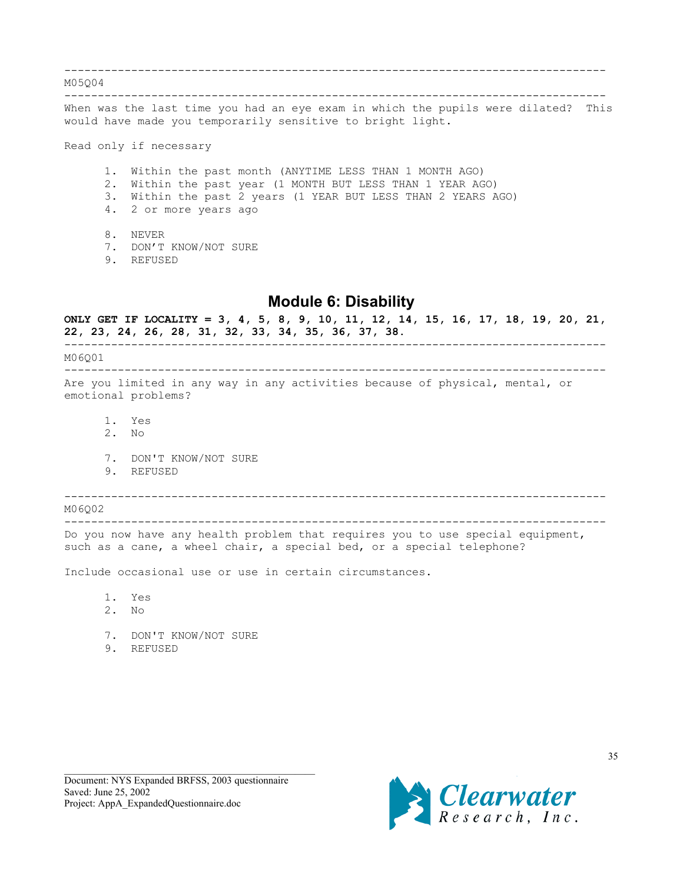---

M05Q04

---

When was the last time you had an eye exam in which the pupils were dilated? This would have made you temporarily sensitive to bright light.

Read only if necessary

1. Within the past month (ANYTIME LESS THAN 1 MONTH AGO)
2. Within the past year (1 MONTH BUT LESS THAN 1 YEAR AGO)
3. Within the past 2 years (1 YEAR BUT LESS THAN 2 YEARS AGO)
4. 2 or more years ago

8. NEVER
7. DON'T KNOW/NOT SURE
9. REFUSED

## Module 6: Disability

**ONLY GET IF LOCALITY = 3, 4, 5, 8, 9, 10, 11, 12, 14, 15, 16, 17, 18, 19, 20, 21, 22, 23, 24, 26, 28, 31, 32, 33, 34, 35, 36, 37, 38.**

---

M06Q01

---

Are you limited in any way in any activities because of physical, mental, or emotional problems?

1. Yes
2. No

7. DON'T KNOW/NOT SURE
9. REFUSED

---

M06Q02

---

Do you now have any health problem that requires you to use special equipment, such as a cane, a wheel chair, a special bed, or a special telephone?

Include occasional use or use in certain circumstances.

1. Yes
2. No

7. DON'T KNOW/NOT SURE
9. REFUSED

Document: NYS Expanded BRFSS, 2003 questionnaire
Saved: June 25, 2002
Project: AppA_ExpandedQuestionnaire.doc

Clearwater Research, Inc.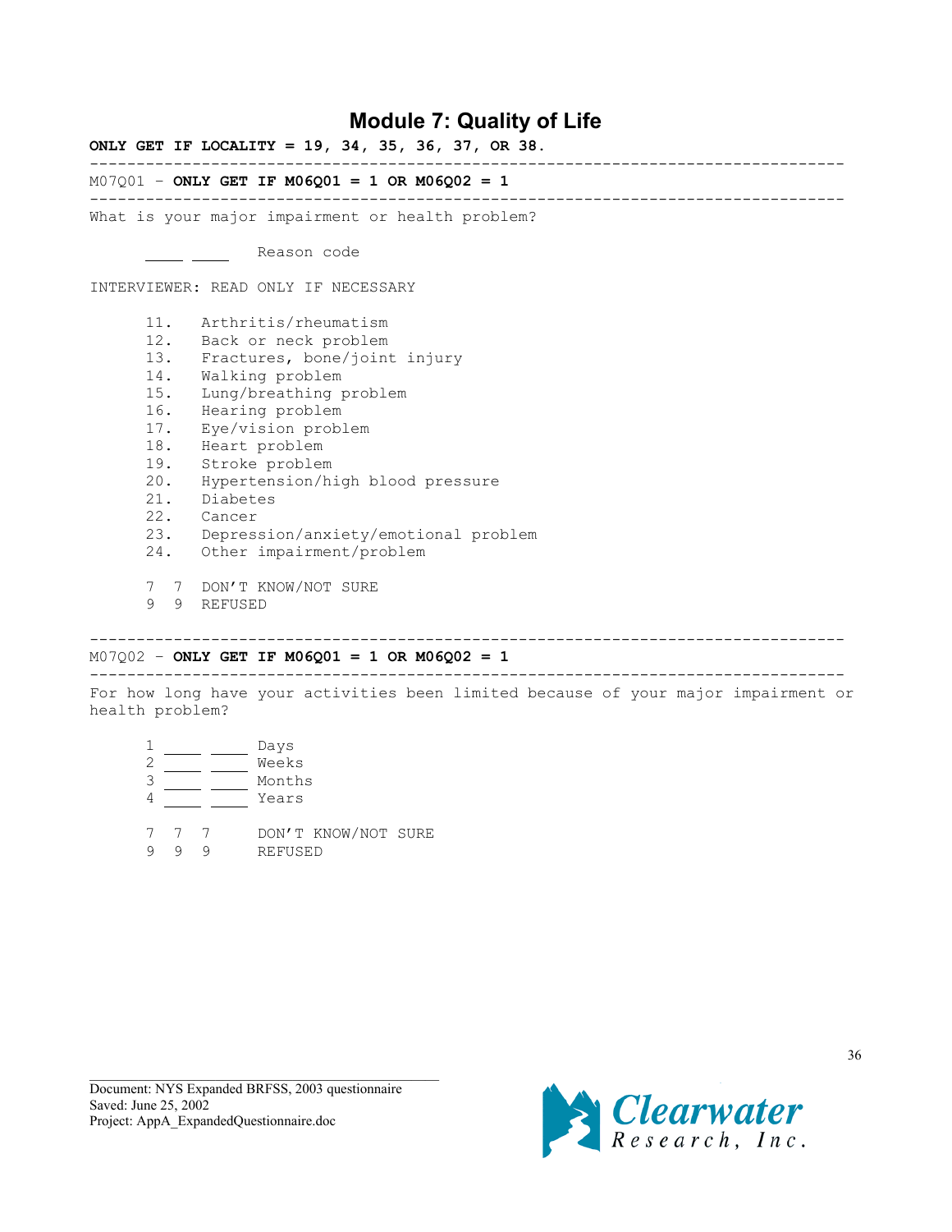# Module 7: Quality of Life

**ONLY GET IF LOCALITY = 19, 34, 35, 36, 37, OR 38.**

---

M07Q01 – **ONLY GET IF M06Q01 = 1 OR M06Q02 = 1**

---

What is your major impairment or health problem?

\_\_\_\_ \_\_\_\_ Reason code

INTERVIEWER: READ ONLY IF NECESSARY

11. Arthritis/rheumatism
12. Back or neck problem
13. Fractures, bone/joint injury
14. Walking problem
15. Lung/breathing problem
16. Hearing problem
17. Eye/vision problem
18. Heart problem
19. Stroke problem
20. Hypertension/high blood pressure
21. Diabetes
22. Cancer
23. Depression/anxiety/emotional problem
24. Other impairment/problem

7 7 DON'T KNOW/NOT SURE
9 9 REFUSED

---

M07Q02 – **ONLY GET IF M06Q01 = 1 OR M06Q02 = 1**

---

For how long have your activities been limited because of your major impairment or health problem?

1 \_\_\_\_ \_\_\_\_ Days
2 \_\_\_\_ \_\_\_\_ Weeks
3 \_\_\_\_ \_\_\_\_ Months
4 \_\_\_\_ \_\_\_\_ Years

7 7 7 DON'T KNOW/NOT SURE
9 9 9 REFUSED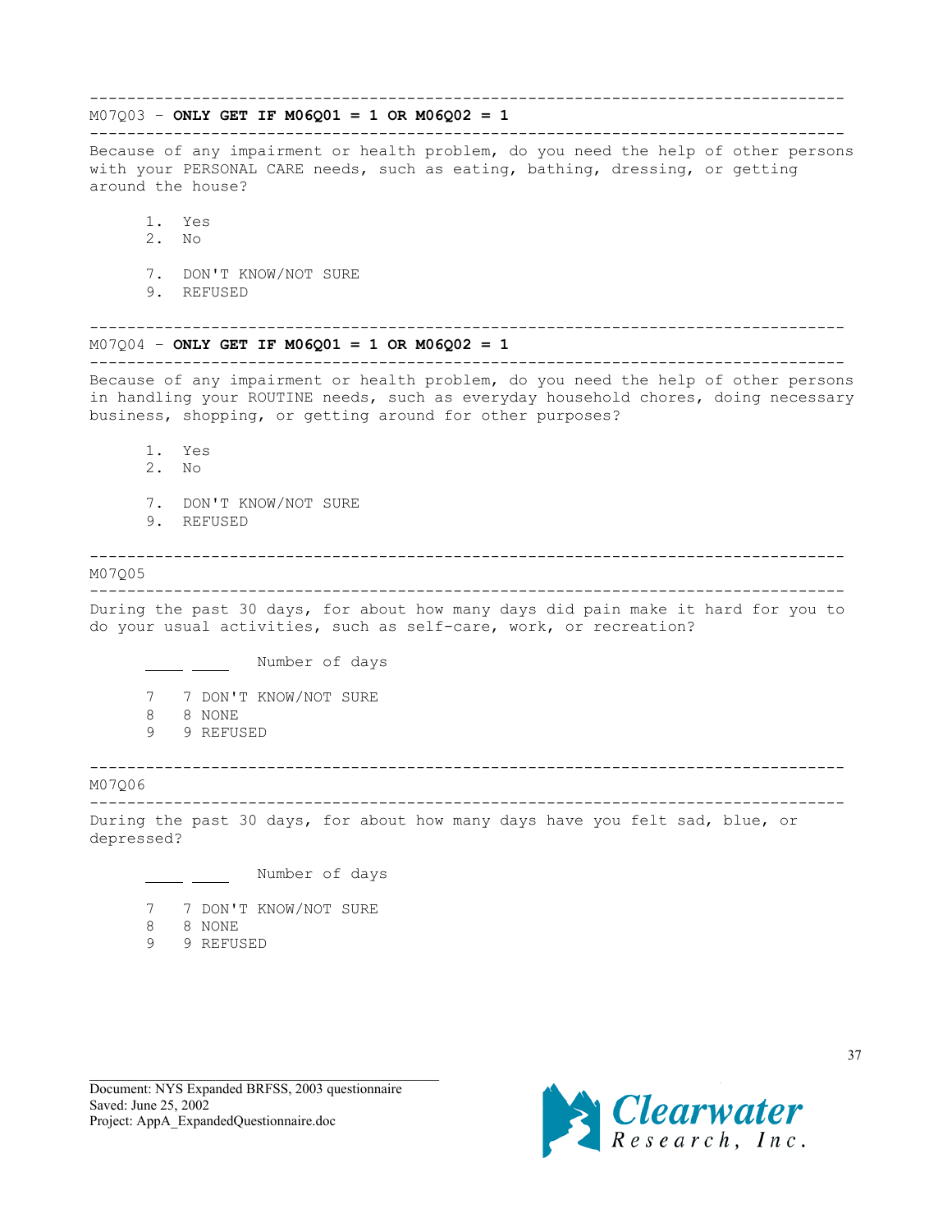---

M07Q03 – **ONLY GET IF M06Q01 = 1 OR M06Q02 = 1**

---

Because of any impairment or health problem, do you need the help of other persons with your PERSONAL CARE needs, such as eating, bathing, dressing, or getting around the house?

1. Yes
2. No

7. DON'T KNOW/NOT SURE
9. REFUSED

---

M07Q04 – **ONLY GET IF M06Q01 = 1 OR M06Q02 = 1**

---

Because of any impairment or health problem, do you need the help of other persons in handling your ROUTINE needs, such as everyday household chores, doing necessary business, shopping, or getting around for other purposes?

1. Yes
2. No

7. DON'T KNOW/NOT SURE
9. REFUSED

---

M07Q05

---

During the past 30 days, for about how many days did pain make it hard for you to do your usual activities, such as self-care, work, or recreation?

_____ _____ Number of days

7 7 DON'T KNOW/NOT SURE
8 8 NONE
9 9 REFUSED

---

M07Q06

---

During the past 30 days, for about how many days have you felt sad, blue, or depressed?

_____ _____ Number of days

7 7 DON'T KNOW/NOT SURE
8 8 NONE
9 9 REFUSED

Document: NYS Expanded BRFSS, 2003 questionnaire
Saved: June 25, 2002
Project: AppA_ExpandedQuestionnaire.doc

Clearwater Research, Inc.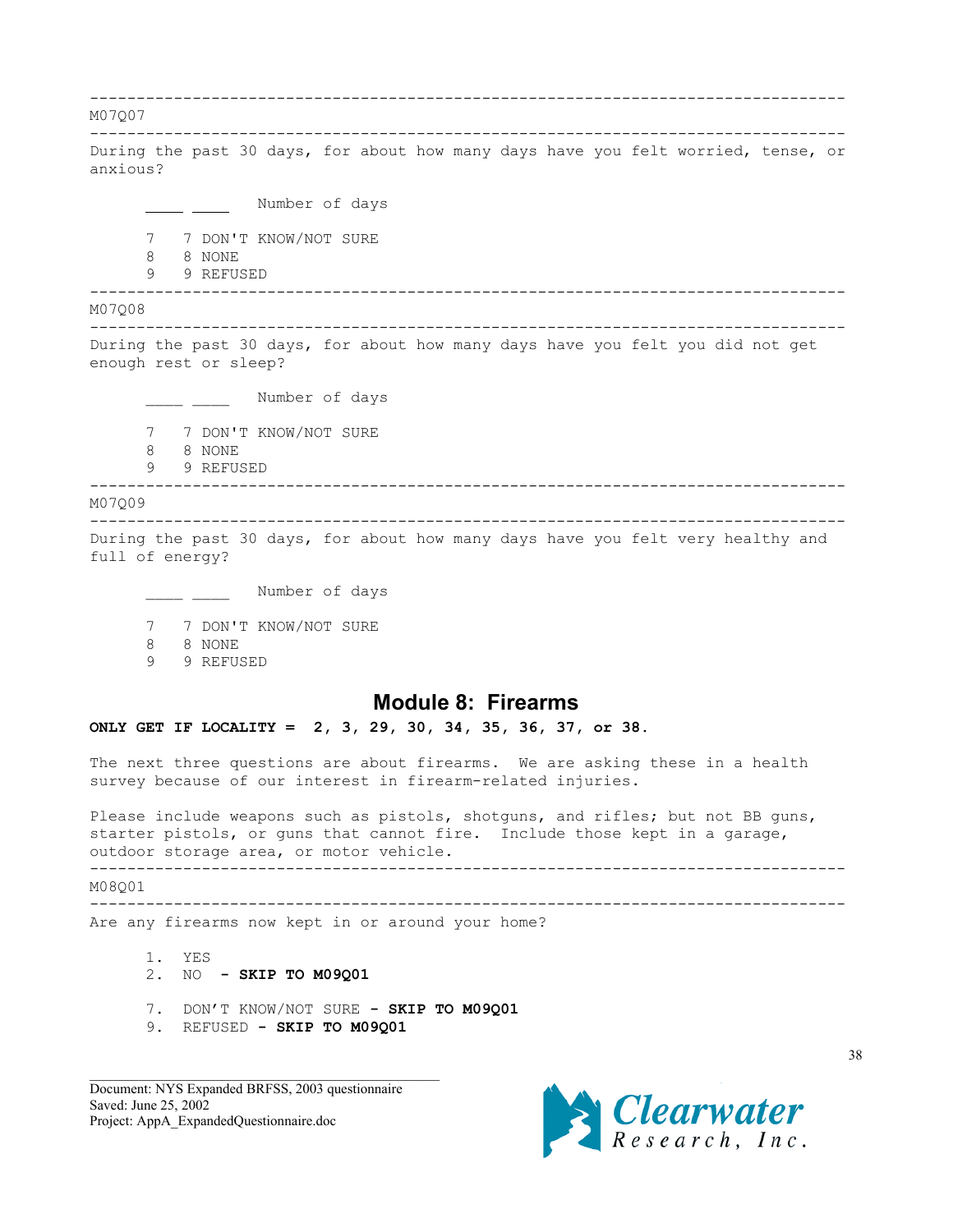---

M07Q07

---

During the past 30 days, for about how many days have you felt worried, tense, or anxious?

\_\_\_\_ \_\_\_\_ Number of days

7 7 DON'T KNOW/NOT SURE
8 8 NONE
9 9 REFUSED

---

M07Q08

---

During the past 30 days, for about how many days have you felt you did not get enough rest or sleep?

\_\_\_\_ \_\_\_\_ Number of days

7 7 DON'T KNOW/NOT SURE
8 8 NONE
9 9 REFUSED

---

M07Q09

---

During the past 30 days, for about how many days have you felt very healthy and full of energy?

\_\_\_\_ \_\_\_\_ Number of days

7 7 DON'T KNOW/NOT SURE
8 8 NONE
9 9 REFUSED

## Module 8: Firearms

**ONLY GET IF LOCALITY = 2, 3, 29, 30, 34, 35, 36, 37, or 38.**

The next three questions are about firearms. We are asking these in a health survey because of our interest in firearm-related injuries.

Please include weapons such as pistols, shotguns, and rifles; but not BB guns, starter pistols, or guns that cannot fire. Include those kept in a garage, outdoor storage area, or motor vehicle.

---

M08Q01

---

Are any firearms now kept in or around your home?

1. YES
2. NO **- SKIP TO M09Q01**

7. DON'T KNOW/NOT SURE **- SKIP TO M09Q01**
9. REFUSED **- SKIP TO M09Q01**

Document: NYS Expanded BRFSS, 2003 questionnaire
Saved: June 25, 2002
Project: AppA_ExpandedQuestionnaire.doc

Clearwater Research, Inc.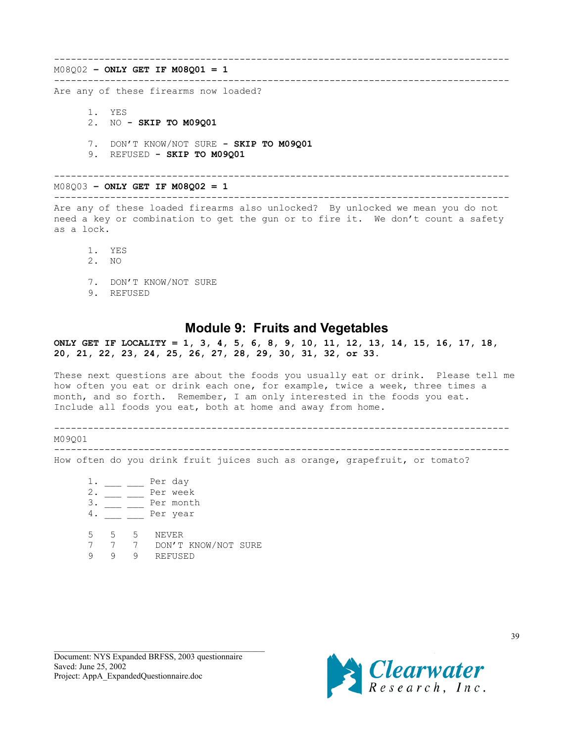---

M08Q02 **– ONLY GET IF M08Q01 = 1**

---

Are any of these firearms now loaded?

1. YES
2. NO **- SKIP TO M09Q01**

7. DON'T KNOW/NOT SURE **- SKIP TO M09Q01**
9. REFUSED **- SKIP TO M09Q01**

---

M08Q03 **– ONLY GET IF M08Q02 = 1**

---

Are any of these loaded firearms also unlocked? By unlocked we mean you do not need a key or combination to get the gun or to fire it. We don't count a safety as a lock.

1. YES
2. NO

7. DON'T KNOW/NOT SURE
9. REFUSED

## Module 9: Fruits and Vegetables

**ONLY GET IF LOCALITY = 1, 3, 4, 5, 6, 8, 9, 10, 11, 12, 13, 14, 15, 16, 17, 18, 20, 21, 22, 23, 24, 25, 26, 27, 28, 29, 30, 31, 32, or 33.**

These next questions are about the foods you usually eat or drink. Please tell me how often you eat or drink each one, for example, twice a week, three times a month, and so forth. Remember, I am only interested in the foods you eat. Include all foods you eat, both at home and away from home.

---

M09Q01

---

How often do you drink fruit juices such as orange, grapefruit, or tomato?

1. ___ ___ Per day
2. ___ ___ Per week
3. ___ ___ Per month
4. ___ ___ Per year

5 5 5 NEVER
7 7 7 DON'T KNOW/NOT SURE
9 9 9 REFUSED

Document: NYS Expanded BRFSS, 2003 questionnaire
Saved: June 25, 2002
Project: AppA_ExpandedQuestionnaire.doc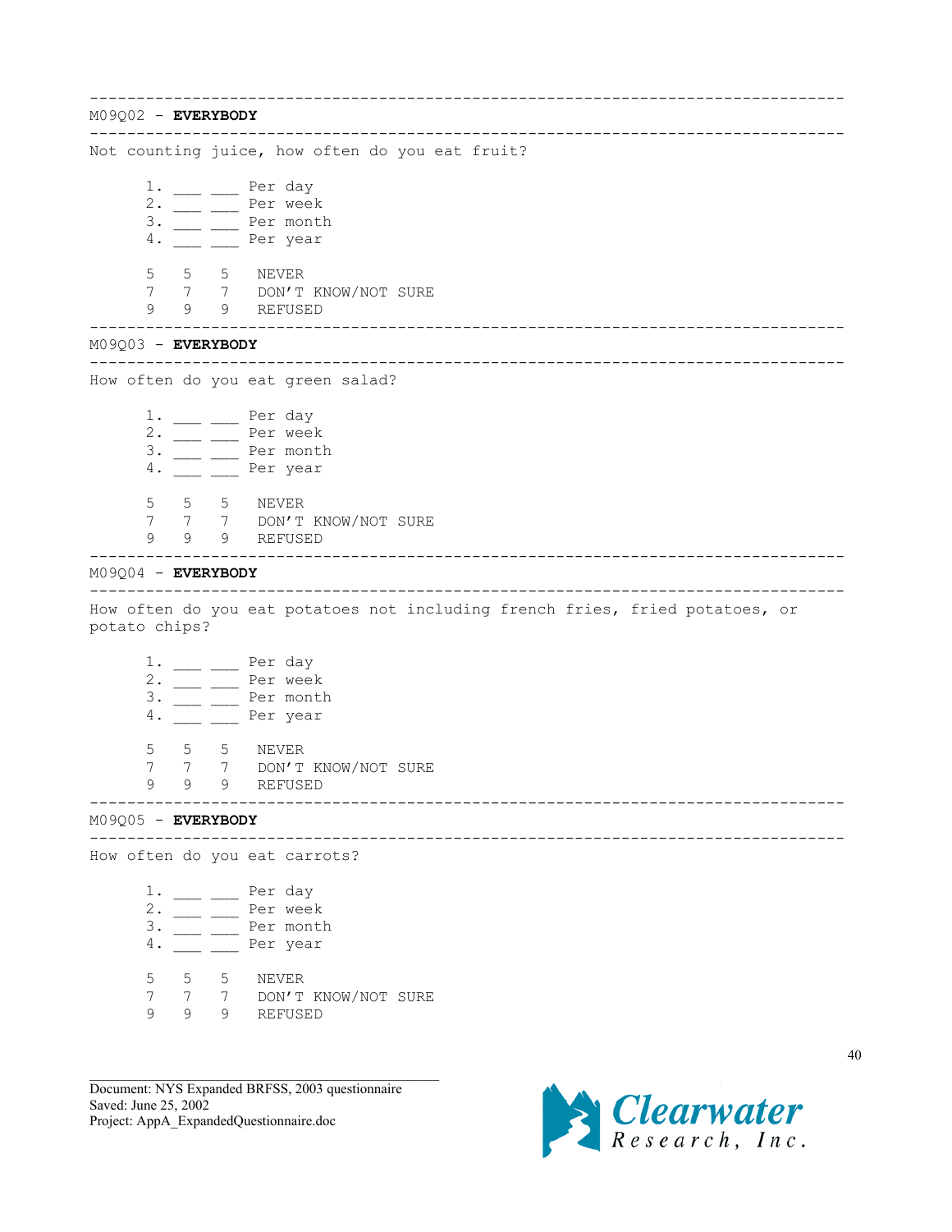---

M09Q02 - **EVERYBODY**

---

Not counting juice, how often do you eat fruit?

```
1. ___ ___ Per day
2. ___ ___ Per week
3. ___ ___ Per month
4. ___ ___ Per year

5   5   5   NEVER
7   7   7   DON'T KNOW/NOT SURE
9   9   9   REFUSED
```

---

M09Q03 - **EVERYBODY**

---

How often do you eat green salad?

```
1. ___ ___ Per day
2. ___ ___ Per week
3. ___ ___ Per month
4. ___ ___ Per year

5   5   5   NEVER
7   7   7   DON'T KNOW/NOT SURE
9   9   9   REFUSED
```

---

M09Q04 - **EVERYBODY**

---

How often do you eat potatoes not including french fries, fried potatoes, or potato chips?

```
1. ___ ___ Per day
2. ___ ___ Per week
3. ___ ___ Per month
4. ___ ___ Per year

5   5   5   NEVER
7   7   7   DON'T KNOW/NOT SURE
9   9   9   REFUSED
```

---

M09Q05 - **EVERYBODY**

---

How often do you eat carrots?

```
1. ___ ___ Per day
2. ___ ___ Per week
3. ___ ___ Per month
4. ___ ___ Per year

5   5   5   NEVER
7   7   7   DON'T KNOW/NOT SURE
9   9   9   REFUSED
```

Document: NYS Expanded BRFSS, 2003 questionnaire
Saved: June 25, 2002
Project: AppA_ExpandedQuestionnaire.doc

Clearwater Research, Inc.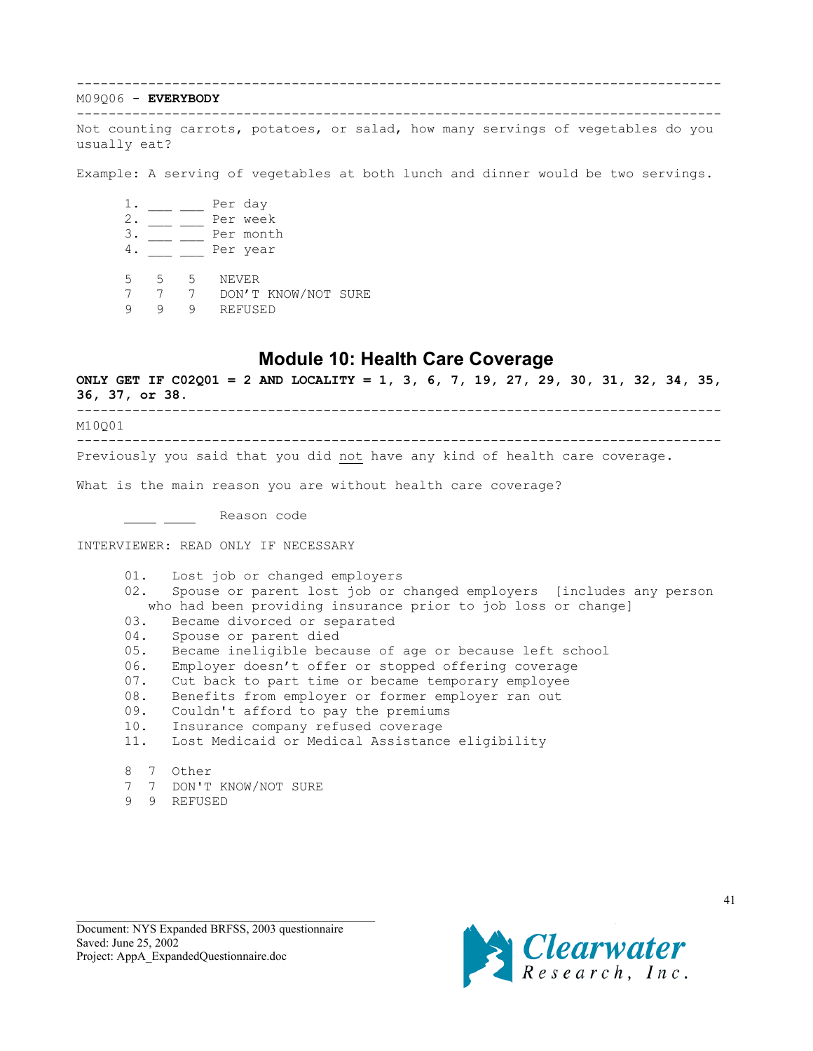---

M09Q06 - **EVERYBODY**

---

Not counting carrots, potatoes, or salad, how many servings of vegetables do you usually eat?

Example: A serving of vegetables at both lunch and dinner would be two servings.

```
1. ___ ___ Per day
2. ___ ___ Per week
3. ___ ___ Per month
4. ___ ___ Per year

5   5   5    NEVER
7   7   7    DON'T KNOW/NOT SURE
9   9   9    REFUSED
```

## Module 10: Health Care Coverage

**ONLY GET IF C02Q01 = 2 AND LOCALITY = 1, 3, 6, 7, 19, 27, 29, 30, 31, 32, 34, 35, 36, 37, or 38.**

---

M10Q01

---

Previously you said that you did not have any kind of health care coverage.

What is the main reason you are without health care coverage?

```
____ ____    Reason code
```

INTERVIEWER: READ ONLY IF NECESSARY

```
01.   Lost job or changed employers
02.   Spouse or parent lost job or changed employers  [includes any person
      who had been providing insurance prior to job loss or change]
03.   Became divorced or separated
04.   Spouse or parent died
05.   Became ineligible because of age or because left school
06.   Employer doesn't offer or stopped offering coverage
07.   Cut back to part time or became temporary employee
08.   Benefits from employer or former employer ran out
09.   Couldn't afford to pay the premiums
10.   Insurance company refused coverage
11.   Lost Medicaid or Medical Assistance eligibility

8  7  Other
7  7  DON'T KNOW/NOT SURE
9  9  REFUSED
```

Document: NYS Expanded BRFSS, 2003 questionnaire
Saved: June 25, 2002
Project: AppA_ExpandedQuestionnaire.doc

Clearwater Research, Inc.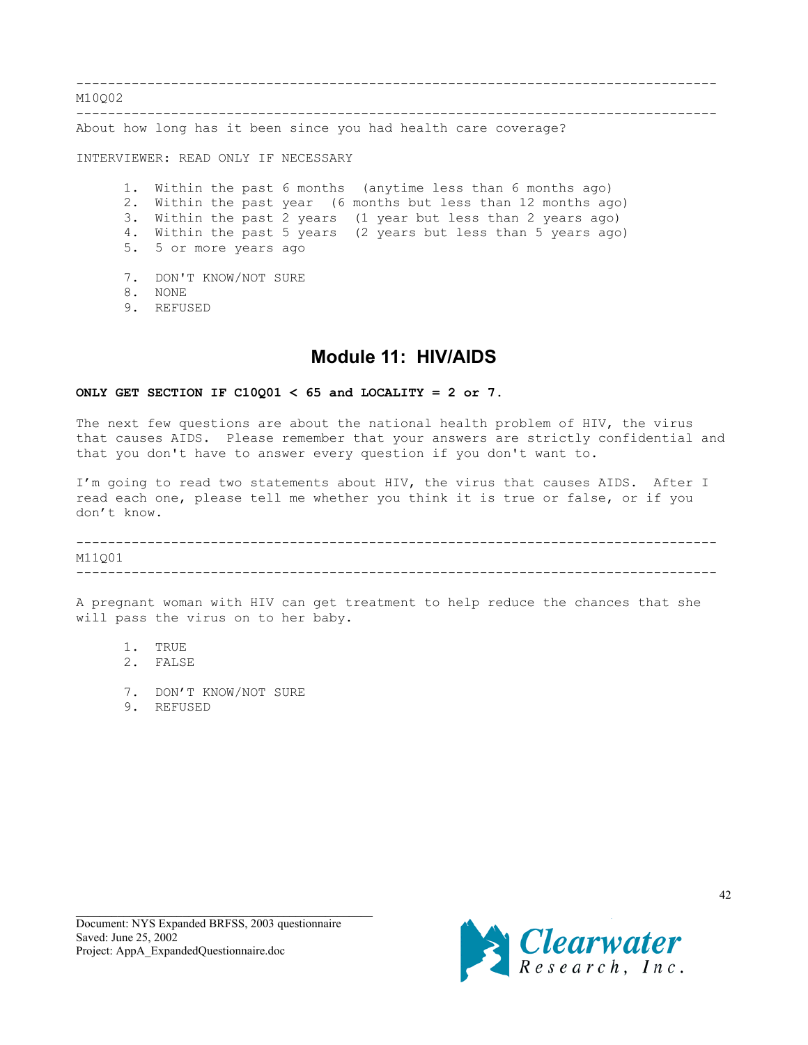---

M10Q02

---

About how long has it been since you had health care coverage?

INTERVIEWER: READ ONLY IF NECESSARY

1. Within the past 6 months (anytime less than 6 months ago)
2. Within the past year (6 months but less than 12 months ago)
3. Within the past 2 years (1 year but less than 2 years ago)
4. Within the past 5 years (2 years but less than 5 years ago)
5. 5 or more years ago

7. DON'T KNOW/NOT SURE
8. NONE
9. REFUSED

## Module 11: HIV/AIDS

**ONLY GET SECTION IF C10Q01 < 65 and LOCALITY = 2 or 7.**

The next few questions are about the national health problem of HIV, the virus that causes AIDS. Please remember that your answers are strictly confidential and that you don't have to answer every question if you don't want to.

I'm going to read two statements about HIV, the virus that causes AIDS. After I read each one, please tell me whether you think it is true or false, or if you don't know.

---

M11Q01

---

A pregnant woman with HIV can get treatment to help reduce the chances that she will pass the virus on to her baby.

1. TRUE
2. FALSE

7. DON'T KNOW/NOT SURE
9. REFUSED

Document: NYS Expanded BRFSS, 2003 questionnaire
Saved: June 25, 2002
Project: AppA_ExpandedQuestionnaire.doc

Clearwater Research, Inc.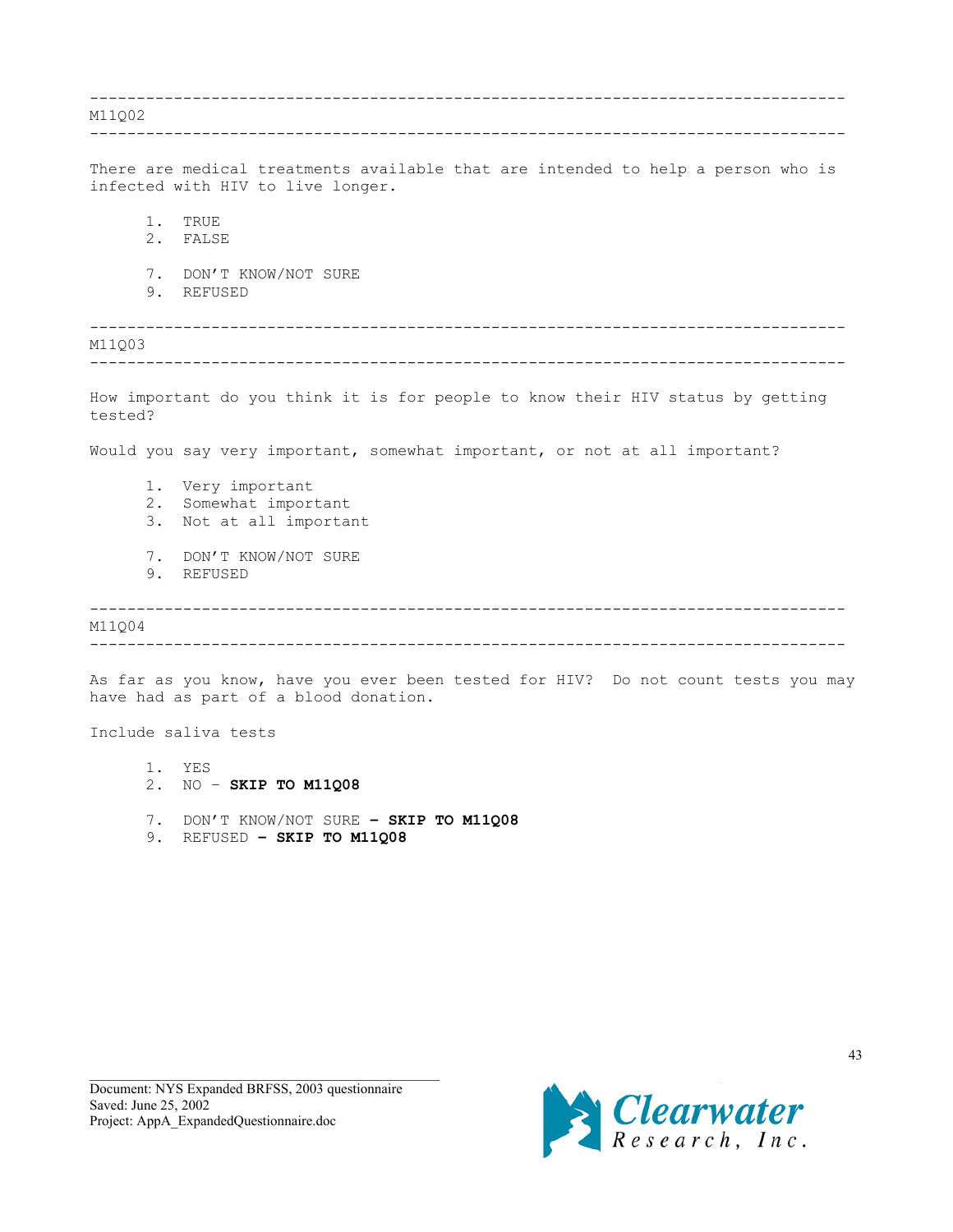---

M11Q02

---

There are medical treatments available that are intended to help a person who is infected with HIV to live longer.

1. TRUE
2. FALSE

7. DON'T KNOW/NOT SURE
9. REFUSED

---

M11Q03

---

How important do you think it is for people to know their HIV status by getting tested?

Would you say very important, somewhat important, or not at all important?

1. Very important
2. Somewhat important
3. Not at all important

7. DON'T KNOW/NOT SURE
9. REFUSED

---

M11Q04

---

As far as you know, have you ever been tested for HIV? Do not count tests you may have had as part of a blood donation.

Include saliva tests

1. YES
2. NO – **SKIP TO M11Q08**

7. DON'T KNOW/NOT SURE **– SKIP TO M11Q08**
9. REFUSED **– SKIP TO M11Q08**

Document: NYS Expanded BRFSS, 2003 questionnaire
Saved: June 25, 2002
Project: AppA_ExpandedQuestionnaire.doc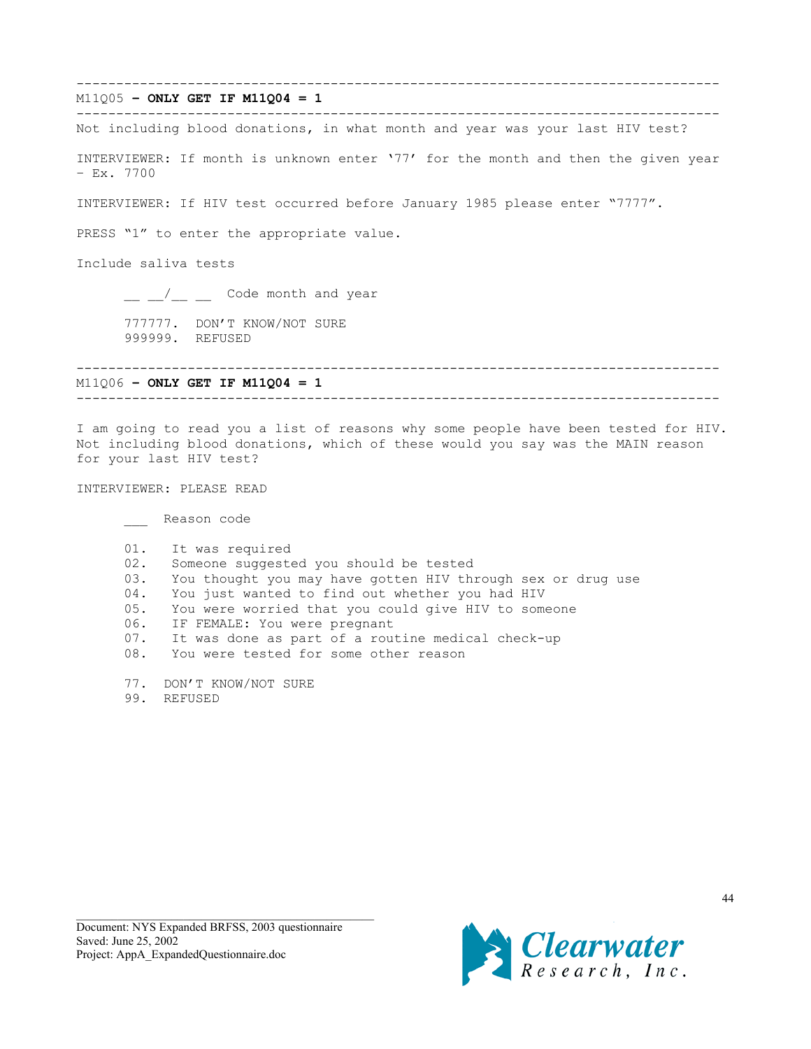---

M11Q05 **– ONLY GET IF M11Q04 = 1**

---

Not including blood donations, in what month and year was your last HIV test?

INTERVIEWER: If month is unknown enter '77' for the month and then the given year – Ex. 7700

INTERVIEWER: If HIV test occurred before January 1985 please enter "7777".

PRESS "1" to enter the appropriate value.

Include saliva tests

__ __/__ __ Code month and year

777777. DON'T KNOW/NOT SURE
999999. REFUSED

---

M11Q06 **– ONLY GET IF M11Q04 = 1**

---

I am going to read you a list of reasons why some people have been tested for HIV. Not including blood donations, which of these would you say was the MAIN reason for your last HIV test?

INTERVIEWER: PLEASE READ

___ Reason code

01. It was required
02. Someone suggested you should be tested
03. You thought you may have gotten HIV through sex or drug use
04. You just wanted to find out whether you had HIV
05. You were worried that you could give HIV to someone
06. IF FEMALE: You were pregnant
07. It was done as part of a routine medical check-up
08. You were tested for some other reason

77. DON'T KNOW/NOT SURE
99. REFUSED

Document: NYS Expanded BRFSS, 2003 questionnaire
Saved: June 25, 2002
Project: AppA_ExpandedQuestionnaire.doc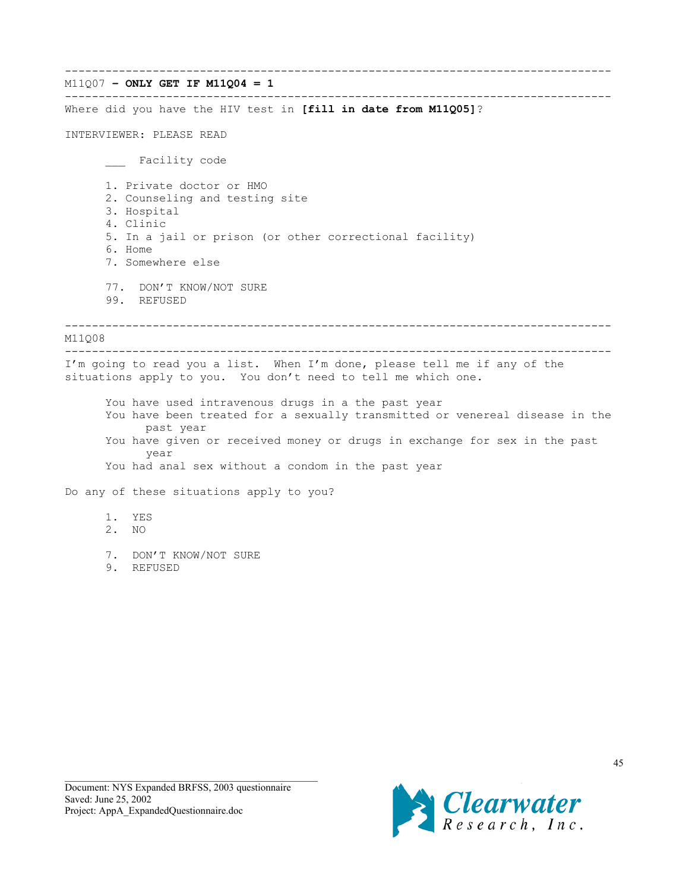---

M11Q07 **– ONLY GET IF M11Q04 = 1**

---

Where did you have the HIV test in **[fill in date from M11Q05]**?

INTERVIEWER: PLEASE READ

___ Facility code

1. Private doctor or HMO
2. Counseling and testing site
3. Hospital
4. Clinic
5. In a jail or prison (or other correctional facility)
6. Home
7. Somewhere else

77. DON'T KNOW/NOT SURE
99. REFUSED

---

M11Q08

---

I'm going to read you a list. When I'm done, please tell me if any of the situations apply to you. You don't need to tell me which one.

You have used intravenous drugs in a the past year
You have been treated for a sexually transmitted or venereal disease in the past year
You have given or received money or drugs in exchange for sex in the past year
You had anal sex without a condom in the past year

Do any of these situations apply to you?

1. YES
2. NO

7. DON'T KNOW/NOT SURE
9. REFUSED

Document: NYS Expanded BRFSS, 2003 questionnaire
Saved: June 25, 2002
Project: AppA_ExpandedQuestionnaire.doc

Clearwater Research, Inc.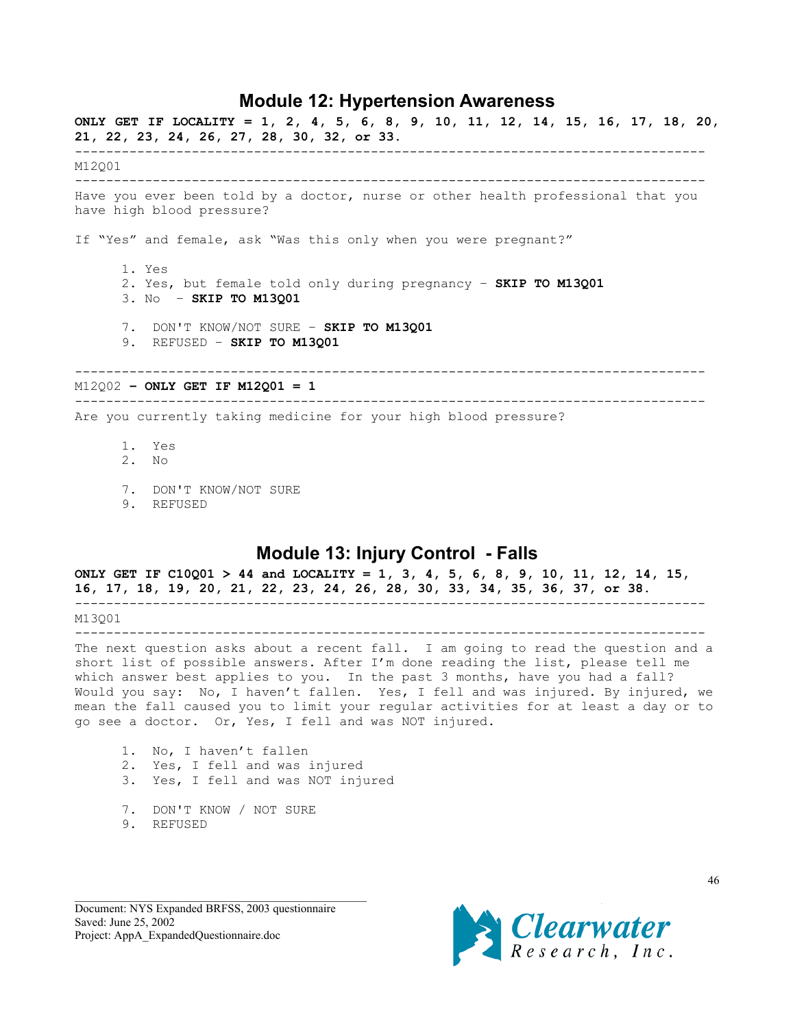## Module 12: Hypertension Awareness

**ONLY GET IF LOCALITY = 1, 2, 4, 5, 6, 8, 9, 10, 11, 12, 14, 15, 16, 17, 18, 20, 21, 22, 23, 24, 26, 27, 28, 30, 32, or 33.**

---

M12Q01

---

Have you ever been told by a doctor, nurse or other health professional that you have high blood pressure?

If "Yes" and female, ask "Was this only when you were pregnant?"

1. Yes
2. Yes, but female told only during pregnancy – **SKIP TO M13Q01**
3. No – **SKIP TO M13Q01**

7. DON'T KNOW/NOT SURE – **SKIP TO M13Q01**
9. REFUSED – **SKIP TO M13Q01**

---

M12Q02 **– ONLY GET IF M12Q01 = 1**

---

Are you currently taking medicine for your high blood pressure?

1. Yes
2. No

7. DON'T KNOW/NOT SURE
9. REFUSED

## Module 13: Injury Control - Falls

**ONLY GET IF C10Q01 > 44 and LOCALITY = 1, 3, 4, 5, 6, 8, 9, 10, 11, 12, 14, 15, 16, 17, 18, 19, 20, 21, 22, 23, 24, 26, 28, 30, 33, 34, 35, 36, 37, or 38.**

---

M13Q01

---

The next question asks about a recent fall. I am going to read the question and a short list of possible answers. After I'm done reading the list, please tell me which answer best applies to you. In the past 3 months, have you had a fall? Would you say: No, I haven't fallen. Yes, I fell and was injured. By injured, we mean the fall caused you to limit your regular activities for at least a day or to go see a doctor. Or, Yes, I fell and was NOT injured.

1. No, I haven't fallen
2. Yes, I fell and was injured
3. Yes, I fell and was NOT injured

7. DON'T KNOW / NOT SURE
9. REFUSED

Document: NYS Expanded BRFSS, 2003 questionnaire
Saved: June 25, 2002
Project: AppA_ExpandedQuestionnaire.doc

Clearwater Research, Inc.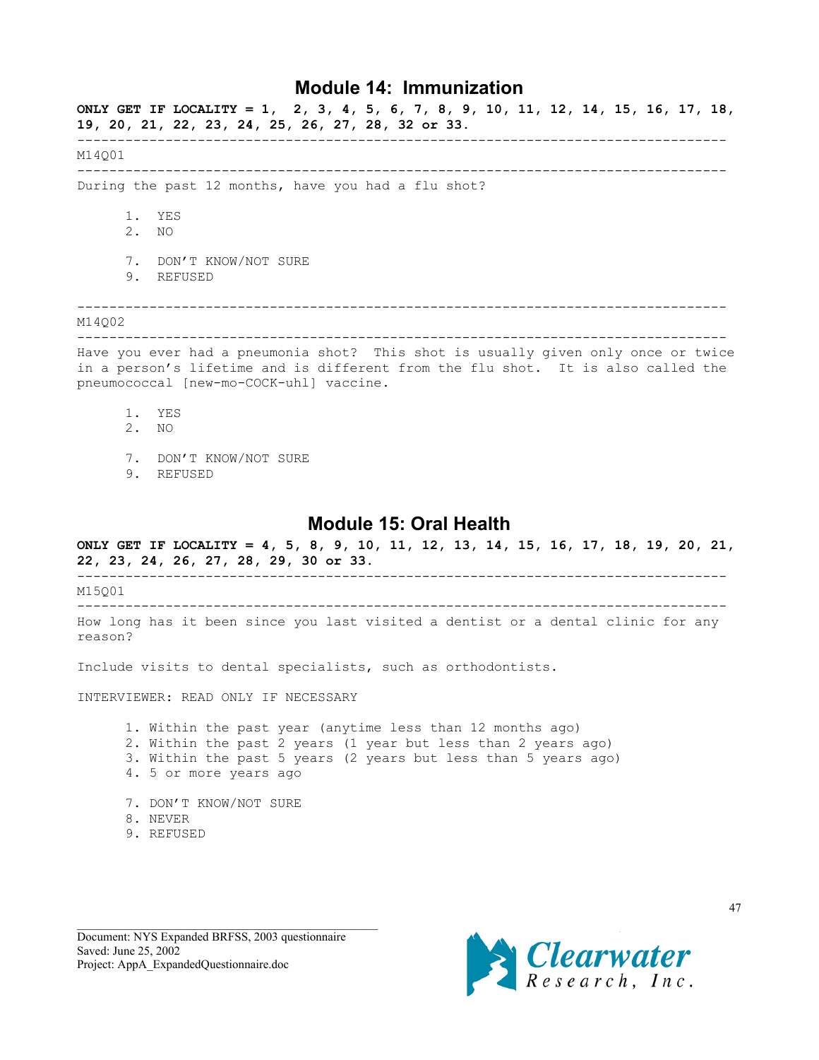# Module 14: Immunization

**ONLY GET IF LOCALITY = 1, 2, 3, 4, 5, 6, 7, 8, 9, 10, 11, 12, 14, 15, 16, 17, 18, 19, 20, 21, 22, 23, 24, 25, 26, 27, 28, 32 or 33.**

---

M14Q01

---

During the past 12 months, have you had a flu shot?

1. YES
2. NO

7. DON'T KNOW/NOT SURE
9. REFUSED

---

M14Q02

---

Have you ever had a pneumonia shot? This shot is usually given only once or twice in a person's lifetime and is different from the flu shot. It is also called the pneumococcal [new-mo-COCK-uhl] vaccine.

1. YES
2. NO

7. DON'T KNOW/NOT SURE
9. REFUSED

# Module 15: Oral Health

**ONLY GET IF LOCALITY = 4, 5, 8, 9, 10, 11, 12, 13, 14, 15, 16, 17, 18, 19, 20, 21, 22, 23, 24, 26, 27, 28, 29, 30 or 33.**

---

M15Q01

---

How long has it been since you last visited a dentist or a dental clinic for any reason?

Include visits to dental specialists, such as orthodontists.

INTERVIEWER: READ ONLY IF NECESSARY

1. Within the past year (anytime less than 12 months ago)
2. Within the past 2 years (1 year but less than 2 years ago)
3. Within the past 5 years (2 years but less than 5 years ago)
4. 5 or more years ago

7. DON'T KNOW/NOT SURE
8. NEVER
9. REFUSED

Document: NYS Expanded BRFSS, 2003 questionnaire
Saved: June 25, 2002
Project: AppA_ExpandedQuestionnaire.doc

Clearwater Research, Inc.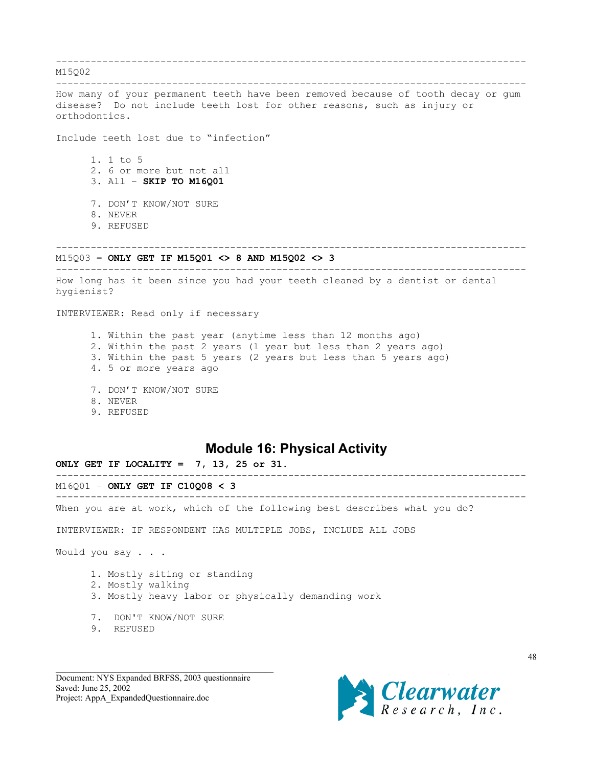---

M15Q02

---

How many of your permanent teeth have been removed because of tooth decay or gum disease? Do not include teeth lost for other reasons, such as injury or orthodontics.

Include teeth lost due to "infection"

1. 1 to 5
2. 6 or more but not all
3. All – **SKIP TO M16Q01**

7. DON'T KNOW/NOT SURE
8. NEVER
9. REFUSED

---

M15Q03 **– ONLY GET IF M15Q01 <> 8 AND M15Q02 <> 3**

---

How long has it been since you had your teeth cleaned by a dentist or dental hygienist?

INTERVIEWER: Read only if necessary

1. Within the past year (anytime less than 12 months ago)
2. Within the past 2 years (1 year but less than 2 years ago)
3. Within the past 5 years (2 years but less than 5 years ago)
4. 5 or more years ago

7. DON'T KNOW/NOT SURE
8. NEVER
9. REFUSED

## Module 16: Physical Activity

**ONLY GET IF LOCALITY = 7, 13, 25 or 31.**

---

M16Q01 – **ONLY GET IF C10Q08 < 3**

---

When you are at work, which of the following best describes what you do?

INTERVIEWER: IF RESPONDENT HAS MULTIPLE JOBS, INCLUDE ALL JOBS

Would you say . . .

1. Mostly siting or standing
2. Mostly walking
3. Mostly heavy labor or physically demanding work

7. DON'T KNOW/NOT SURE
9. REFUSED

Document: NYS Expanded BRFSS, 2003 questionnaire
Saved: June 25, 2002
Project: AppA_ExpandedQuestionnaire.doc

Clearwater Research, Inc.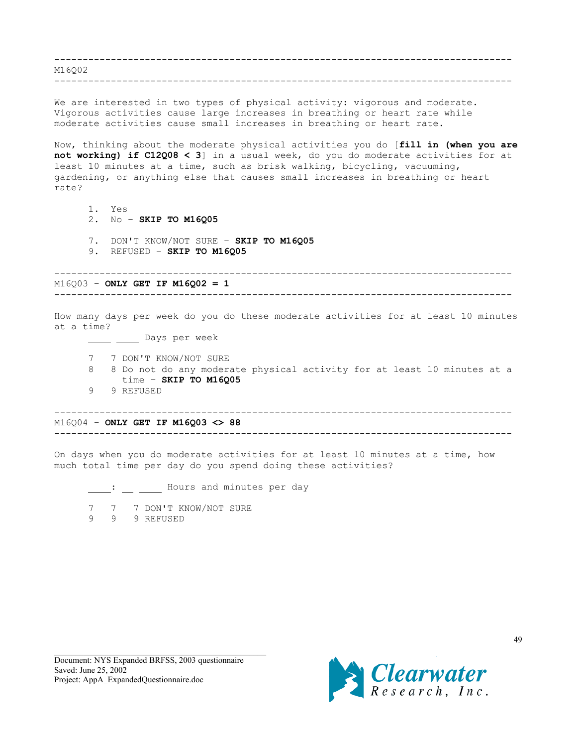---

M16Q02

---

We are interested in two types of physical activity: vigorous and moderate. Vigorous activities cause large increases in breathing or heart rate while moderate activities cause small increases in breathing or heart rate.

Now, thinking about the moderate physical activities you do [**fill in (when you are not working) if C12Q08 < 3**] in a usual week, do you do moderate activities for at least 10 minutes at a time, such as brisk walking, bicycling, vacuuming, gardening, or anything else that causes small increases in breathing or heart rate?

1. Yes
2. No – **SKIP TO M16Q05**

7. DON'T KNOW/NOT SURE – **SKIP TO M16Q05**
9. REFUSED – **SKIP TO M16Q05**

---

M16Q03 – **ONLY GET IF M16Q02 = 1**

---

How many days per week do you do these moderate activities for at least 10 minutes at a time?

\_\_\_\_ \_\_\_\_ Days per week

7 7 DON'T KNOW/NOT SURE
8 8 Do not do any moderate physical activity for at least 10 minutes at a time – **SKIP TO M16Q05**
9 9 REFUSED

---

M16Q04 – **ONLY GET IF M16Q03 <> 88**

---

On days when you do moderate activities for at least 10 minutes at a time, how much total time per day do you spend doing these activities?

\_\_\_\_: \_\_ \_\_\_\_ Hours and minutes per day

7 7 7 DON'T KNOW/NOT SURE
9 9 9 REFUSED

Document: NYS Expanded BRFSS, 2003 questionnaire
Saved: June 25, 2002
Project: AppA_ExpandedQuestionnaire.doc

Clearwater Research, Inc.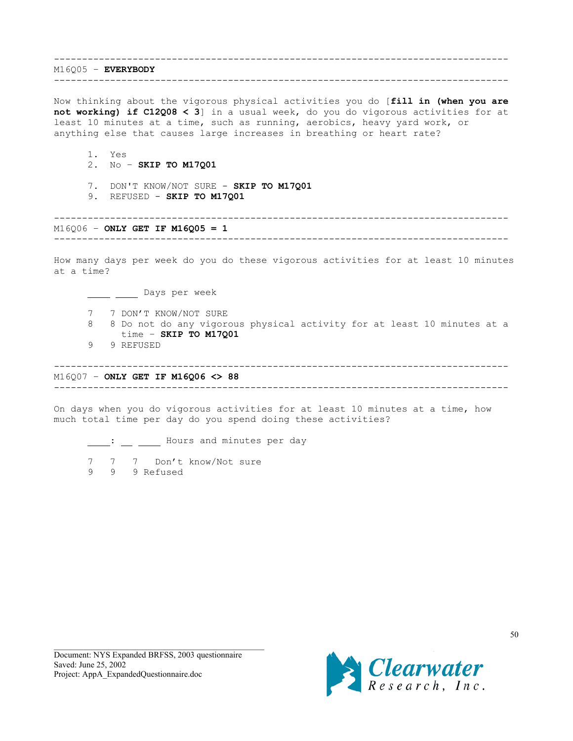---

M16Q05 – **EVERYBODY**

---

Now thinking about the vigorous physical activities you do [**fill in (when you are not working) if C12Q08 < 3**] in a usual week, do you do vigorous activities for at least 10 minutes at a time, such as running, aerobics, heavy yard work, or anything else that causes large increases in breathing or heart rate?

1. Yes
2. No – **SKIP TO M17Q01**

7. DON'T KNOW/NOT SURE – **SKIP TO M17Q01**
9. REFUSED – **SKIP TO M17Q01**

---

M16Q06 – **ONLY GET IF M16Q05 = 1**

---

How many days per week do you do these vigorous activities for at least 10 minutes at a time?

_____ _____ Days per week

7 7 DON'T KNOW/NOT SURE
8 8 Do not do any vigorous physical activity for at least 10 minutes at a time – **SKIP TO M17Q01**
9 9 REFUSED

---

M16Q07 – **ONLY GET IF M16Q06 <> 88**

---

On days when you do vigorous activities for at least 10 minutes at a time, how much total time per day do you spend doing these activities?

_____: __ _____ Hours and minutes per day

7 7 7 Don't know/Not sure
9 9 9 Refused

Document: NYS Expanded BRFSS, 2003 questionnaire
Saved: June 25, 2002
Project: AppA_ExpandedQuestionnaire.doc

Clearwater Research, Inc.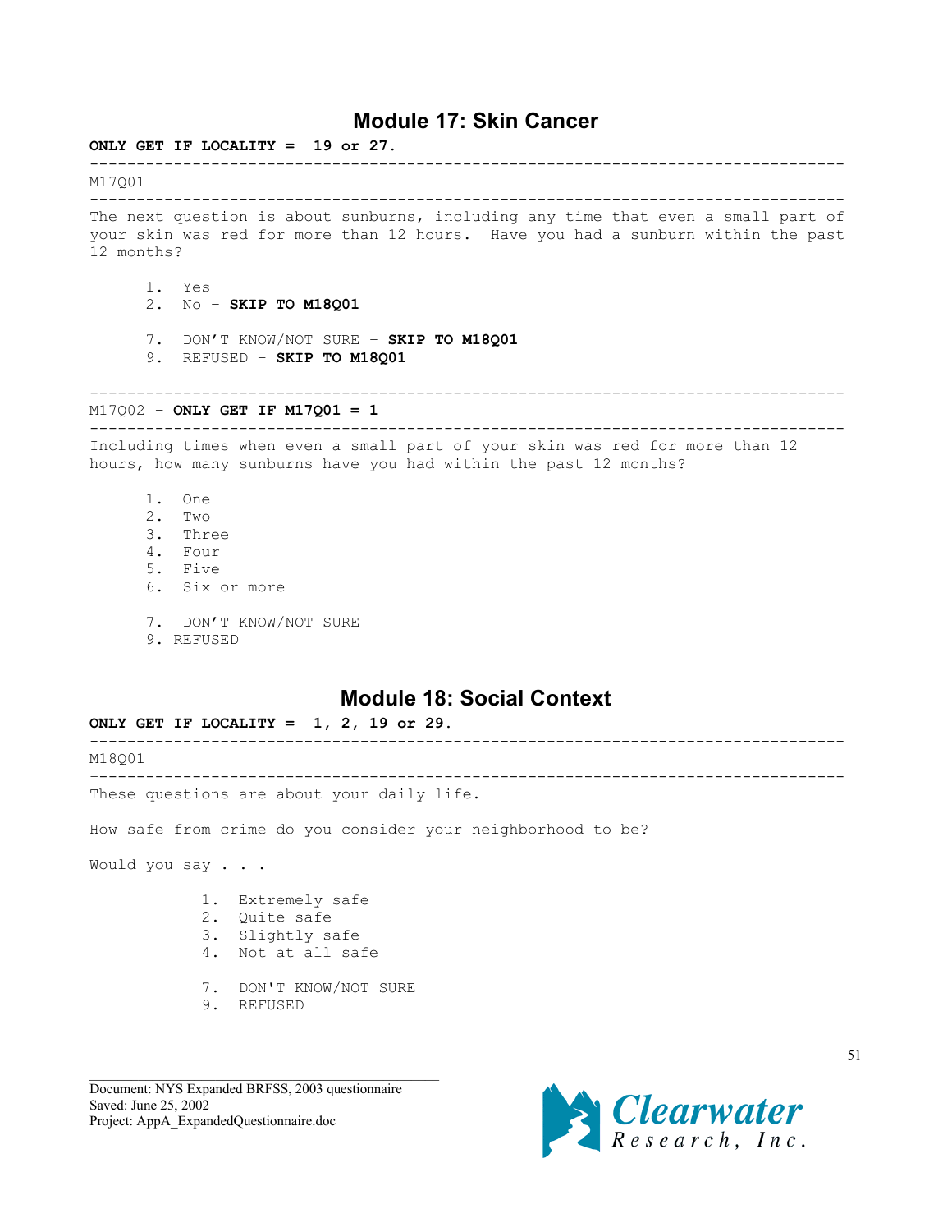# Module 17: Skin Cancer

**ONLY GET IF LOCALITY = 19 or 27.**

---

M17Q01

---

The next question is about sunburns, including any time that even a small part of your skin was red for more than 12 hours. Have you had a sunburn within the past 12 months?

1. Yes
2. No – **SKIP TO M18Q01**

7. DON'T KNOW/NOT SURE – **SKIP TO M18Q01**
9. REFUSED – **SKIP TO M18Q01**

---

M17Q02 – **ONLY GET IF M17Q01 = 1**

---

Including times when even a small part of your skin was red for more than 12 hours, how many sunburns have you had within the past 12 months?

1. One
2. Two
3. Three
4. Four
5. Five
6. Six or more

7. DON'T KNOW/NOT SURE
9. REFUSED

# Module 18: Social Context

**ONLY GET IF LOCALITY = 1, 2, 19 or 29.**

---

M18Q01

---

These questions are about your daily life.

How safe from crime do you consider your neighborhood to be?

Would you say . . .

1. Extremely safe
2. Quite safe
3. Slightly safe
4. Not at all safe

7. DON'T KNOW/NOT SURE
9. REFUSED

Document: NYS Expanded BRFSS, 2003 questionnaire
Saved: June 25, 2002
Project: AppA_ExpandedQuestionnaire.doc

Clearwater Research, Inc.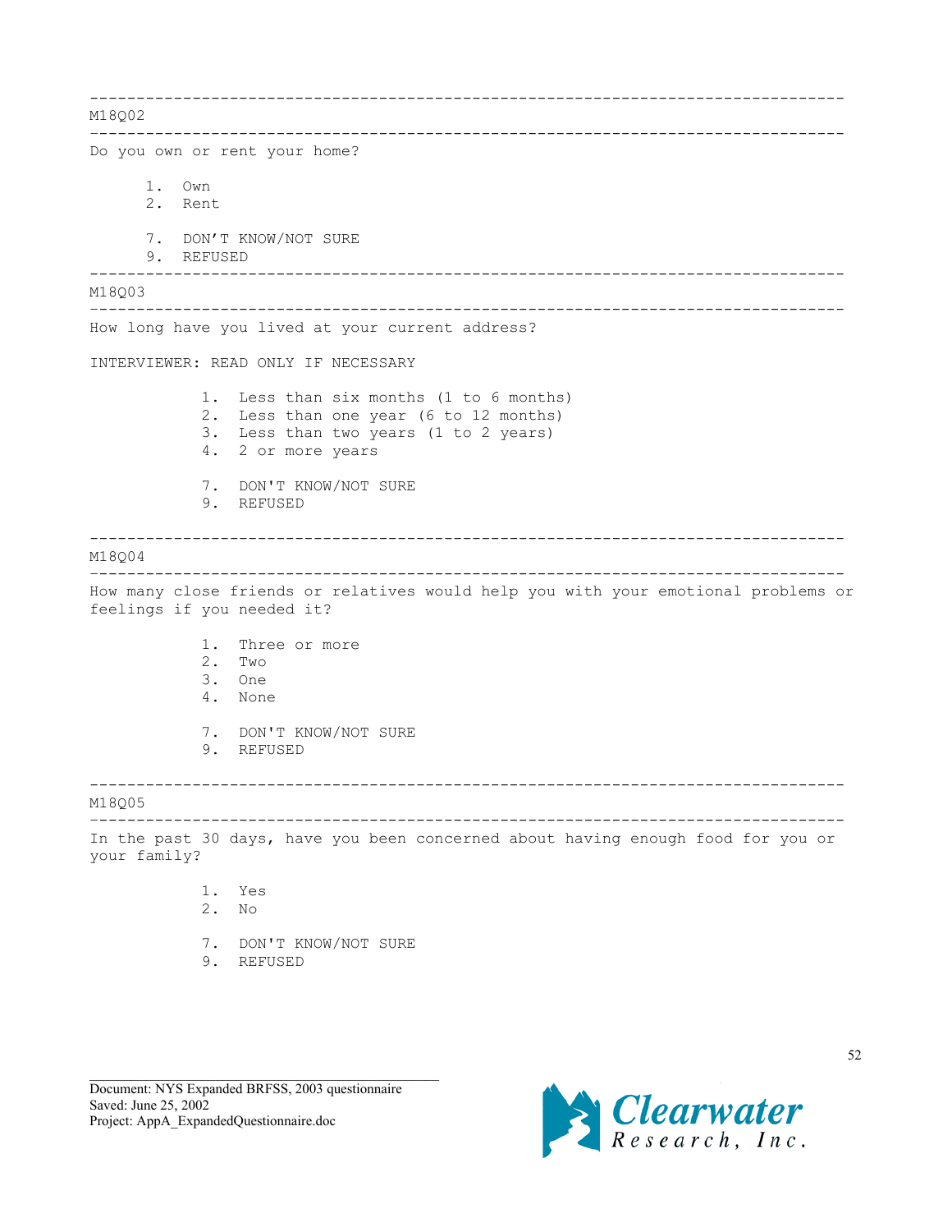---

M18Q02

---

Do you own or rent your home?

1. Own
2. Rent

7. DON'T KNOW/NOT SURE
9. REFUSED

---

M18Q03

---

How long have you lived at your current address?

INTERVIEWER: READ ONLY IF NECESSARY

1. Less than six months (1 to 6 months)
2. Less than one year (6 to 12 months)
3. Less than two years (1 to 2 years)
4. 2 or more years

7. DON'T KNOW/NOT SURE
9. REFUSED

---

M18Q04

---

How many close friends or relatives would help you with your emotional problems or feelings if you needed it?

1. Three or more
2. Two
3. One
4. None

7. DON'T KNOW/NOT SURE
9. REFUSED

---

M18Q05

---

In the past 30 days, have you been concerned about having enough food for you or your family?

1. Yes
2. No

7. DON'T KNOW/NOT SURE
9. REFUSED

Document: NYS Expanded BRFSS, 2003 questionnaire
Saved: June 25, 2002
Project: AppA_ExpandedQuestionnaire.doc

Clearwater Research, Inc.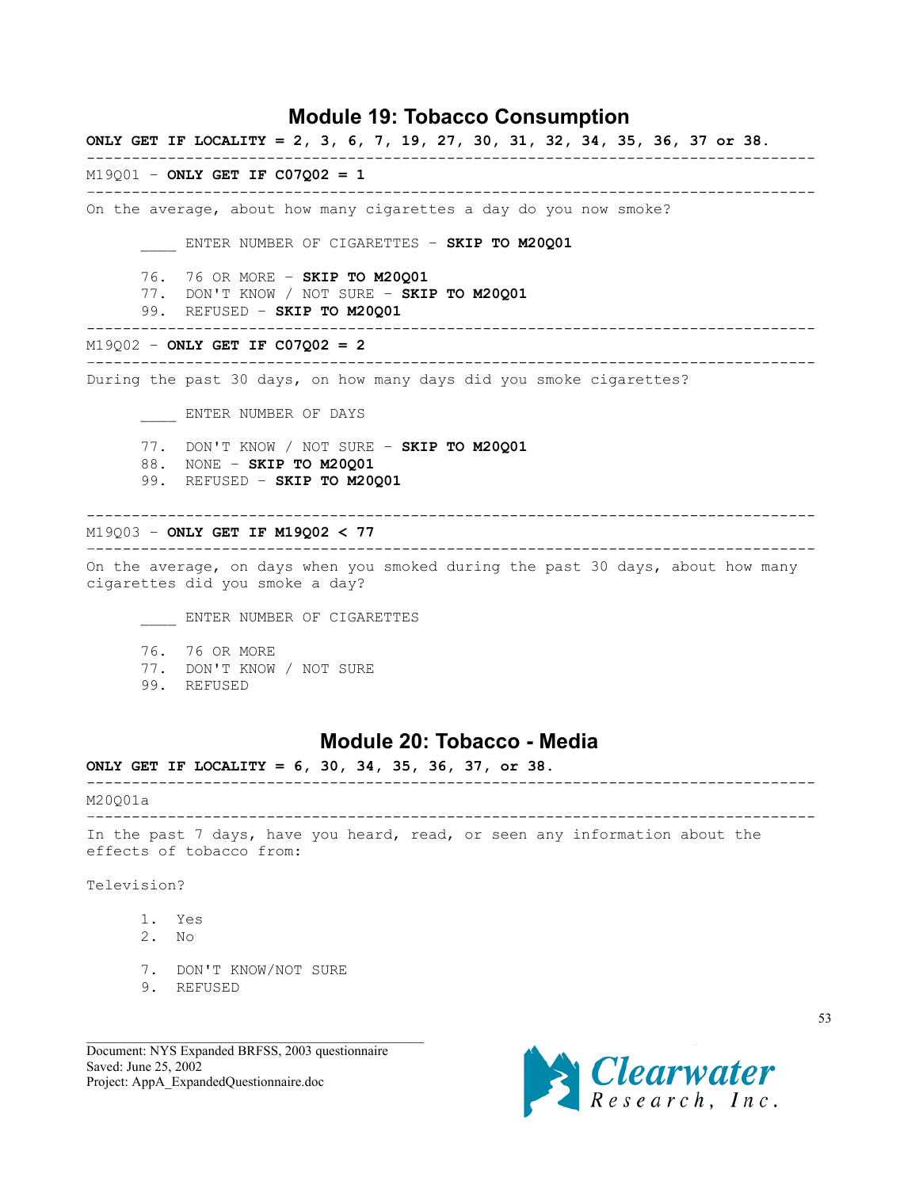# Module 19: Tobacco Consumption

**ONLY GET IF LOCALITY = 2, 3, 6, 7, 19, 27, 30, 31, 32, 34, 35, 36, 37 or 38.**

---

M19Q01 - **ONLY GET IF C07Q02 = 1**

---

On the average, about how many cigarettes a day do you now smoke?

____ ENTER NUMBER OF CIGARETTES - **SKIP TO M20Q01**

76. 76 OR MORE - **SKIP TO M20Q01**
77. DON'T KNOW / NOT SURE - **SKIP TO M20Q01**
99. REFUSED - **SKIP TO M20Q01**

---

M19Q02 - **ONLY GET IF C07Q02 = 2**

---

During the past 30 days, on how many days did you smoke cigarettes?

____ ENTER NUMBER OF DAYS

77. DON'T KNOW / NOT SURE - **SKIP TO M20Q01**
88. NONE - **SKIP TO M20Q01**
99. REFUSED - **SKIP TO M20Q01**

---

M19Q03 - **ONLY GET IF M19Q02 < 77**

---

On the average, on days when you smoked during the past 30 days, about how many cigarettes did you smoke a day?

____ ENTER NUMBER OF CIGARETTES

76. 76 OR MORE
77. DON'T KNOW / NOT SURE
99. REFUSED

# Module 20: Tobacco - Media

**ONLY GET IF LOCALITY = 6, 30, 34, 35, 36, 37, or 38.**

---

M20Q01a

---

In the past 7 days, have you heard, read, or seen any information about the effects of tobacco from:

Television?

1. Yes
2. No

7. DON'T KNOW/NOT SURE
9. REFUSED

Document: NYS Expanded BRFSS, 2003 questionnaire
Saved: June 25, 2002
Project: AppA_ExpandedQuestionnaire.doc

Clearwater Research, Inc.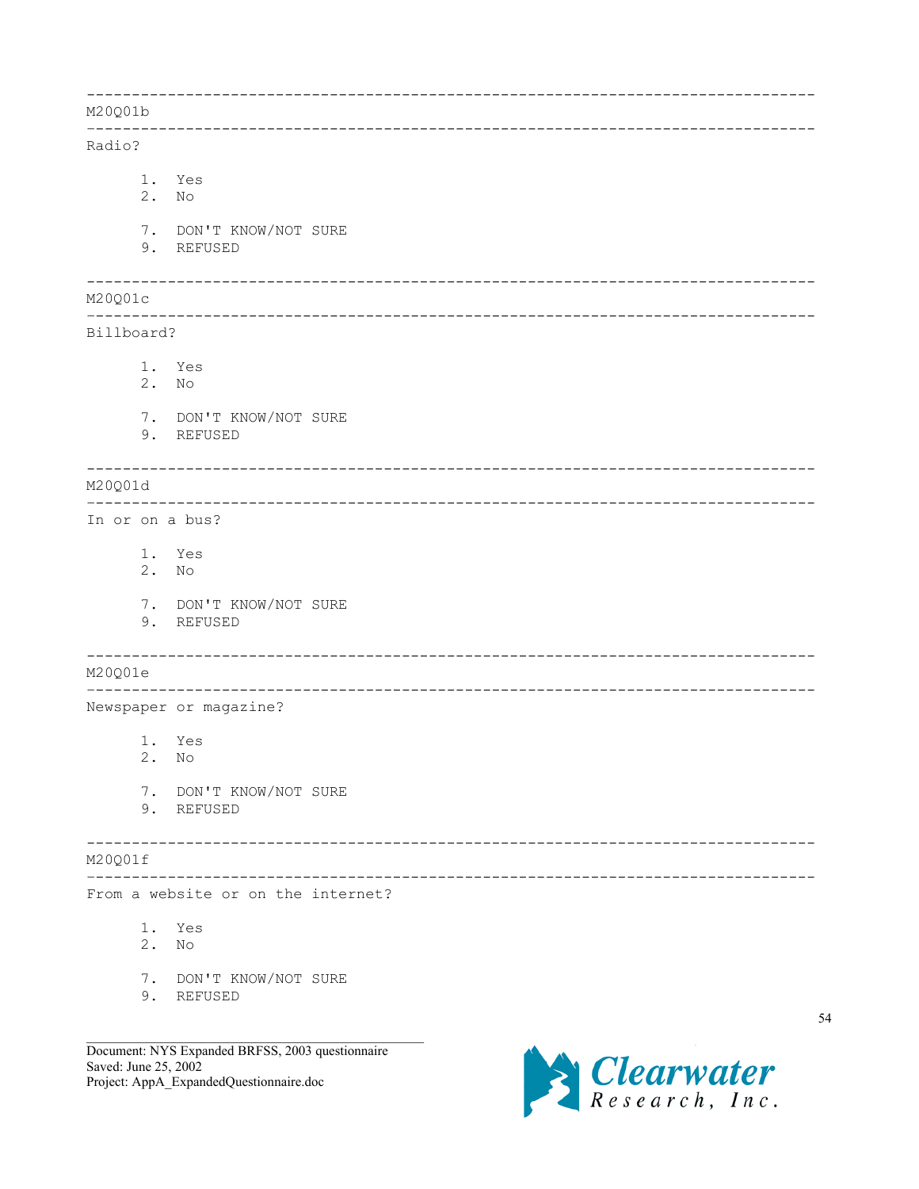---

M20Q01b

---

Radio?

1. Yes
2. No

7. DON'T KNOW/NOT SURE
9. REFUSED

---

M20Q01c

---

Billboard?

1. Yes
2. No

7. DON'T KNOW/NOT SURE
9. REFUSED

---

M20Q01d

---

In or on a bus?

1. Yes
2. No

7. DON'T KNOW/NOT SURE
9. REFUSED

---

M20Q01e

---

Newspaper or magazine?

1. Yes
2. No

7. DON'T KNOW/NOT SURE
9. REFUSED

---

M20Q01f

---

From a website or on the internet?

1. Yes
2. No

7. DON'T KNOW/NOT SURE
9. REFUSED

Document: NYS Expanded BRFSS, 2003 questionnaire
Saved: June 25, 2002
Project: AppA_ExpandedQuestionnaire.doc

Clearwater Research, Inc.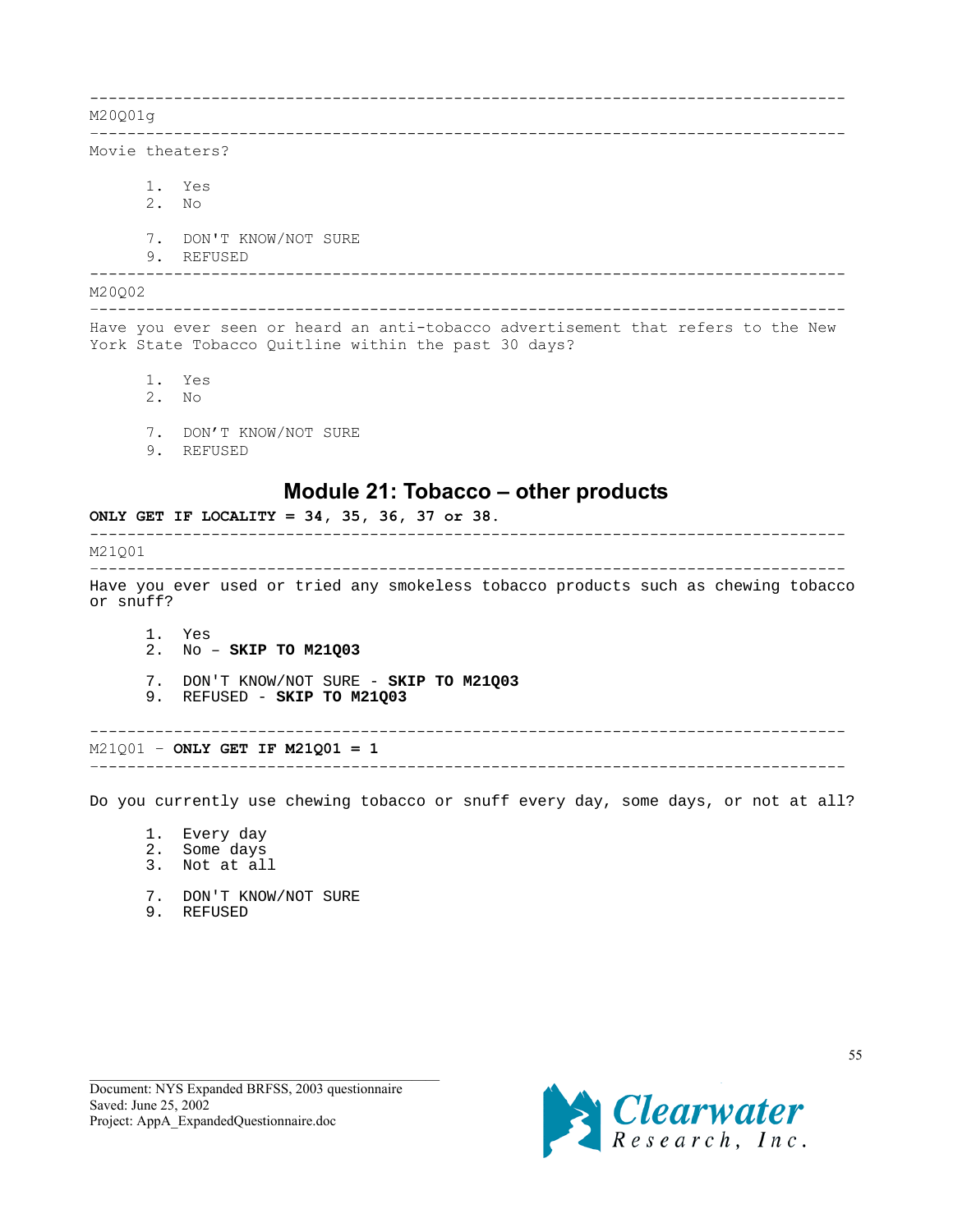---

M20Q01g

---

Movie theaters?

1. Yes
2. No

7. DON'T KNOW/NOT SURE
9. REFUSED

---

M20Q02

---

Have you ever seen or heard an anti-tobacco advertisement that refers to the New York State Tobacco Quitline within the past 30 days?

1. Yes
2. No

7. DON'T KNOW/NOT SURE
9. REFUSED

## Module 21: Tobacco – other products

**ONLY GET IF LOCALITY = 34, 35, 36, 37 or 38.**

---

M21Q01

---

Have you ever used or tried any smokeless tobacco products such as chewing tobacco or snuff?

1. Yes
2. No – **SKIP TO M21Q03**

7. DON'T KNOW/NOT SURE - **SKIP TO M21Q03**
9. REFUSED - **SKIP TO M21Q03**

---

M21Q01 – **ONLY GET IF M21Q01 = 1**

---

Do you currently use chewing tobacco or snuff every day, some days, or not at all?

1. Every day
2. Some days
3. Not at all

7. DON'T KNOW/NOT SURE
9. REFUSED

Document: NYS Expanded BRFSS, 2003 questionnaire
Saved: June 25, 2002
Project: AppA_ExpandedQuestionnaire.doc

Clearwater Research, Inc.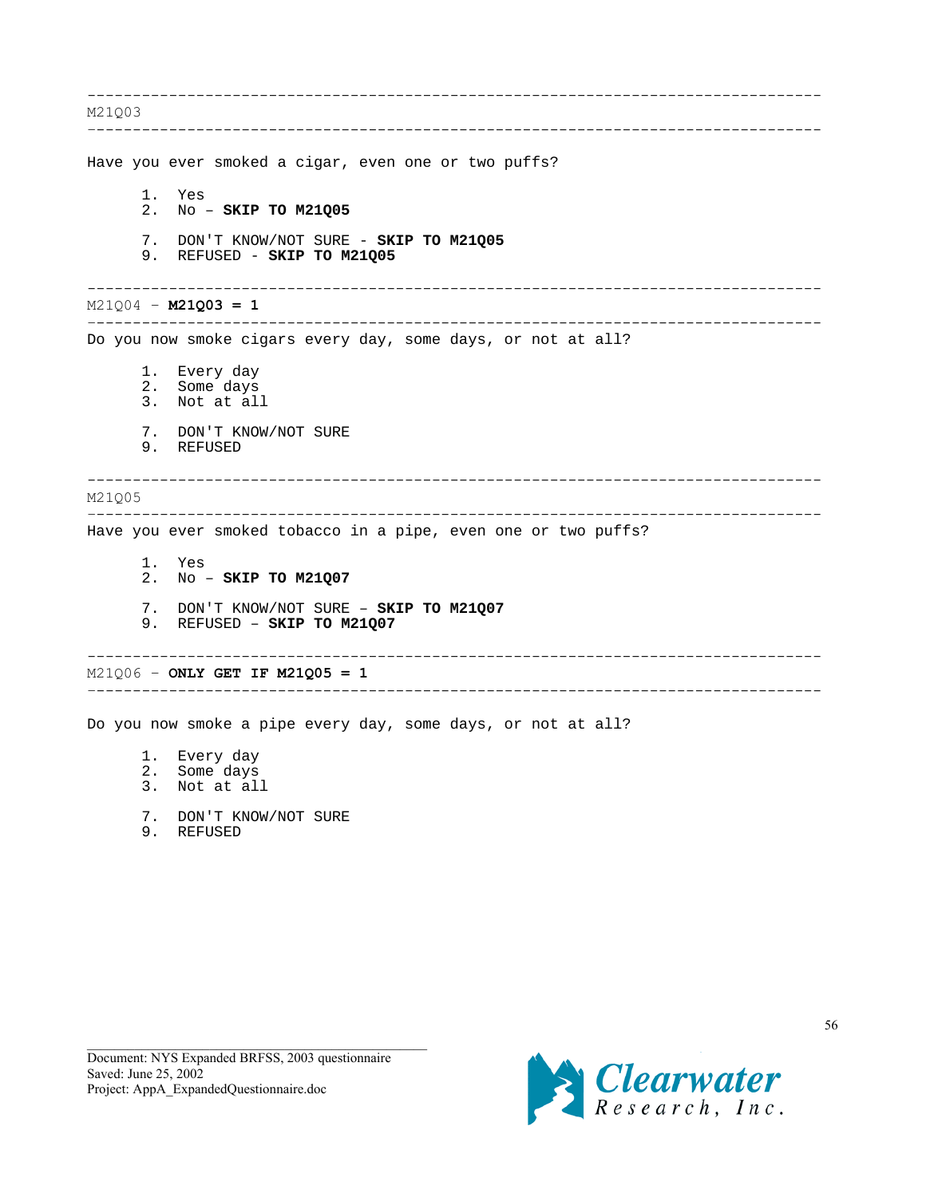---

M21Q03

---

Have you ever smoked a cigar, even one or two puffs?

1. Yes
2. No – **SKIP TO M21Q05**

7. DON'T KNOW/NOT SURE - **SKIP TO M21Q05**
9. REFUSED - **SKIP TO M21Q05**

---

M21Q04 – **M21Q03 = 1**

---

Do you now smoke cigars every day, some days, or not at all?

1. Every day
2. Some days
3. Not at all

7. DON'T KNOW/NOT SURE
9. REFUSED

---

M21Q05

---

Have you ever smoked tobacco in a pipe, even one or two puffs?

1. Yes
2. No – **SKIP TO M21Q07**

7. DON'T KNOW/NOT SURE – **SKIP TO M21Q07**
9. REFUSED – **SKIP TO M21Q07**

---

M21Q06 – **ONLY GET IF M21Q05 = 1**

---

Do you now smoke a pipe every day, some days, or not at all?

1. Every day
2. Some days
3. Not at all

7. DON'T KNOW/NOT SURE
9. REFUSED

Document: NYS Expanded BRFSS, 2003 questionnaire
Saved: June 25, 2002
Project: AppA_ExpandedQuestionnaire.doc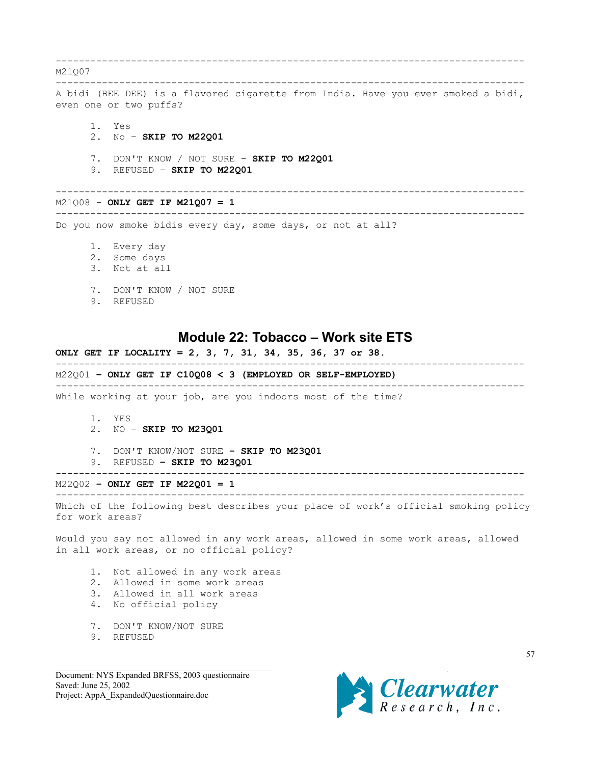---

M21Q07

---

A bidi (BEE DEE) is a flavored cigarette from India. Have you ever smoked a bidi, even one or two puffs?

1. Yes
2. No – **SKIP TO M22Q01**

7. DON'T KNOW / NOT SURE – **SKIP TO M22Q01**
9. REFUSED – **SKIP TO M22Q01**

---

M21Q08 – **ONLY GET IF M21Q07 = 1**

---

Do you now smoke bidis every day, some days, or not at all?

1. Every day
2. Some days
3. Not at all

7. DON'T KNOW / NOT SURE
9. REFUSED

## Module 22: Tobacco – Work site ETS

**ONLY GET IF LOCALITY = 2, 3, 7, 31, 34, 35, 36, 37 or 38.**

---

M22Q01 **– ONLY GET IF C10Q08 < 3 (EMPLOYED OR SELF-EMPLOYED)**

---

While working at your job, are you indoors most of the time?

1. YES
2. NO – **SKIP TO M23Q01**

7. DON'T KNOW/NOT SURE **– SKIP TO M23Q01**
9. REFUSED **– SKIP TO M23Q01**

---

M22Q02 **– ONLY GET IF M22Q01 = 1**

---

Which of the following best describes your place of work's official smoking policy for work areas?

Would you say not allowed in any work areas, allowed in some work areas, allowed in all work areas, or no official policy?

1. Not allowed in any work areas
2. Allowed in some work areas
3. Allowed in all work areas
4. No official policy

7. DON'T KNOW/NOT SURE
9. REFUSED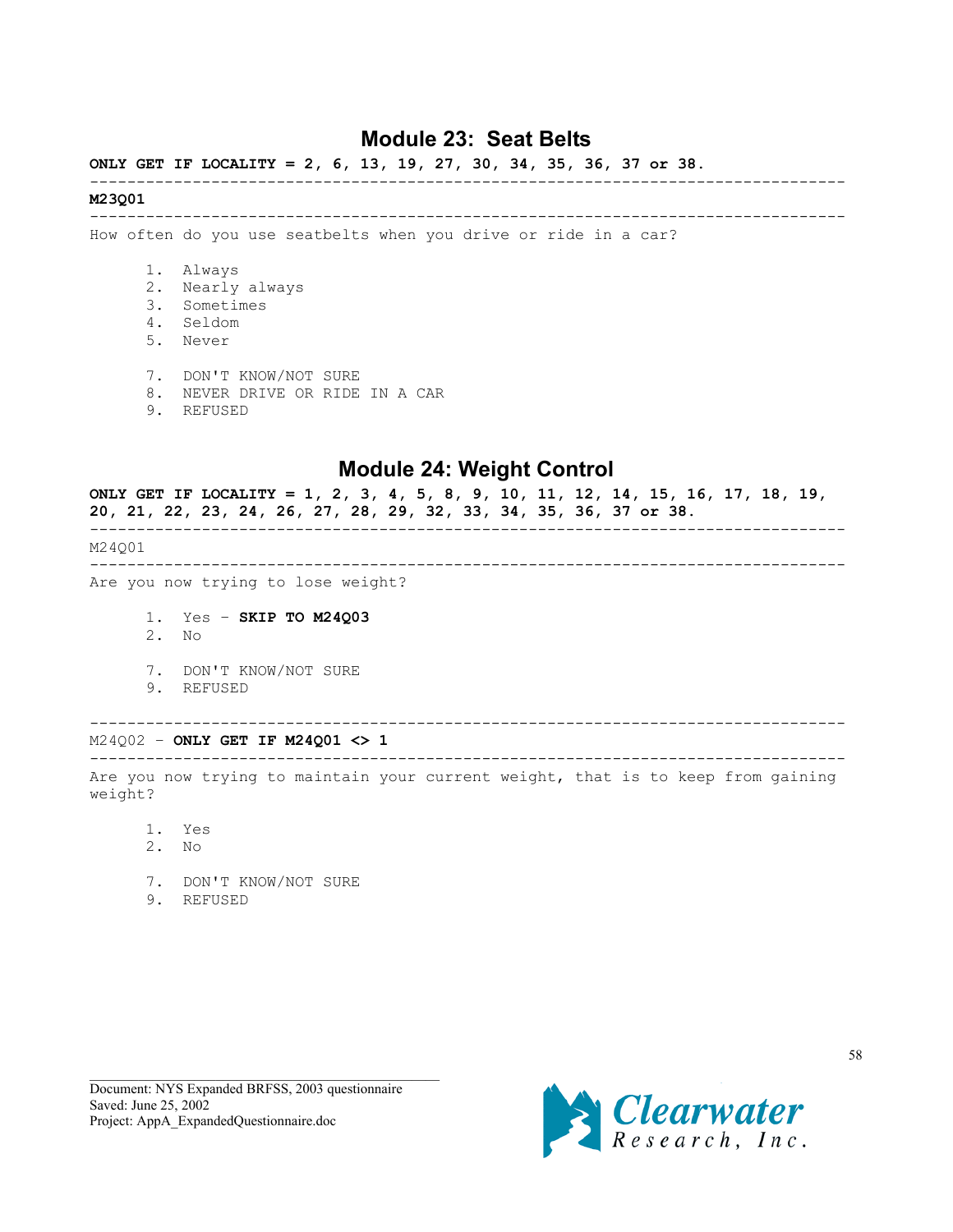## Module 23: Seat Belts

**ONLY GET IF LOCALITY = 2, 6, 13, 19, 27, 30, 34, 35, 36, 37 or 38.**

---

**M23Q01**

---

How often do you use seatbelts when you drive or ride in a car?

1. Always
2. Nearly always
3. Sometimes
4. Seldom
5. Never

7. DON'T KNOW/NOT SURE
8. NEVER DRIVE OR RIDE IN A CAR
9. REFUSED

## Module 24: Weight Control

**ONLY GET IF LOCALITY = 1, 2, 3, 4, 5, 8, 9, 10, 11, 12, 14, 15, 16, 17, 18, 19, 20, 21, 22, 23, 24, 26, 27, 28, 29, 32, 33, 34, 35, 36, 37 or 38.**

---

M24Q01

---

Are you now trying to lose weight?

1. Yes – **SKIP TO M24Q03**
2. No

7. DON'T KNOW/NOT SURE
9. REFUSED

---

M24Q02 – **ONLY GET IF M24Q01 <> 1**

---

Are you now trying to maintain your current weight, that is to keep from gaining weight?

1. Yes
2. No

7. DON'T KNOW/NOT SURE
9. REFUSED

Document: NYS Expanded BRFSS, 2003 questionnaire
Saved: June 25, 2002
Project: AppA_ExpandedQuestionnaire.doc

Clearwater Research, Inc.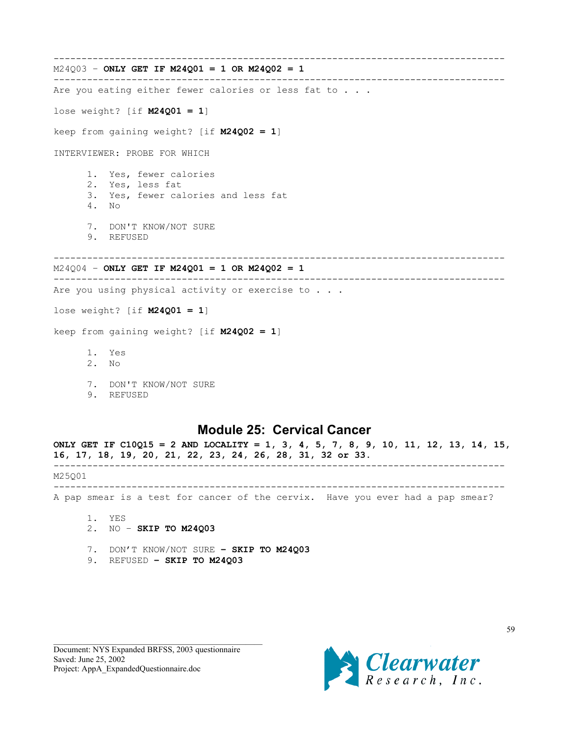---

M24Q03 – **ONLY GET IF M24Q01 = 1 OR M24Q02 = 1**

---

Are you eating either fewer calories or less fat to . . .

lose weight? [if **M24Q01 = 1**]

keep from gaining weight? [if **M24Q02 = 1**]

INTERVIEWER: PROBE FOR WHICH

1. Yes, fewer calories
2. Yes, less fat
3. Yes, fewer calories and less fat
4. No

7. DON'T KNOW/NOT SURE
9. REFUSED

---

M24Q04 – **ONLY GET IF M24Q01 = 1 OR M24Q02 = 1**

---

Are you using physical activity or exercise to . . .

lose weight? [if **M24Q01 = 1**]

keep from gaining weight? [if **M24Q02 = 1**]

1. Yes
2. No

7. DON'T KNOW/NOT SURE
9. REFUSED

## Module 25: Cervical Cancer

**ONLY GET IF C10Q15 = 2 AND LOCALITY = 1, 3, 4, 5, 7, 8, 9, 10, 11, 12, 13, 14, 15, 16, 17, 18, 19, 20, 21, 22, 23, 24, 26, 28, 31, 32 or 33.**

---

M25Q01

---

A pap smear is a test for cancer of the cervix. Have you ever had a pap smear?

1. YES
2. NO – **SKIP TO M24Q03**

7. DON'T KNOW/NOT SURE **– SKIP TO M24Q03**
9. REFUSED **– SKIP TO M24Q03**

Document: NYS Expanded BRFSS, 2003 questionnaire
Saved: June 25, 2002
Project: AppA_ExpandedQuestionnaire.doc

Clearwater Research, Inc.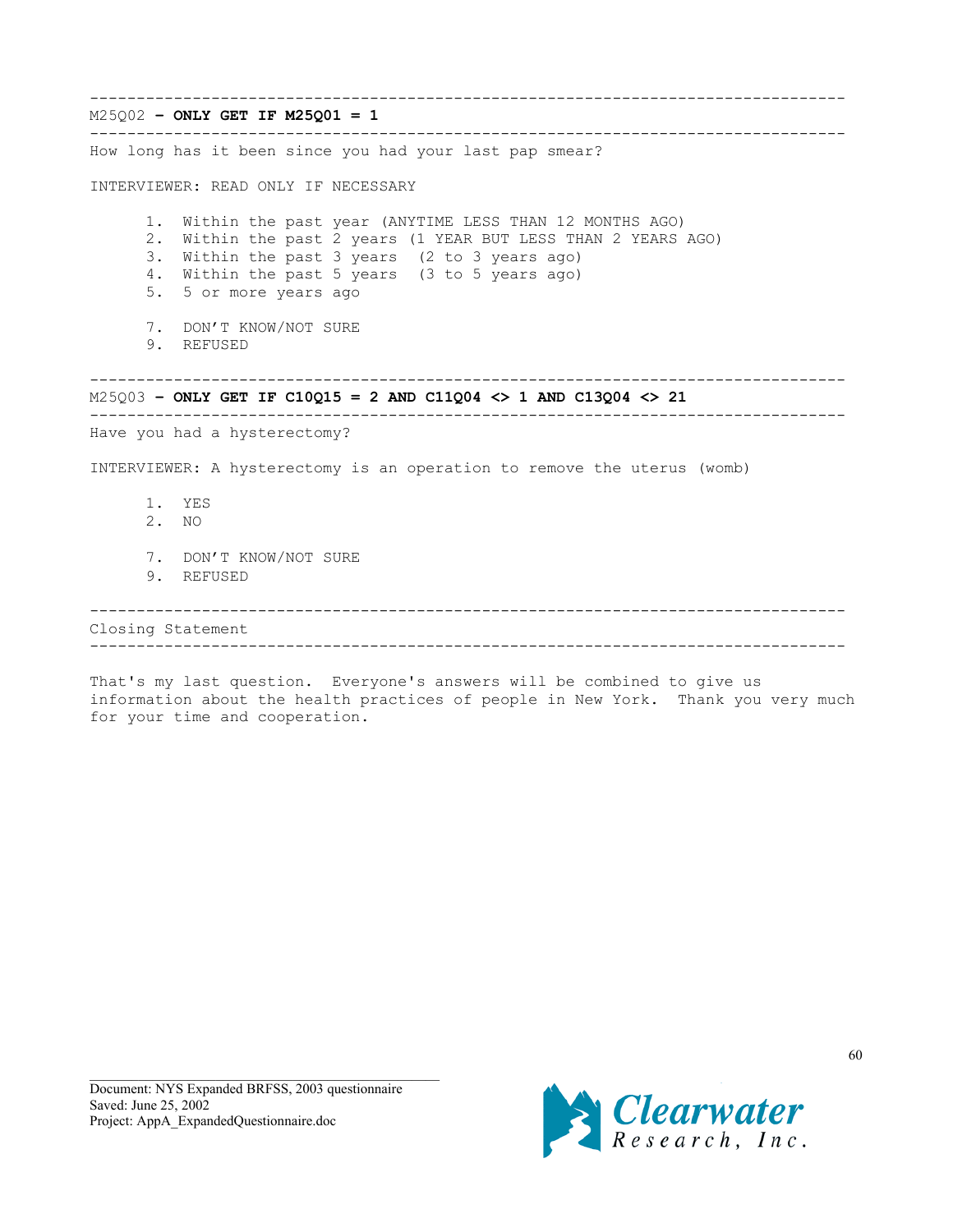---

M25Q02 **– ONLY GET IF M25Q01 = 1**

---

How long has it been since you had your last pap smear?

INTERVIEWER: READ ONLY IF NECESSARY

1. Within the past year (ANYTIME LESS THAN 12 MONTHS AGO)
2. Within the past 2 years (1 YEAR BUT LESS THAN 2 YEARS AGO)
3. Within the past 3 years (2 to 3 years ago)
4. Within the past 5 years (3 to 5 years ago)
5. 5 or more years ago

7. DON'T KNOW/NOT SURE
9. REFUSED

---

M25Q03 **– ONLY GET IF C10Q15 = 2 AND C11Q04 <> 1 AND C13Q04 <> 21**

---

Have you had a hysterectomy?

INTERVIEWER: A hysterectomy is an operation to remove the uterus (womb)

1. YES
2. NO

7. DON'T KNOW/NOT SURE
9. REFUSED

---

Closing Statement

---

That's my last question. Everyone's answers will be combined to give us information about the health practices of people in New York. Thank you very much for your time and cooperation.

Document: NYS Expanded BRFSS, 2003 questionnaire
Saved: June 25, 2002
Project: AppA_ExpandedQuestionnaire.doc

Clearwater Research, Inc.